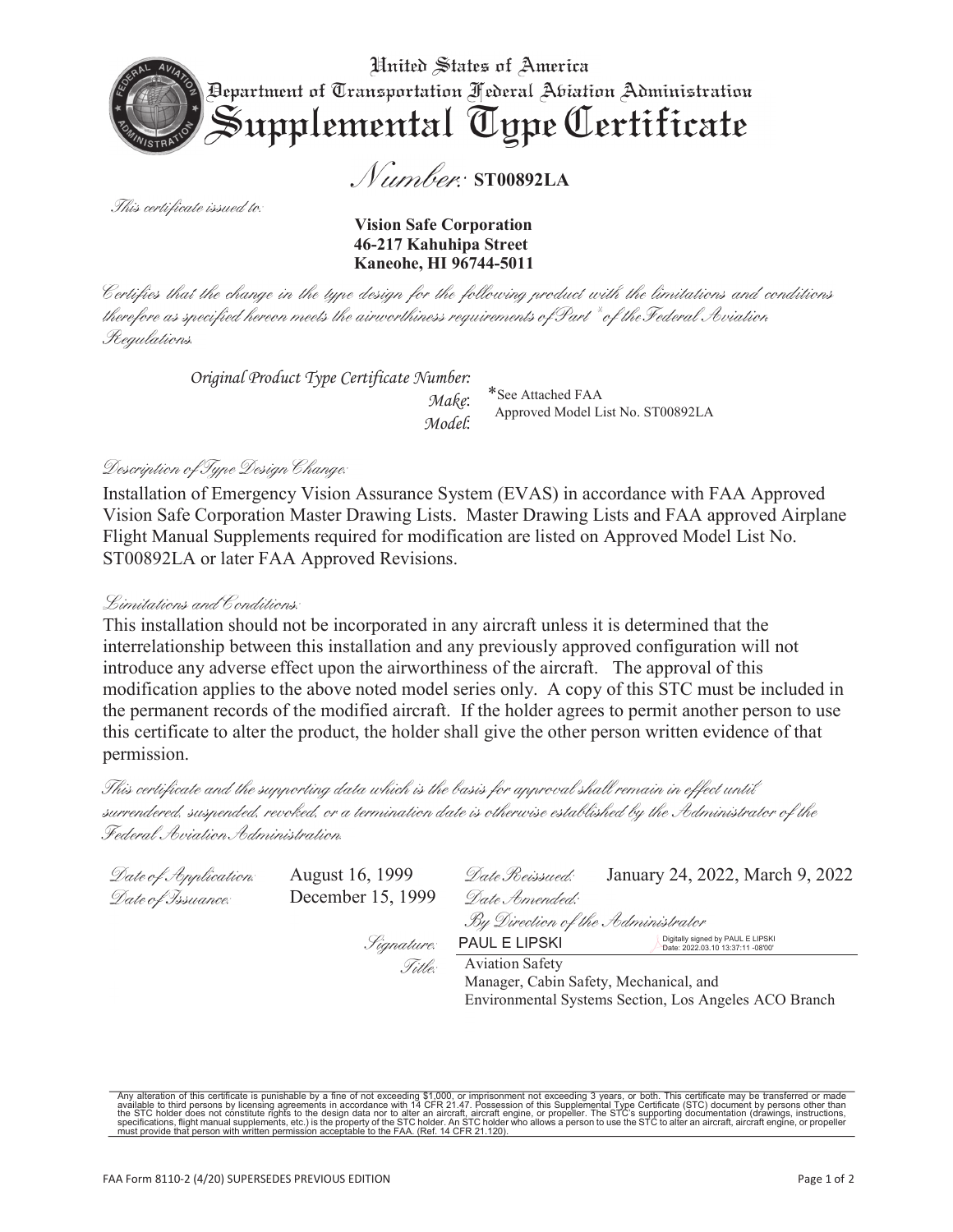# United States of America
## Department of Transportation Federal Aviation Administration
# Supplemental Type Certificate

**Number: ST00892LA**

*This certificate issued to:*

**Vision Safe Corporation**
**46-217 Kahuhipa Street**
**Kaneohe, HI 96744-5011**

*Certifies that the change in the type design for the following product with the limitations and conditions therefore as specified hereon meets the airworthiness requirements of Part \* of the Federal Aviation Regulations.*

*Original Product Type Certificate Number:*
*Make:*
*Model:*

\*See Attached FAA Approved Model List No. ST00892LA

*Description of Type Design Change:*

Installation of Emergency Vision Assurance System (EVAS) in accordance with FAA Approved Vision Safe Corporation Master Drawing Lists. Master Drawing Lists and FAA approved Airplane Flight Manual Supplements required for modification are listed on Approved Model List No. ST00892LA or later FAA Approved Revisions.

*Limitations and Conditions:*

This installation should not be incorporated in any aircraft unless it is determined that the interrelationship between this installation and any previously approved configuration will not introduce any adverse effect upon the airworthiness of the aircraft. The approval of this modification applies to the above noted model series only. A copy of this STC must be included in the permanent records of the modified aircraft. If the holder agrees to permit another person to use this certificate to alter the product, the holder shall give the other person written evidence of that permission.

*This certificate and the supporting data which is the basis for approval shall remain in effect until surrendered, suspended, revoked, or a termination date is otherwise established by the Administrator of the Federal Aviation Administration.*

*Date of Application:* August 16, 1999
*Date of Issuance:* December 15, 1999
*Date Reissued:* January 24, 2022, March 9, 2022
*Date Amended:*

*By Direction of the Administrator*

*Signature:* PAUL E LIPSKI (Digitally signed by PAUL E LIPSKI Date: 2022.03.10 13:37:11 -08'00')

*Title:* Aviation Safety
Manager, Cabin Safety, Mechanical, and
Environmental Systems Section, Los Angeles ACO Branch

Any alteration of this certificate is punishable by a fine of not exceeding $1,000, or imprisonment not exceeding 3 years, or both. This certificate may be transferred or made available to third persons by licensing agreements in accordance with 14 CFR 21.47. Possession of this Supplemental Type Certificate (STC) document by persons other than the STC holder does not constitute rights to the design data nor to alter an aircraft, aircraft engine, or propeller. The STC's supporting documentation (drawings, instructions, specifications, flight manual supplements, etc.) is the property of the STC holder. An STC holder who allows a person to use the STC to alter an aircraft, aircraft engine, or propeller must provide that person with written permission acceptable to the FAA. (Ref. 14 CFR 21.120).

FAA Form 8110-2 (4/20) SUPERSEDES PREVIOUS EDITION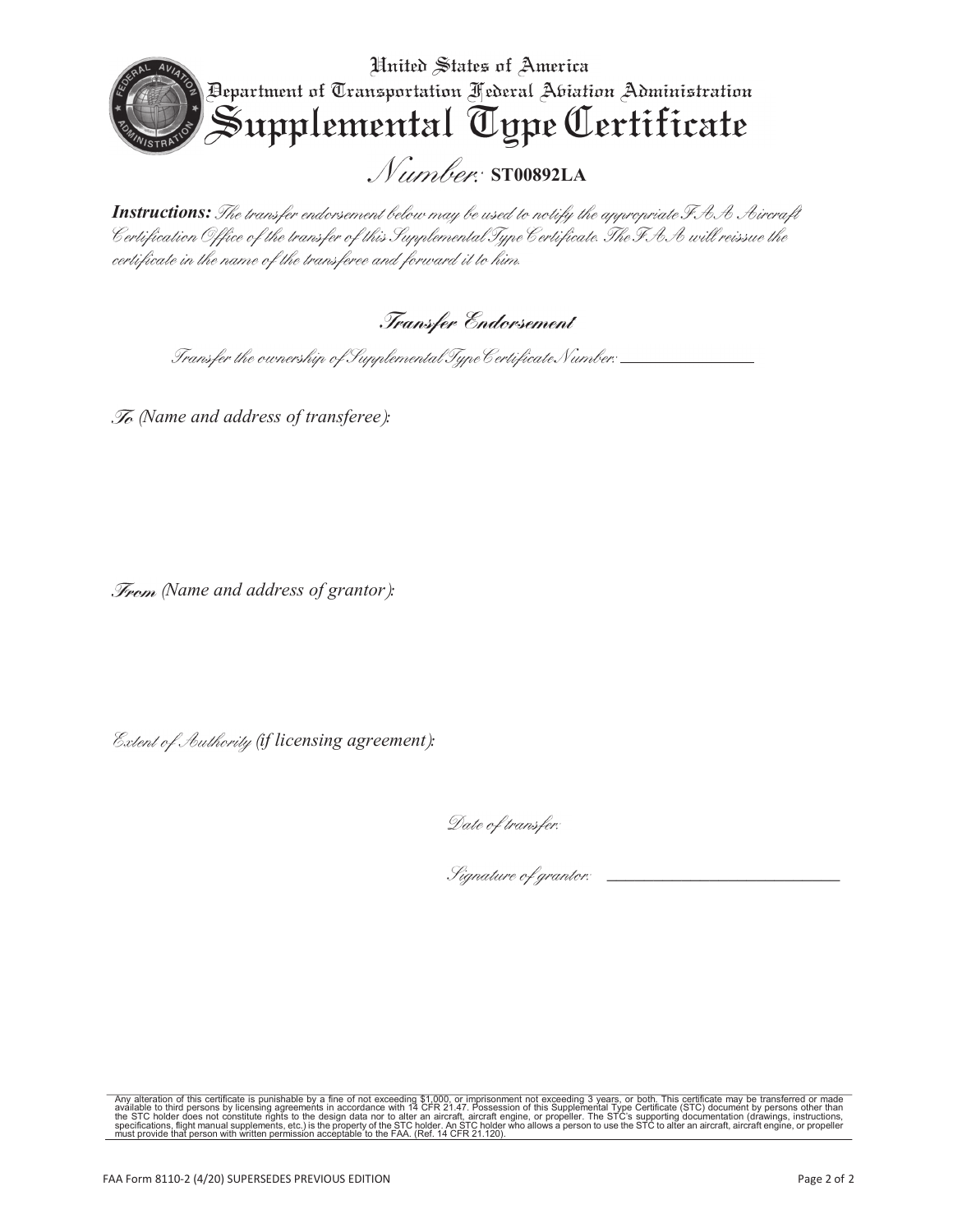# United States of America
## Department of Transportation Federal Aviation Administration
# Supplemental Type Certificate

## *Number:* **ST00892LA**

***Instructions:*** *The transfer endorsement below may be used to notify the appropriate FAA Aircraft Certification Office of the transfer of this Supplemental Type Certificate. The FAA will reissue the certificate in the name of the transferee and forward it to him.*

### *Transfer Endorsement*

*Transfer the ownership of Supplemental Type Certificate Number:* \_\_\_\_\_\_\_\_\_\_\_\_\_\_\_\_

***To*** *(Name and address of transferee):*

***From*** *(Name and address of grantor):*

*Extent of Authority (if licensing agreement):*

*Date of transfer:*

*Signature of grantor:* \_\_\_\_\_\_\_\_\_\_\_\_\_\_\_\_\_\_\_\_\_\_\_\_\_\_\_\_

Any alteration of this certificate is punishable by a fine of not exceeding $1,000, or imprisonment not exceeding 3 years, or both. This certificate may be transferred or made available to third persons by licensing agreements in accordance with 14 CFR 21.47. Possession of this Supplemental Type Certificate (STC) document by persons other than the STC holder does not constitute rights to the design data nor to alter an aircraft, aircraft engine, or propeller. The STC's supporting documentation (drawings, instructions, specifications, flight manual supplements, etc.) is the property of the STC holder. An STC holder who allows a person to use the STC to alter an aircraft, aircraft engine, or propeller must provide that person with written permission acceptable to the FAA. (Ref. 14 CFR 21.120).

FAA Form 8110-2 (4/20) SUPERSEDES PREVIOUS EDITION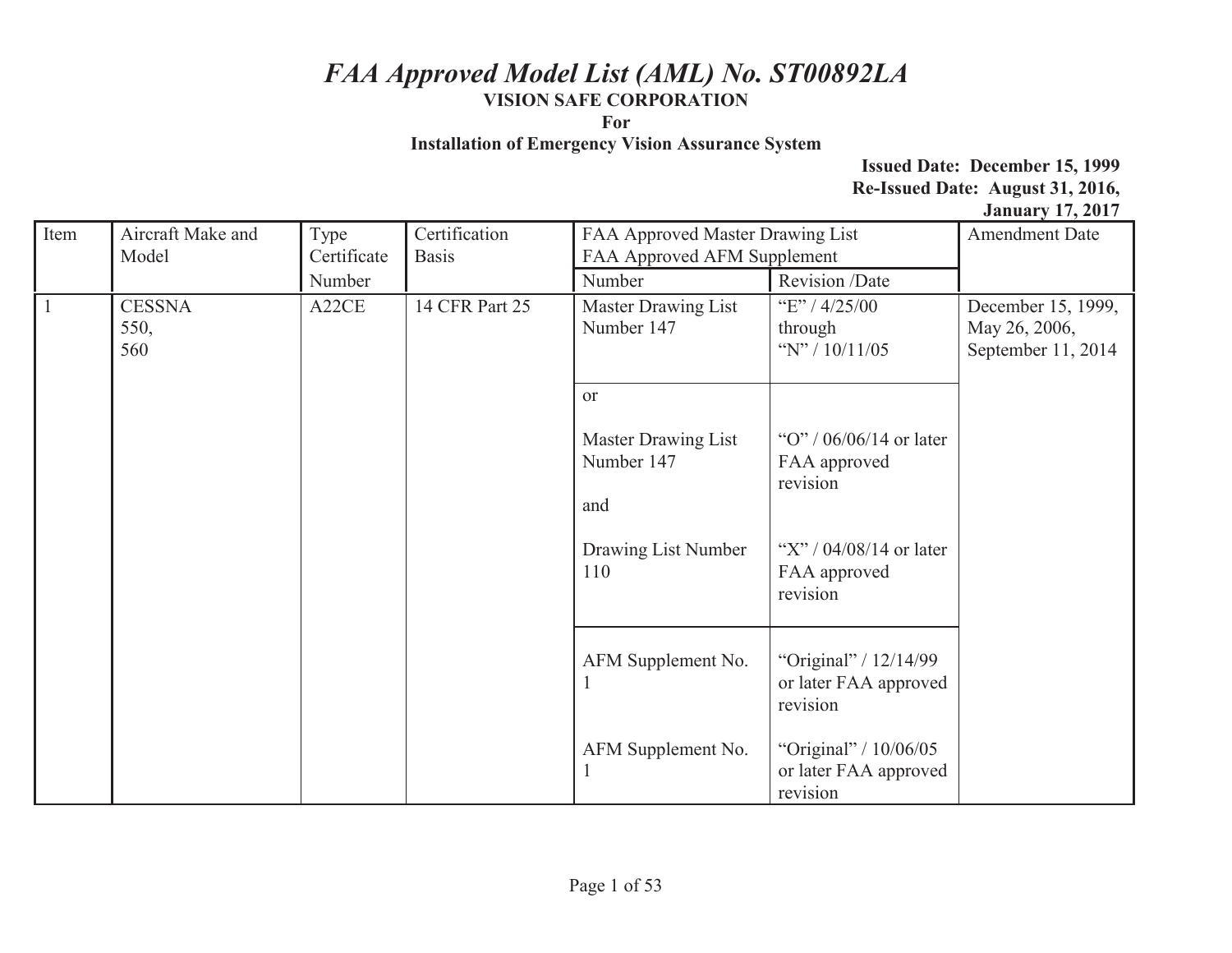# *FAA Approved Model List (AML) No. ST00892LA*

**VISION SAFE CORPORATION**

**For**

**Installation of Emergency Vision Assurance System**

**Issued Date: December 15, 1999**
**Re-Issued Date: August 31, 2016, January 17, 2017**

| Item | Aircraft Make and Model | Type Certificate Number | Certification Basis | FAA Approved Master Drawing List FAA Approved AFM Supplement | | Amendment Date |
|---|---|---|---|---|---|---|
| | | | | Number | Revision /Date | |
| 1 | CESSNA 550, 560 | A22CE | 14 CFR Part 25 | Master Drawing List Number 147 | "E" / 4/25/00 through "N" / 10/11/05 | December 15, 1999, May 26, 2006, September 11, 2014 |
| | | | | or<br><br>Master Drawing List Number 147<br><br>and | "O" / 06/06/14 or later FAA approved revision | |
| | | | | Drawing List Number 110 | "X" / 04/08/14 or later FAA approved revision | |
| | | | | AFM Supplement No. 1 | "Original" / 12/14/99 or later FAA approved revision | |
| | | | | AFM Supplement No. 1 | "Original" / 10/06/05 or later FAA approved revision | |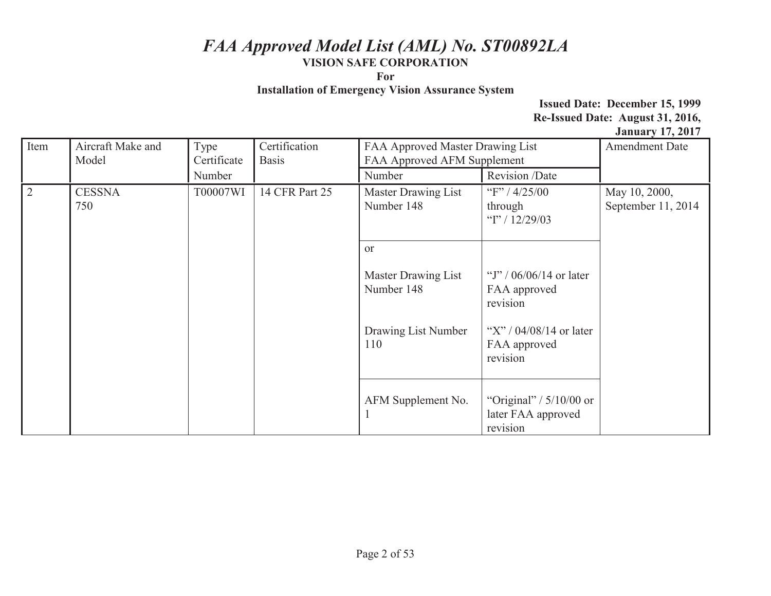# *FAA Approved Model List (AML) No. ST00892LA*

**VISION SAFE CORPORATION**

**For**

**Installation of Emergency Vision Assurance System**

**Issued Date: December 15, 1999**
**Re-Issued Date: August 31, 2016, January 17, 2017**

| Item | Aircraft Make and Model | Type Certificate Number | Certification Basis | FAA Approved Master Drawing List FAA Approved AFM Supplement | | Amendment Date |
|---|---|---|---|---|---|---|
| | | | | Number | Revision /Date | |
| 2 | CESSNA 750 | T00007WI | 14 CFR Part 25 | Master Drawing List Number 148 | "F" / 4/25/00 through "I" / 12/29/03 | May 10, 2000, September 11, 2014 |
| | | | | or<br><br>Master Drawing List Number 148 | "J" / 06/06/14 or later FAA approved revision | |
| | | | | Drawing List Number 110 | "X" / 04/08/14 or later FAA approved revision | |
| | | | | AFM Supplement No. 1 | "Original" / 5/10/00 or later FAA approved revision | |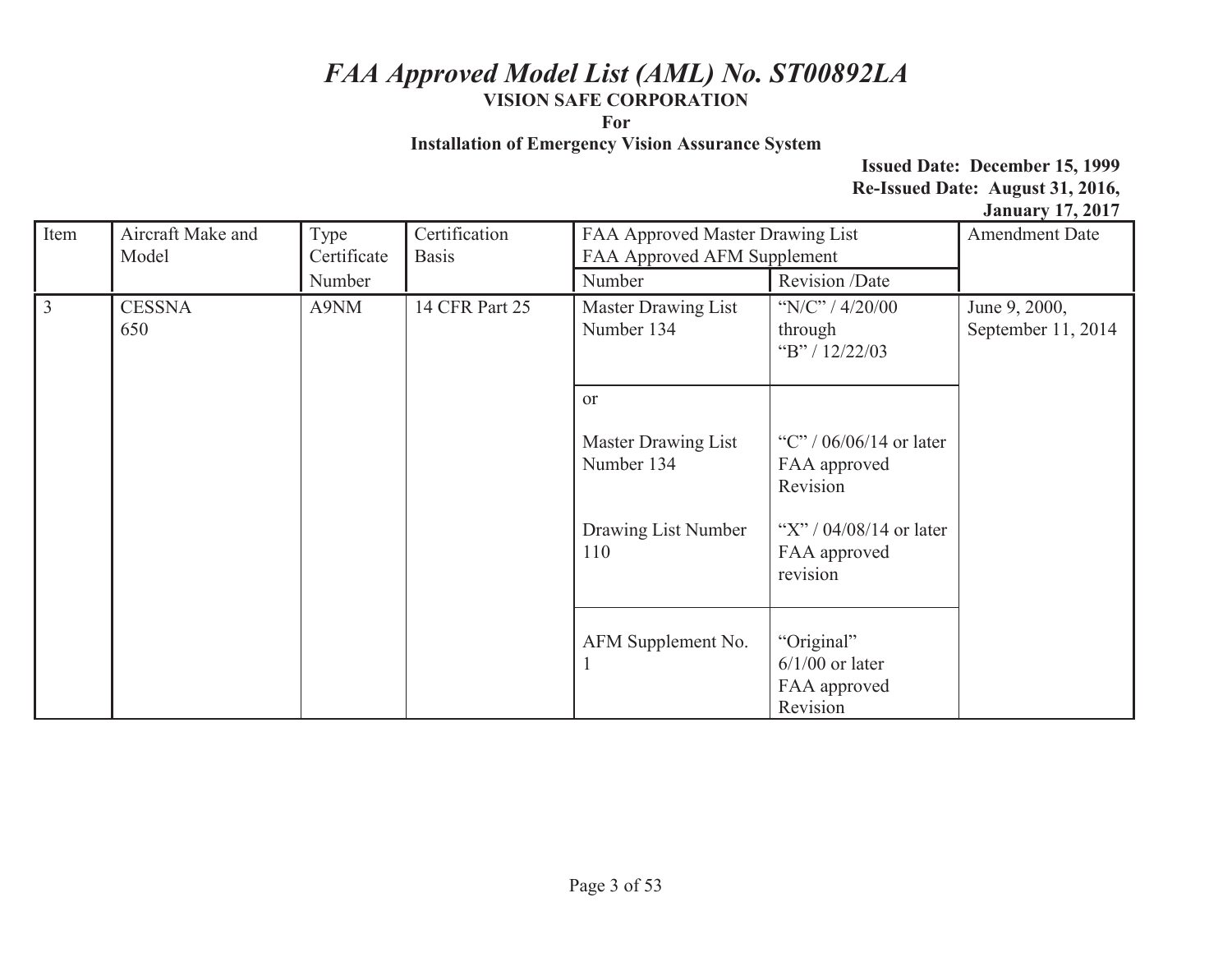# *FAA Approved Model List (AML) No. ST00892LA*

**VISION SAFE CORPORATION**

**For**

**Installation of Emergency Vision Assurance System**

**Issued Date: December 15, 1999**
**Re-Issued Date: August 31, 2016, January 17, 2017**

| Item | Aircraft Make and Model | Type Certificate Number | Certification Basis | FAA Approved Master Drawing List FAA Approved AFM Supplement | | Amendment Date |
|---|---|---|---|---|---|---|
| | | | | Number | Revision /Date | |
| 3 | CESSNA 650 | A9NM | 14 CFR Part 25 | Master Drawing List Number 134 | "N/C" / 4/20/00 through "B" / 12/22/03 | June 9, 2000, September 11, 2014 |
| | | | | or<br><br>Master Drawing List Number 134 | "C" / 06/06/14 or later FAA approved Revision | |
| | | | | Drawing List Number 110 | "X" / 04/08/14 or later FAA approved revision | |
| | | | | AFM Supplement No. 1 | "Original" 6/1/00 or later FAA approved Revision | |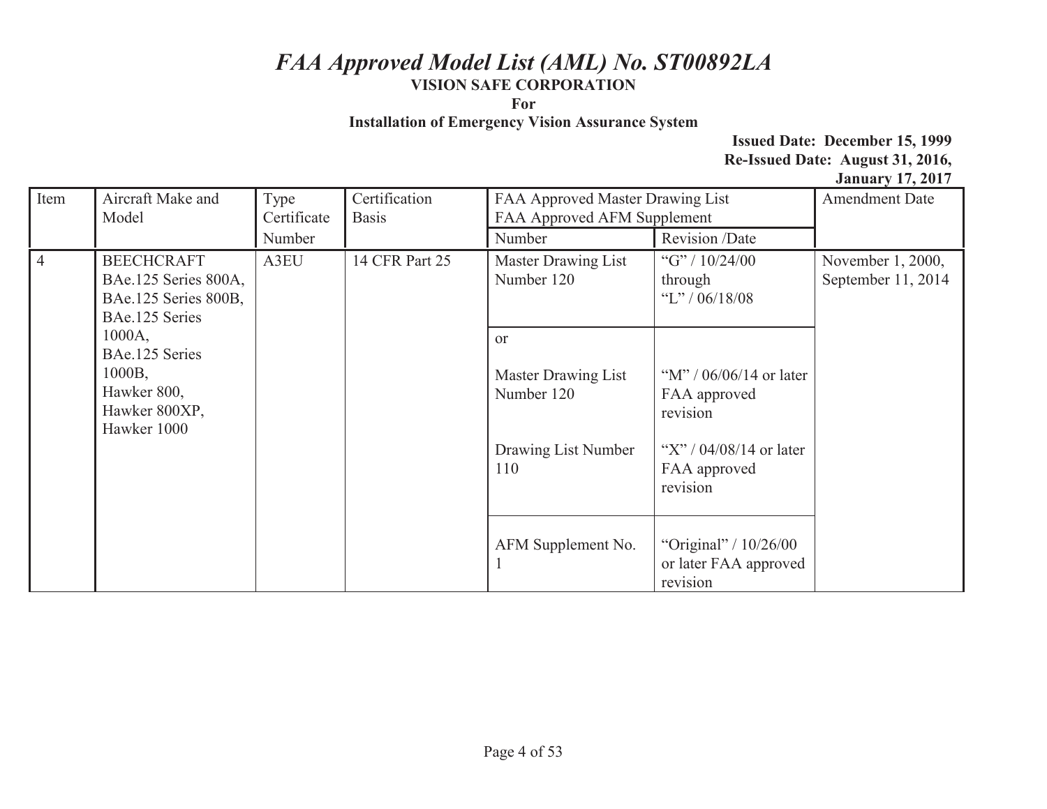# *FAA Approved Model List (AML) No. ST00892LA*

**VISION SAFE CORPORATION**

**For**

**Installation of Emergency Vision Assurance System**

**Issued Date: December 15, 1999**
**Re-Issued Date: August 31, 2016, January 17, 2017**

| Item | Aircraft Make and Model | Type Certificate Number | Certification Basis | FAA Approved Master Drawing List FAA Approved AFM Supplement | | Amendment Date |
|---|---|---|---|---|---|---|
| | | | | Number | Revision /Date | |
| 4 | BEECHCRAFT BAe.125 Series 800A, BAe.125 Series 800B, BAe.125 Series 1000A, BAe.125 Series 1000B, Hawker 800, Hawker 800XP, Hawker 1000 | A3EU | 14 CFR Part 25 | Master Drawing List Number 120 | "G" / 10/24/00 through "L" / 06/18/08 | November 1, 2000, September 11, 2014 |
| | | | | or<br><br>Master Drawing List Number 120 | "M" / 06/06/14 or later FAA approved revision | |
| | | | | Drawing List Number 110 | "X" / 04/08/14 or later FAA approved revision | |
| | | | | AFM Supplement No. 1 | "Original" / 10/26/00 or later FAA approved revision | |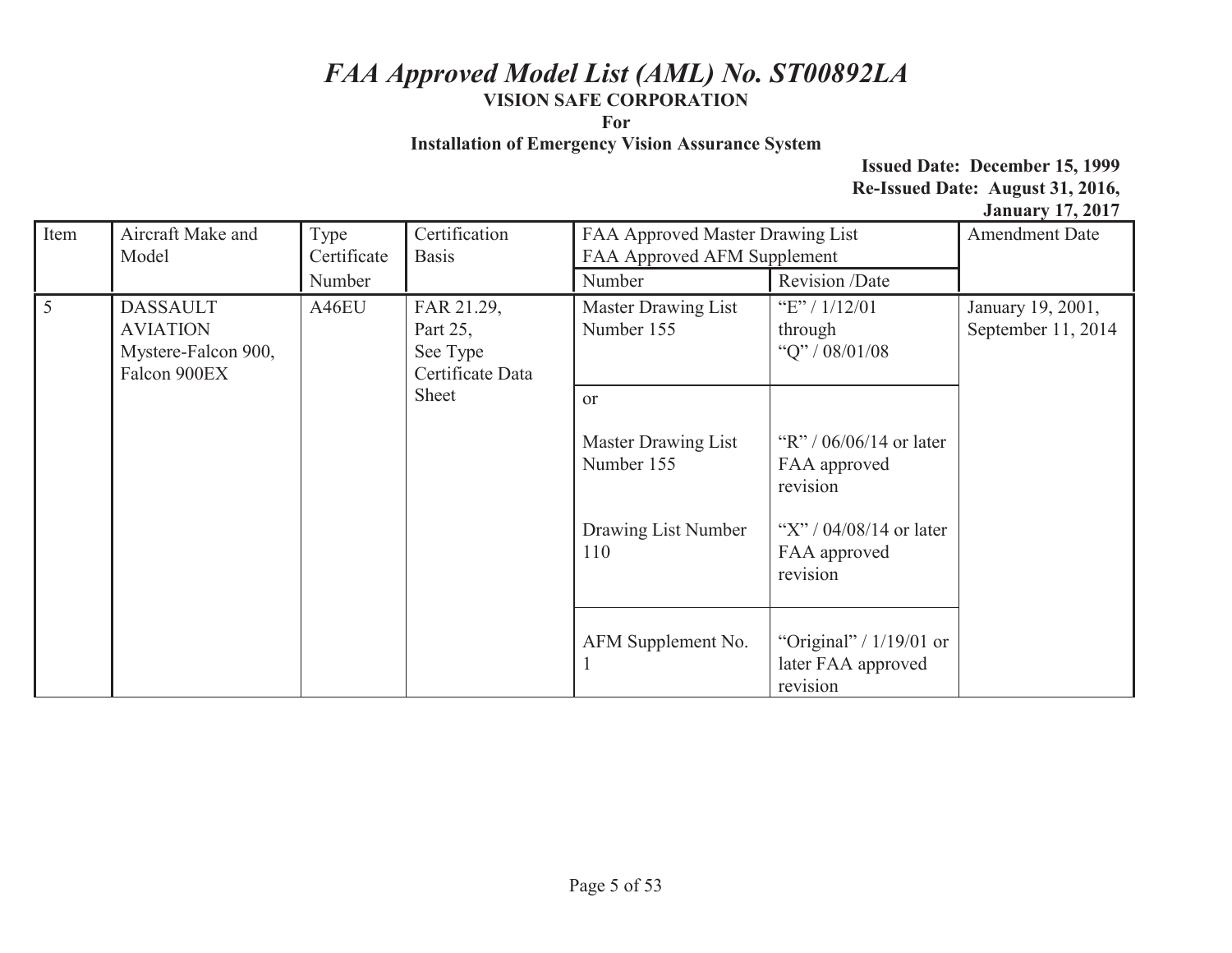# *FAA Approved Model List (AML) No. ST00892LA*

**VISION SAFE CORPORATION**

**For**

**Installation of Emergency Vision Assurance System**

**Issued Date: December 15, 1999**
**Re-Issued Date: August 31, 2016, January 17, 2017**

| Item | Aircraft Make and Model | Type Certificate Number | Certification Basis | FAA Approved Master Drawing List FAA Approved AFM Supplement | | Amendment Date |
|---|---|---|---|---|---|---|
| | | | | Number | Revision /Date | |
| 5 | DASSAULT AVIATION Mystere-Falcon 900, Falcon 900EX | A46EU | FAR 21.29, Part 25, See Type Certificate Data Sheet | Master Drawing List Number 155 | "E" / 1/12/01 through "Q" / 08/01/08 | January 19, 2001, September 11, 2014 |
| | | | | or<br><br>Master Drawing List Number 155 | "R" / 06/06/14 or later FAA approved revision | |
| | | | | Drawing List Number 110 | "X" / 04/08/14 or later FAA approved revision | |
| | | | | AFM Supplement No. 1 | "Original" / 1/19/01 or later FAA approved revision | |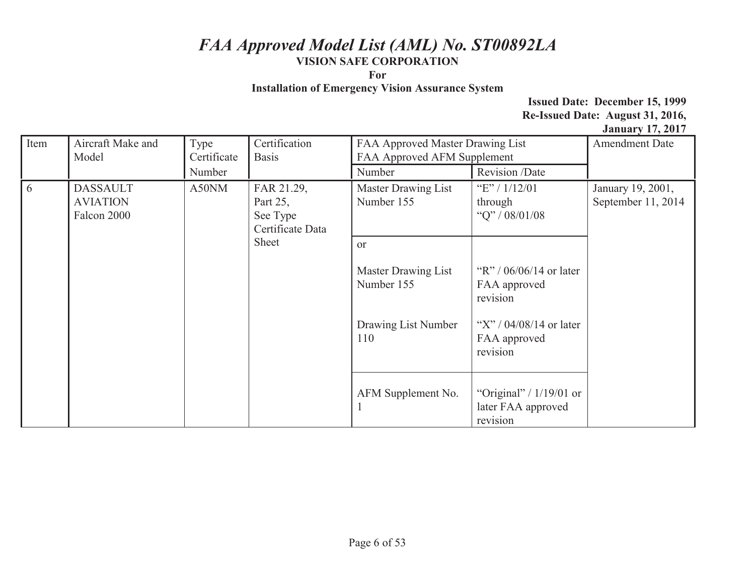# *FAA Approved Model List (AML) No. ST00892LA*

**VISION SAFE CORPORATION**

**For**

**Installation of Emergency Vision Assurance System**

**Issued Date: December 15, 1999**
**Re-Issued Date: August 31, 2016, January 17, 2017**

| Item | Aircraft Make and Model | Type Certificate Number | Certification Basis | FAA Approved Master Drawing List FAA Approved AFM Supplement | | Amendment Date |
|---|---|---|---|---|---|---|
| | | | | Number | Revision /Date | |
| 6 | DASSAULT AVIATION Falcon 2000 | A50NM | FAR 21.29, Part 25, See Type Certificate Data Sheet | Master Drawing List Number 155 | "E" / 1/12/01 through "Q" / 08/01/08 | January 19, 2001, September 11, 2014 |
| | | | | or<br><br>Master Drawing List Number 155<br><br>Drawing List Number 110 | "R" / 06/06/14 or later FAA approved revision<br><br>"X" / 04/08/14 or later FAA approved revision | |
| | | | | AFM Supplement No. 1 | "Original" / 1/19/01 or later FAA approved revision | |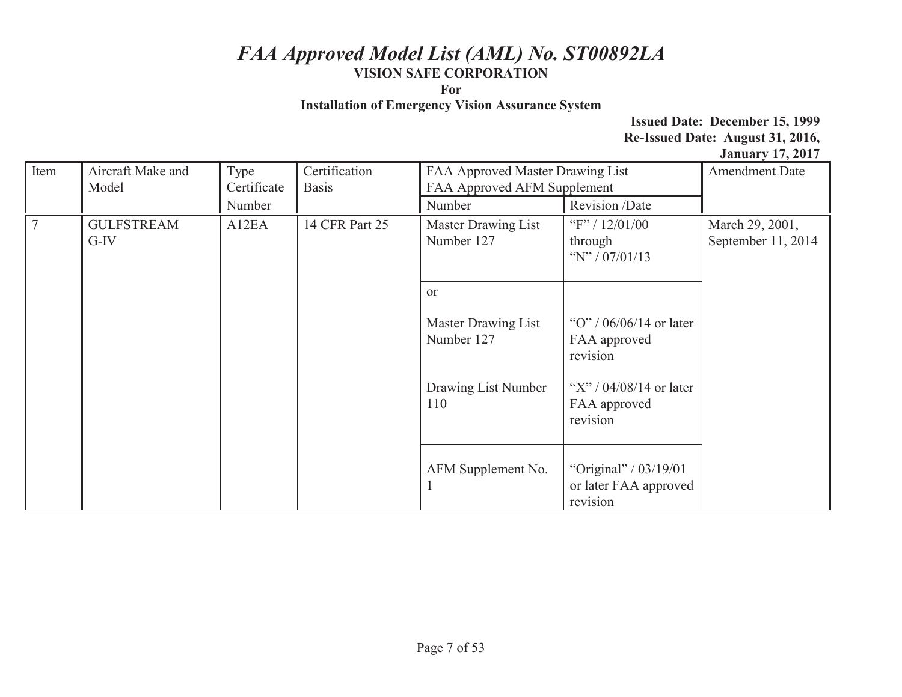# *FAA Approved Model List (AML) No. ST00892LA*

**VISION SAFE CORPORATION**

**For**

**Installation of Emergency Vision Assurance System**

**Issued Date: December 15, 1999**
**Re-Issued Date: August 31, 2016,**
**January 17, 2017**

| Item | Aircraft Make and Model | Type Certificate Number | Certification Basis | FAA Approved Master Drawing List FAA Approved AFM Supplement | | Amendment Date |
|---|---|---|---|---|---|---|
| | | | | Number | Revision /Date | |
| 7 | GULFSTREAM G-IV | A12EA | 14 CFR Part 25 | Master Drawing List Number 127 | "F" / 12/01/00 through "N" / 07/01/13 | March 29, 2001, September 11, 2014 |
| | | | | or | | |
| | | | | Master Drawing List Number 127 | "O" / 06/06/14 or later FAA approved revision | |
| | | | | Drawing List Number 110 | "X" / 04/08/14 or later FAA approved revision | |
| | | | | AFM Supplement No. 1 | "Original" / 03/19/01 or later FAA approved revision | |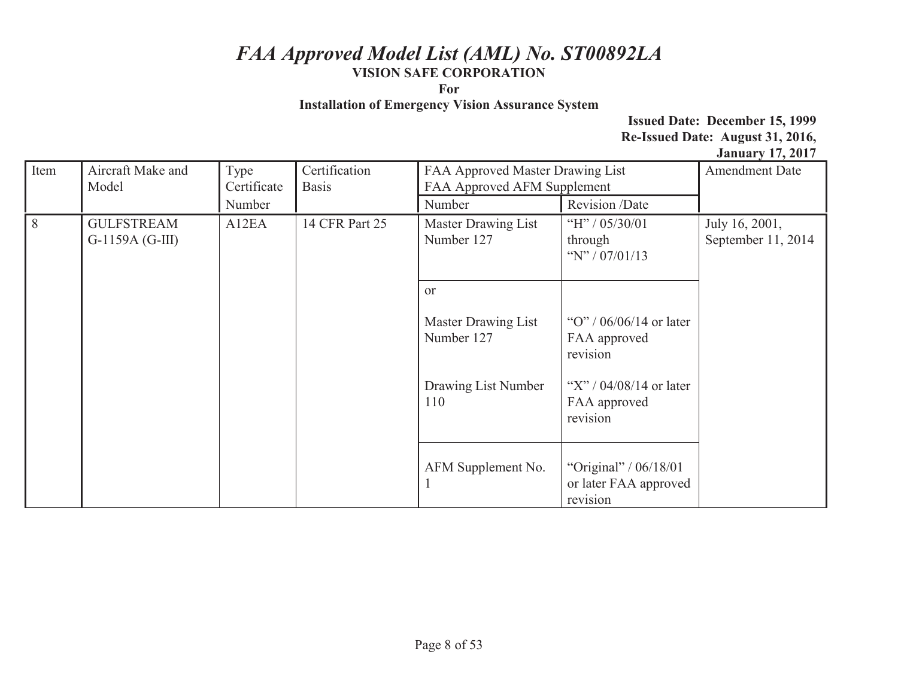# *FAA Approved Model List (AML) No. ST00892LA*

**VISION SAFE CORPORATION**

**For**

**Installation of Emergency Vision Assurance System**

**Issued Date: December 15, 1999**
**Re-Issued Date: August 31, 2016, January 17, 2017**

| Item | Aircraft Make and Model | Type Certificate Number | Certification Basis | FAA Approved Master Drawing List FAA Approved AFM Supplement | | Amendment Date |
|---|---|---|---|---|---|---|
| | | | | Number | Revision /Date | |
| 8 | GULFSTREAM G-1159A (G-III) | A12EA | 14 CFR Part 25 | Master Drawing List Number 127 | "H" / 05/30/01 through "N" / 07/01/13 | July 16, 2001, September 11, 2014 |
| | | | | or | | |
| | | | | Master Drawing List Number 127 | "O" / 06/06/14 or later FAA approved revision | |
| | | | | Drawing List Number 110 | "X" / 04/08/14 or later FAA approved revision | |
| | | | | AFM Supplement No. 1 | "Original" / 06/18/01 or later FAA approved revision | |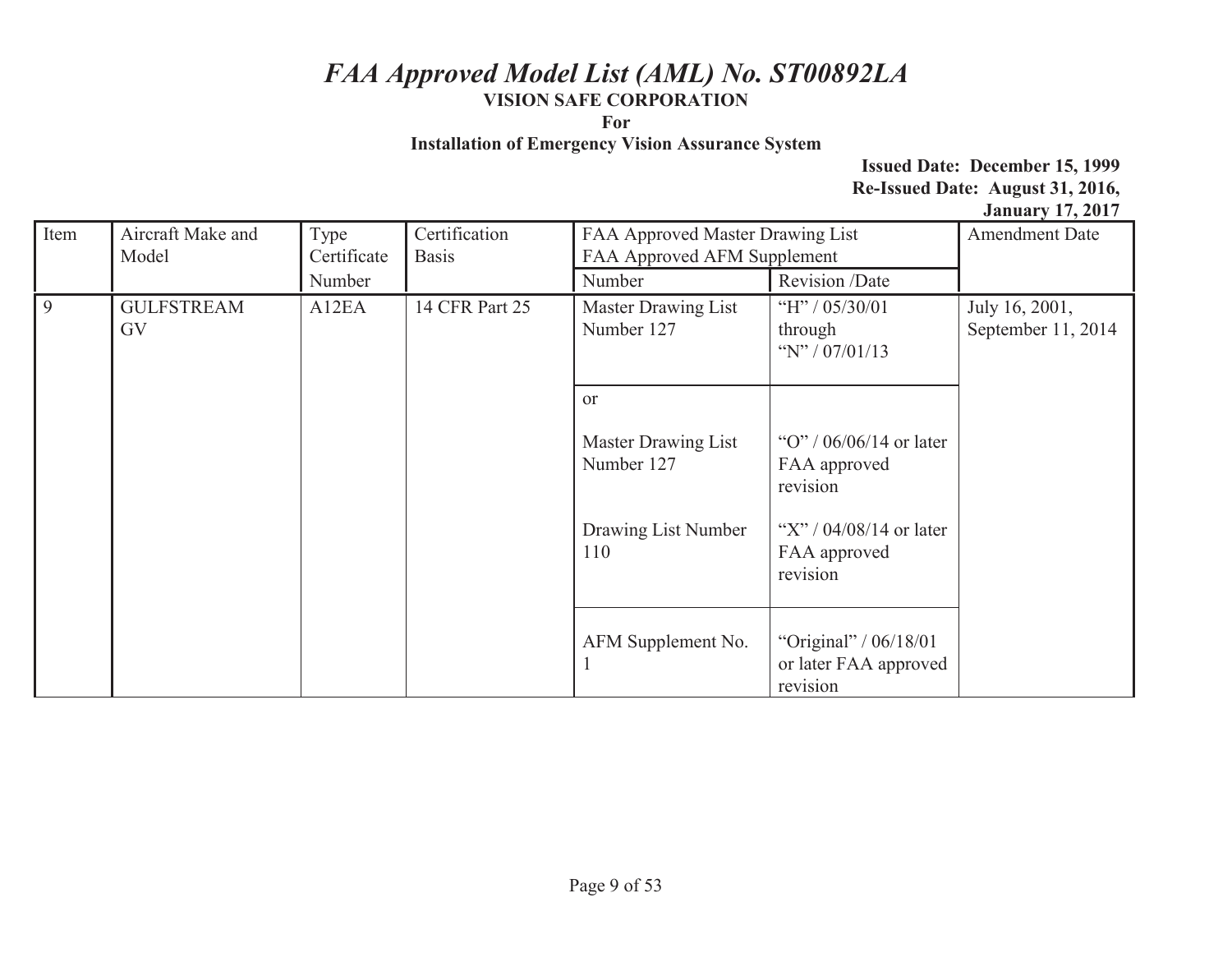# *FAA Approved Model List (AML) No. ST00892LA*

**VISION SAFE CORPORATION**

**For**

**Installation of Emergency Vision Assurance System**

**Issued Date: December 15, 1999**
**Re-Issued Date: August 31, 2016, January 17, 2017**

| Item | Aircraft Make and Model | Type Certificate Number | Certification Basis | FAA Approved Master Drawing List FAA Approved AFM Supplement | | Amendment Date |
|---|---|---|---|---|---|---|
| | | | | Number | Revision /Date | |
| 9 | GULFSTREAM GV | A12EA | 14 CFR Part 25 | Master Drawing List Number 127 | "H" / 05/30/01 through "N" / 07/01/13 | July 16, 2001, September 11, 2014 |
| | | | | or | | |
| | | | | Master Drawing List Number 127 | "O" / 06/06/14 or later FAA approved revision | |
| | | | | Drawing List Number 110 | "X" / 04/08/14 or later FAA approved revision | |
| | | | | AFM Supplement No. 1 | "Original" / 06/18/01 or later FAA approved revision | |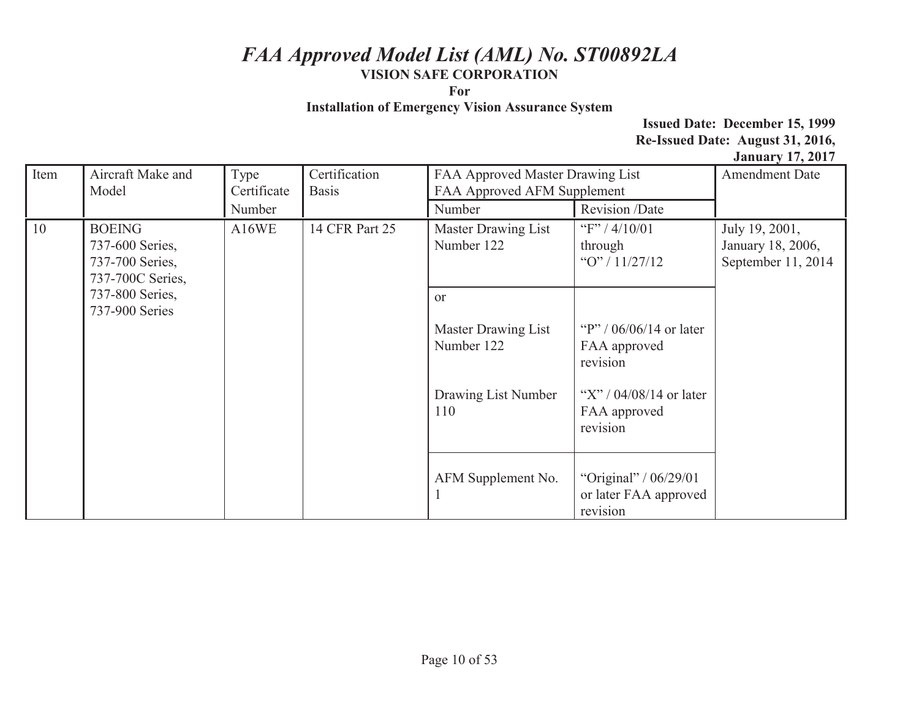# *FAA Approved Model List (AML) No. ST00892LA*

**VISION SAFE CORPORATION**

**For**

**Installation of Emergency Vision Assurance System**

**Issued Date: December 15, 1999**
**Re-Issued Date: August 31, 2016,**
**January 17, 2017**

| Item | Aircraft Make and Model | Type Certificate Number | Certification Basis | FAA Approved Master Drawing List FAA Approved AFM Supplement | | Amendment Date |
|---|---|---|---|---|---|---|
| | | | | Number | Revision /Date | |
| 10 | BOEING 737-600 Series, 737-700 Series, 737-700C Series, 737-800 Series, 737-900 Series | A16WE | 14 CFR Part 25 | Master Drawing List Number 122 | "F" / 4/10/01 through "O" / 11/27/12 | July 19, 2001, January 18, 2006, September 11, 2014 |
| | | | | or Master Drawing List Number 122 | "P" / 06/06/14 or later FAA approved revision | |
| | | | | Drawing List Number 110 | "X" / 04/08/14 or later FAA approved revision | |
| | | | | AFM Supplement No. 1 | "Original" / 06/29/01 or later FAA approved revision | |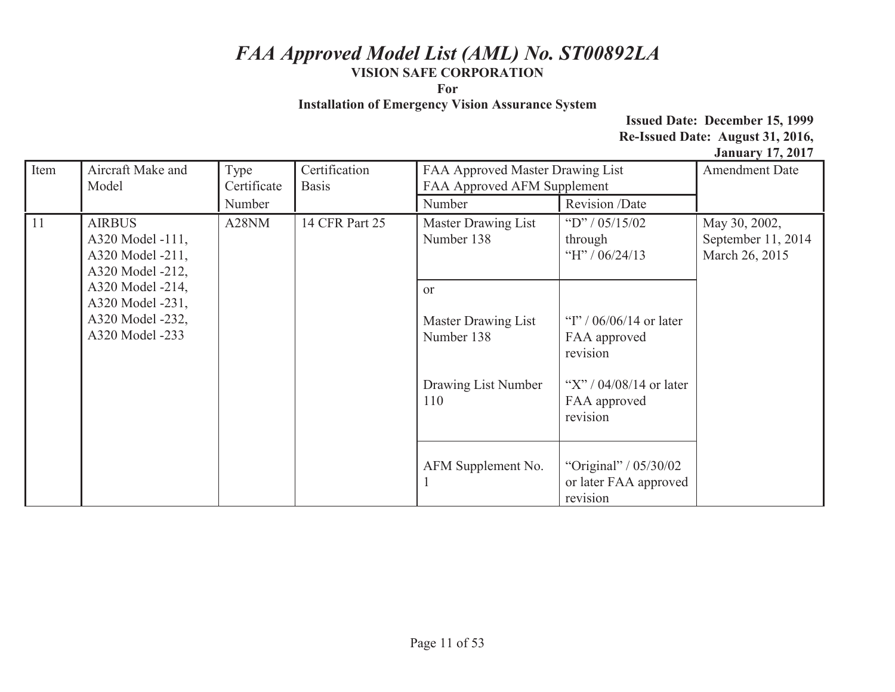# *FAA Approved Model List (AML) No. ST00892LA*

**VISION SAFE CORPORATION**

**For**

**Installation of Emergency Vision Assurance System**

**Issued Date: December 15, 1999**
**Re-Issued Date: August 31, 2016, January 17, 2017**

| Item | Aircraft Make and Model | Type Certificate Number | Certification Basis | FAA Approved Master Drawing List FAA Approved AFM Supplement | | Amendment Date |
|---|---|---|---|---|---|---|
| | | | | Number | Revision /Date | |
| 11 | AIRBUS A320 Model -111, A320 Model -211, A320 Model -212, A320 Model -214, A320 Model -231, A320 Model -232, A320 Model -233 | A28NM | 14 CFR Part 25 | Master Drawing List Number 138 | "D" / 05/15/02 through "H" / 06/24/13 | May 30, 2002, September 11, 2014 March 26, 2015 |
| | | | | or Master Drawing List Number 138 | "I" / 06/06/14 or later FAA approved revision | |
| | | | | Drawing List Number 110 | "X" / 04/08/14 or later FAA approved revision | |
| | | | | AFM Supplement No. 1 | "Original" / 05/30/02 or later FAA approved revision | |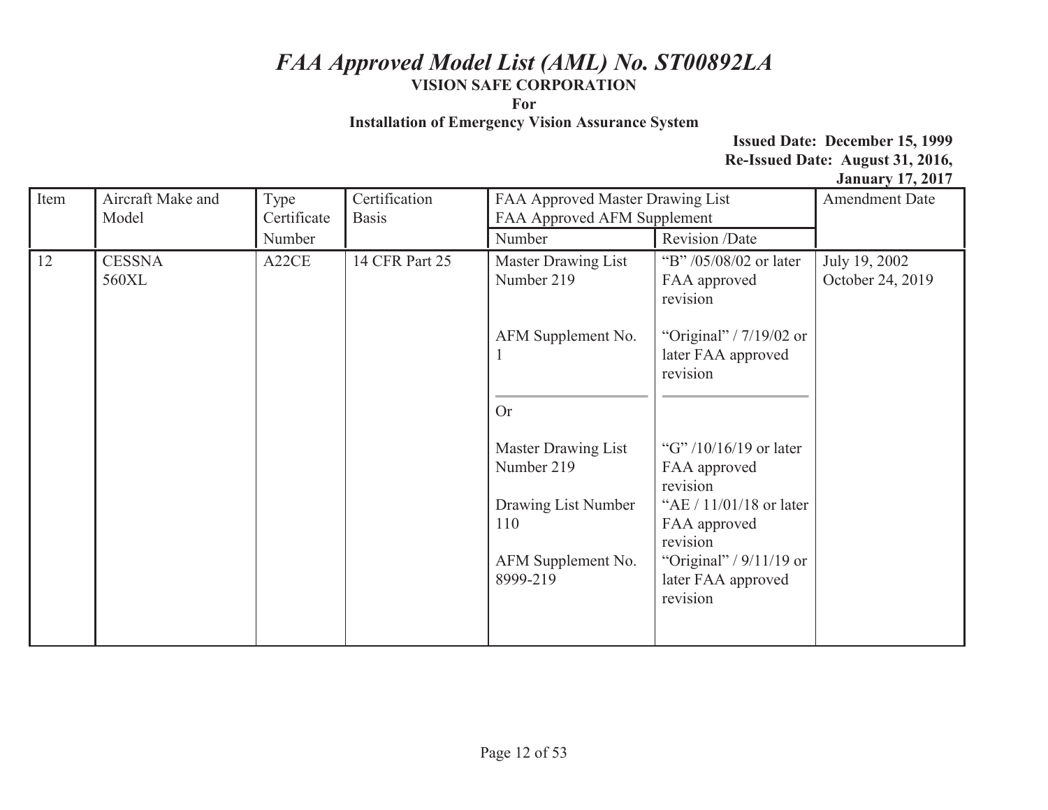# *FAA Approved Model List (AML) No. ST00892LA*

**VISION SAFE CORPORATION**

**For**

**Installation of Emergency Vision Assurance System**

**Issued Date: December 15, 1999**
**Re-Issued Date: August 31, 2016,**
**January 17, 2017**

| Item | Aircraft Make and Model | Type Certificate Number | Certification Basis | FAA Approved Master Drawing List FAA Approved AFM Supplement | | Amendment Date |
|---|---|---|---|---|---|---|
| | | | | Number | Revision /Date | |
| 12 | CESSNA 560XL | A22CE | 14 CFR Part 25 | Master Drawing List Number 219<br><br>AFM Supplement No. 1<br><br>Or<br><br>Master Drawing List Number 219<br><br>Drawing List Number 110<br><br>AFM Supplement No. 8999-219 | "B" /05/08/02 or later FAA approved revision<br><br>"Original" / 7/19/02 or later FAA approved revision<br><br><br><br>"G" /10/16/19 or later FAA approved revision<br><br>"AE / 11/01/18 or later FAA approved revision<br><br>"Original" / 9/11/19 or later FAA approved revision | July 19, 2002<br>October 24, 2019 |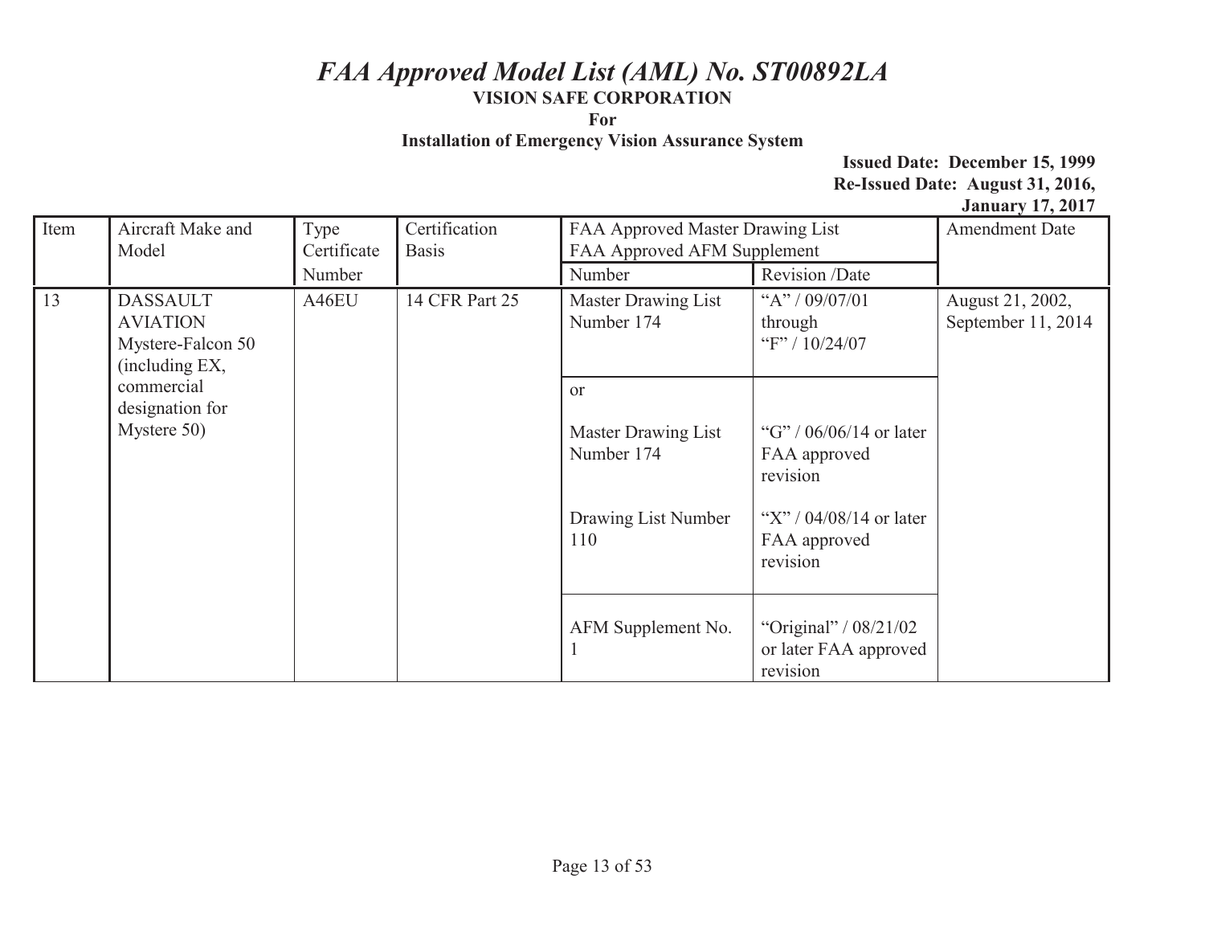# *FAA Approved Model List (AML) No. ST00892LA*

**VISION SAFE CORPORATION**

**For**

**Installation of Emergency Vision Assurance System**

**Issued Date: December 15, 1999**
**Re-Issued Date: August 31, 2016, January 17, 2017**

| Item | Aircraft Make and Model | Type Certificate Number | Certification Basis | FAA Approved Master Drawing List FAA Approved AFM Supplement | | Amendment Date |
|---|---|---|---|---|---|---|
| | | | | Number | Revision /Date | |
| 13 | DASSAULT AVIATION Mystere-Falcon 50 (including EX, commercial designation for Mystere 50) | A46EU | 14 CFR Part 25 | Master Drawing List Number 174 | "A" / 09/07/01 through "F" / 10/24/07 | August 21, 2002, September 11, 2014 |
| | | | | or Master Drawing List Number 174 | "G" / 06/06/14 or later FAA approved revision | |
| | | | | Drawing List Number 110 | "X" / 04/08/14 or later FAA approved revision | |
| | | | | AFM Supplement No. 1 | "Original" / 08/21/02 or later FAA approved revision | |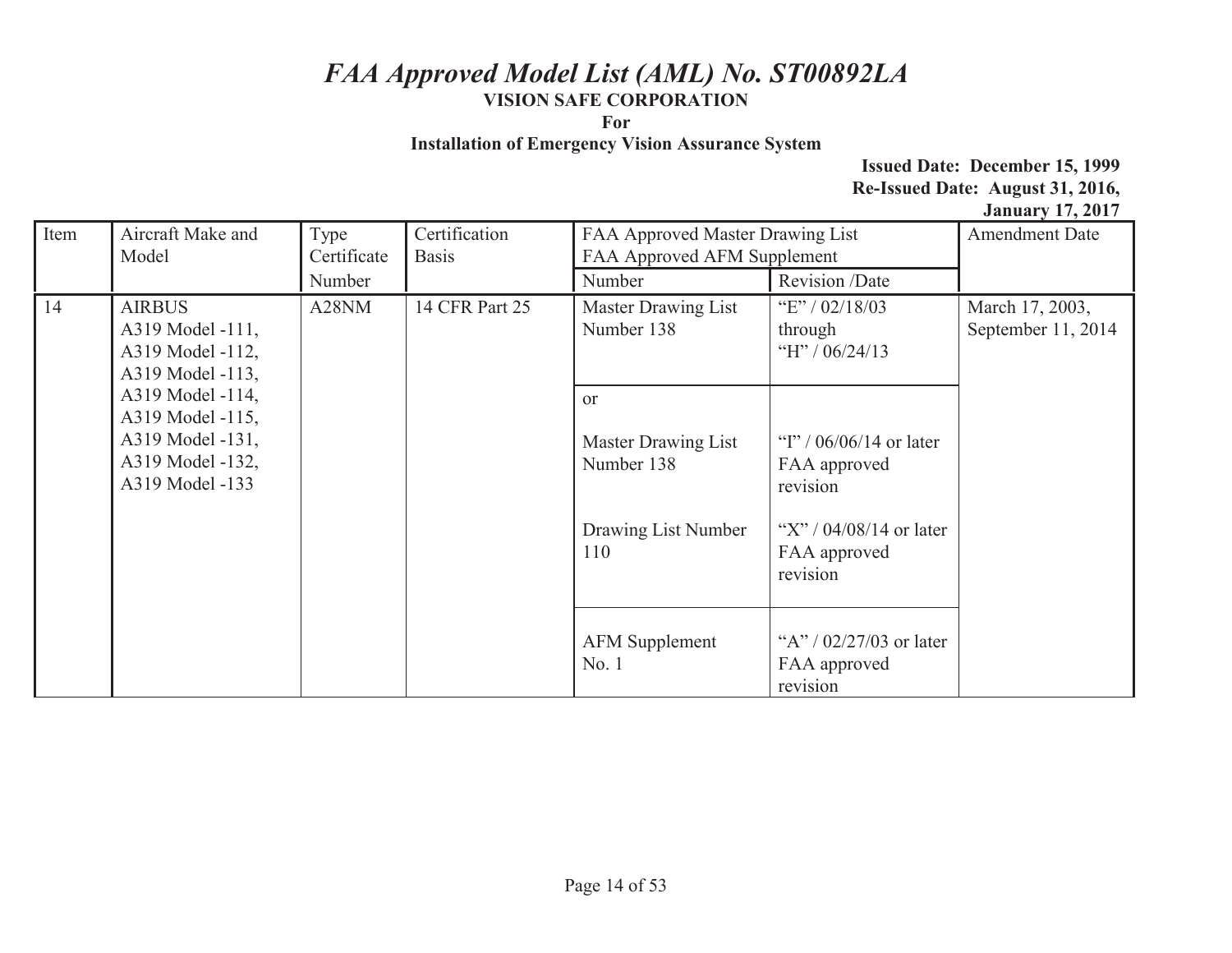# *FAA Approved Model List (AML) No. ST00892LA*

**VISION SAFE CORPORATION**

**For**

**Installation of Emergency Vision Assurance System**

**Issued Date: December 15, 1999**
**Re-Issued Date: August 31, 2016, January 17, 2017**

| Item | Aircraft Make and Model | Type Certificate Number | Certification Basis | FAA Approved Master Drawing List FAA Approved AFM Supplement | | Amendment Date |
|---|---|---|---|---|---|---|
| | | | | Number | Revision /Date | |
| 14 | AIRBUS A319 Model -111, A319 Model -112, A319 Model -113, A319 Model -114, A319 Model -115, A319 Model -131, A319 Model -132, A319 Model -133 | A28NM | 14 CFR Part 25 | Master Drawing List Number 138 | "E" / 02/18/03 through "H" / 06/24/13 | March 17, 2003, September 11, 2014 |
| | | | | or<br><br>Master Drawing List Number 138 | "I" / 06/06/14 or later FAA approved revision | |
| | | | | Drawing List Number 110 | "X" / 04/08/14 or later FAA approved revision | |
| | | | | AFM Supplement No. 1 | "A" / 02/27/03 or later FAA approved revision | |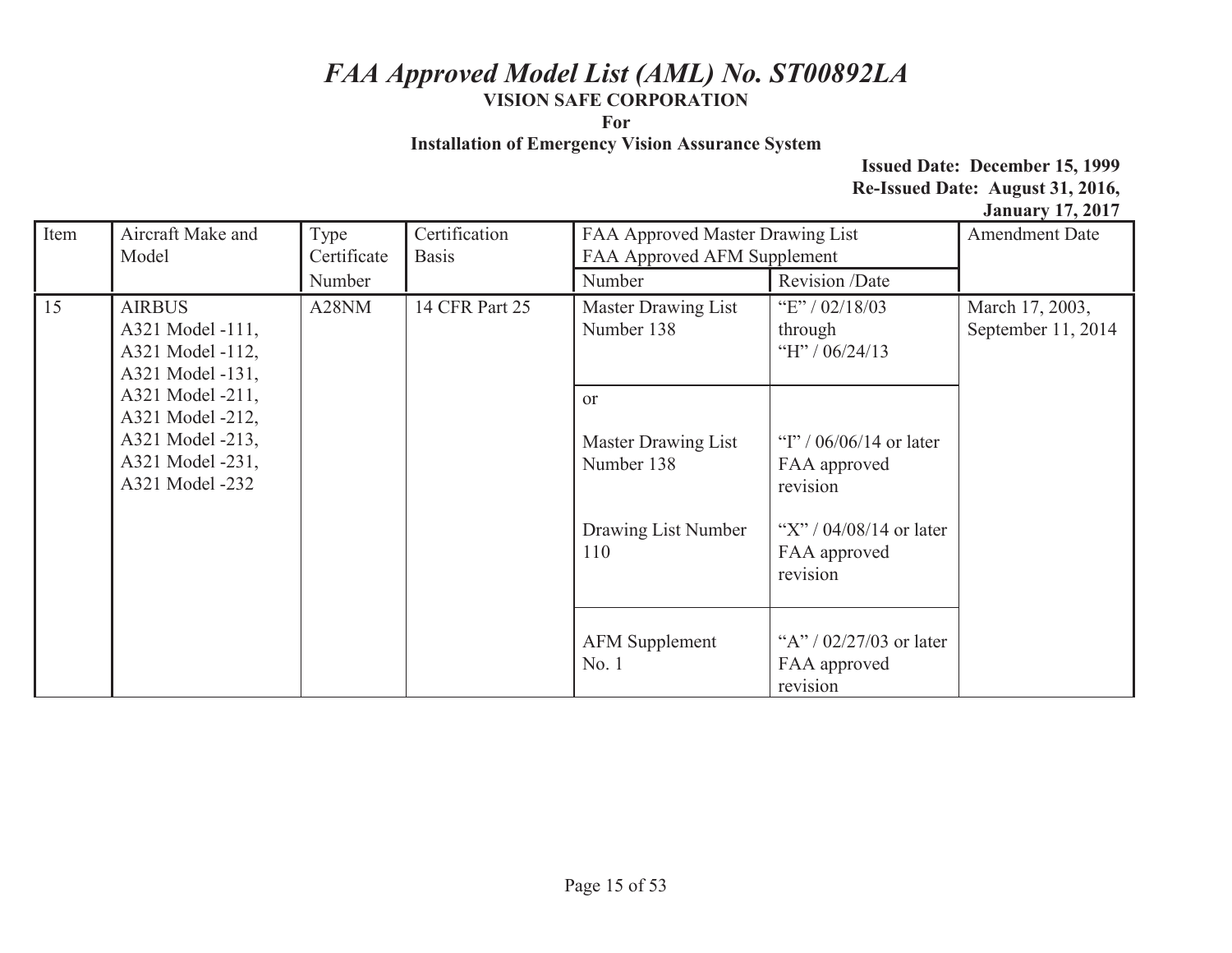# *FAA Approved Model List (AML) No. ST00892LA*

**VISION SAFE CORPORATION**

**For**

**Installation of Emergency Vision Assurance System**

**Issued Date: December 15, 1999**
**Re-Issued Date: August 31, 2016, January 17, 2017**

| Item | Aircraft Make and Model | Type Certificate Number | Certification Basis | FAA Approved Master Drawing List FAA Approved AFM Supplement | | Amendment Date |
|---|---|---|---|---|---|---|
| | | | | Number | Revision /Date | |
| 15 | AIRBUS<br>A321 Model -111,<br>A321 Model -112,<br>A321 Model -131,<br>A321 Model -211,<br>A321 Model -212,<br>A321 Model -213,<br>A321 Model -231,<br>A321 Model -232 | A28NM | 14 CFR Part 25 | Master Drawing List Number 138 | "E" / 02/18/03 through "H" / 06/24/13 | March 17, 2003, September 11, 2014 |
| | | | | or<br><br>Master Drawing List Number 138 | "I" / 06/06/14 or later FAA approved revision | |
| | | | | Drawing List Number 110 | "X" / 04/08/14 or later FAA approved revision | |
| | | | | AFM Supplement No. 1 | "A" / 02/27/03 or later FAA approved revision | |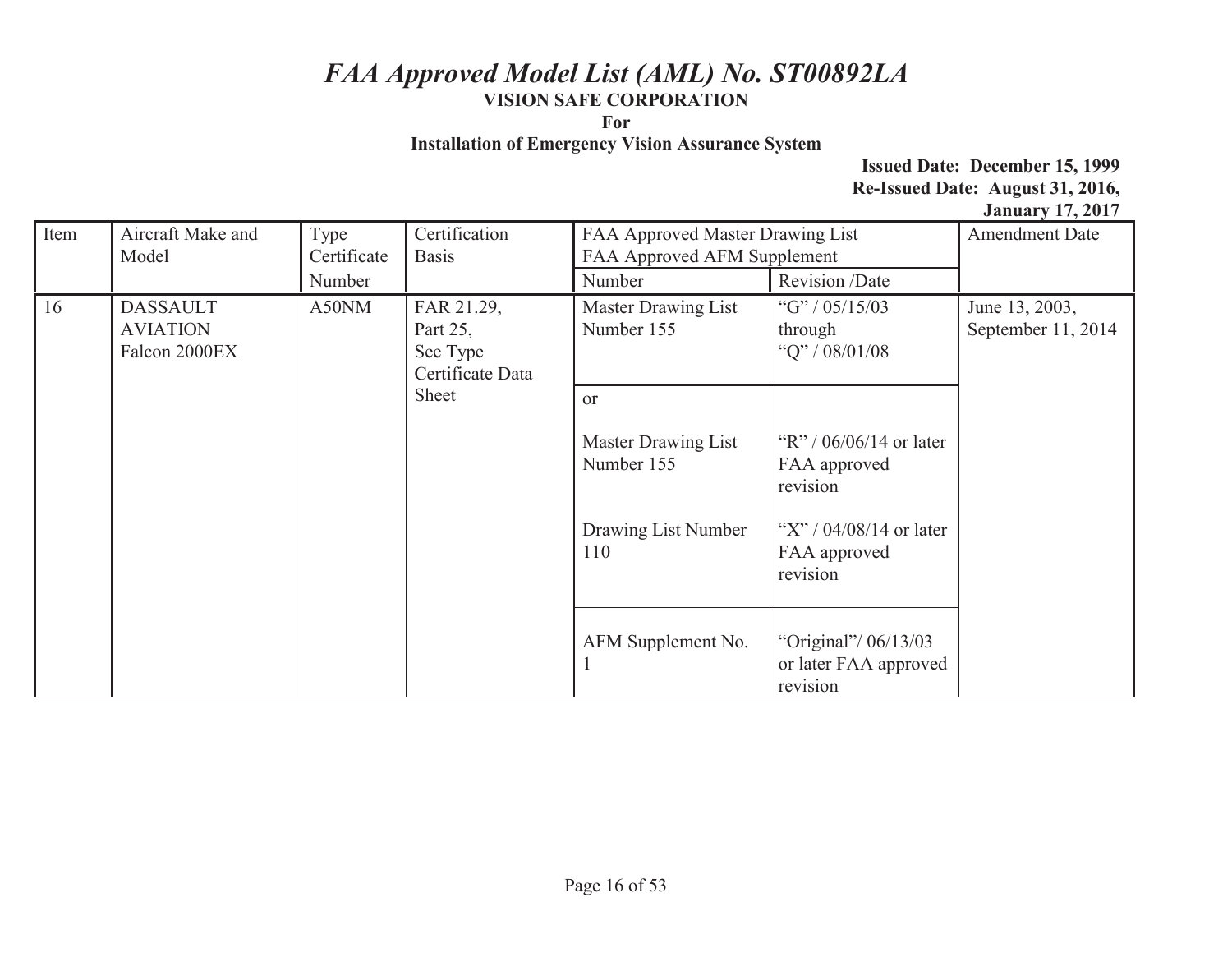# *FAA Approved Model List (AML) No. ST00892LA*

**VISION SAFE CORPORATION**

**For**

**Installation of Emergency Vision Assurance System**

**Issued Date: December 15, 1999**
**Re-Issued Date: August 31, 2016, January 17, 2017**

| Item | Aircraft Make and Model | Type Certificate Number | Certification Basis | FAA Approved Master Drawing List FAA Approved AFM Supplement | | Amendment Date |
|---|---|---|---|---|---|---|
| | | | | Number | Revision /Date | |
| 16 | DASSAULT AVIATION Falcon 2000EX | A50NM | FAR 21.29, Part 25, See Type Certificate Data Sheet | Master Drawing List Number 155 | "G" / 05/15/03 through "Q" / 08/01/08 | June 13, 2003, September 11, 2014 |
| | | | | or Master Drawing List Number 155 | "R" / 06/06/14 or later FAA approved revision | |
| | | | | Drawing List Number 110 | "X" / 04/08/14 or later FAA approved revision | |
| | | | | AFM Supplement No. 1 | "Original"/ 06/13/03 or later FAA approved revision | |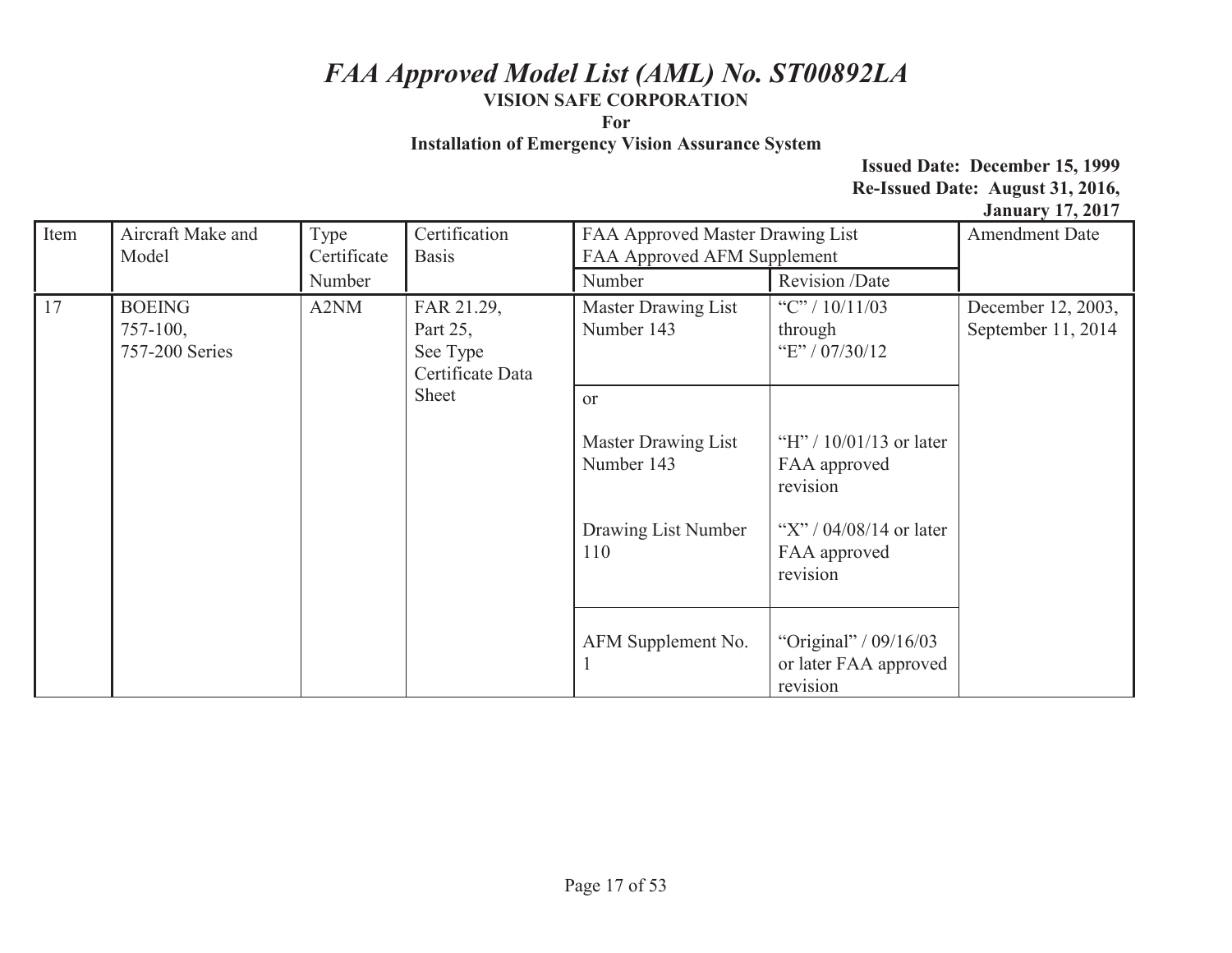# *FAA Approved Model List (AML) No. ST00892LA*

**VISION SAFE CORPORATION**

**For**

**Installation of Emergency Vision Assurance System**

**Issued Date: December 15, 1999**
**Re-Issued Date: August 31, 2016, January 17, 2017**

| Item | Aircraft Make and Model | Type Certificate Number | Certification Basis | FAA Approved Master Drawing List FAA Approved AFM Supplement | | Amendment Date |
|---|---|---|---|---|---|---|
| | | | | Number | Revision /Date | |
| 17 | BOEING 757-100, 757-200 Series | A2NM | FAR 21.29, Part 25, See Type Certificate Data Sheet | Master Drawing List Number 143 | "C" / 10/11/03 through "E" / 07/30/12 | December 12, 2003, September 11, 2014 |
| | | | | or<br><br>Master Drawing List Number 143<br><br>Drawing List Number 110 | <br><br>"H" / 10/01/13 or later FAA approved revision<br><br>"X" / 04/08/14 or later FAA approved revision | |
| | | | | AFM Supplement No. 1 | "Original" / 09/16/03 or later FAA approved revision | |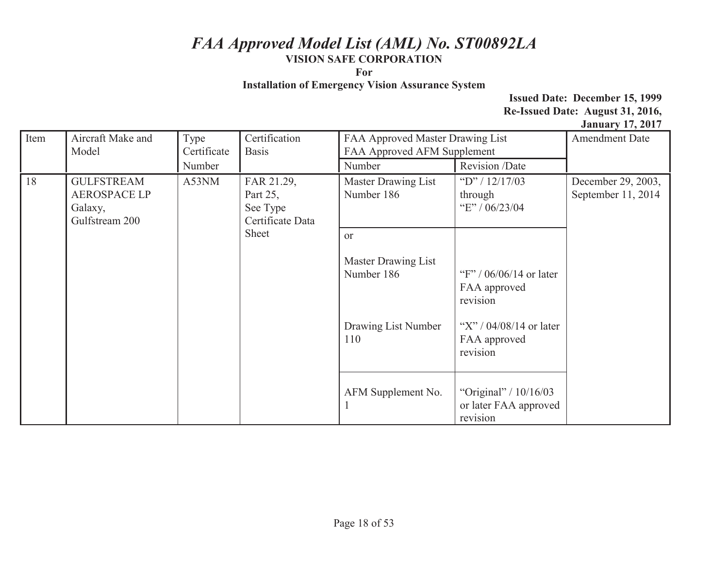# *FAA Approved Model List (AML) No. ST00892LA*

**VISION SAFE CORPORATION**

**For**

**Installation of Emergency Vision Assurance System**

**Issued Date: December 15, 1999**
**Re-Issued Date: August 31, 2016, January 17, 2017**

| Item | Aircraft Make and Model | Type Certificate Number | Certification Basis | FAA Approved Master Drawing List FAA Approved AFM Supplement | | Amendment Date |
|---|---|---|---|---|---|---|
| | | | | Number | Revision /Date | |
| 18 | GULFSTREAM AEROSPACE LP Galaxy, Gulfstream 200 | A53NM | FAR 21.29, Part 25, See Type Certificate Data Sheet | Master Drawing List Number 186 | "D" / 12/17/03 through "E" / 06/23/04 | December 29, 2003, September 11, 2014 |
| | | | | or | | |
| | | | | Master Drawing List Number 186 | "F" / 06/06/14 or later FAA approved revision | |
| | | | | Drawing List Number 110 | "X" / 04/08/14 or later FAA approved revision | |
| | | | | AFM Supplement No. 1 | "Original" / 10/16/03 or later FAA approved revision | |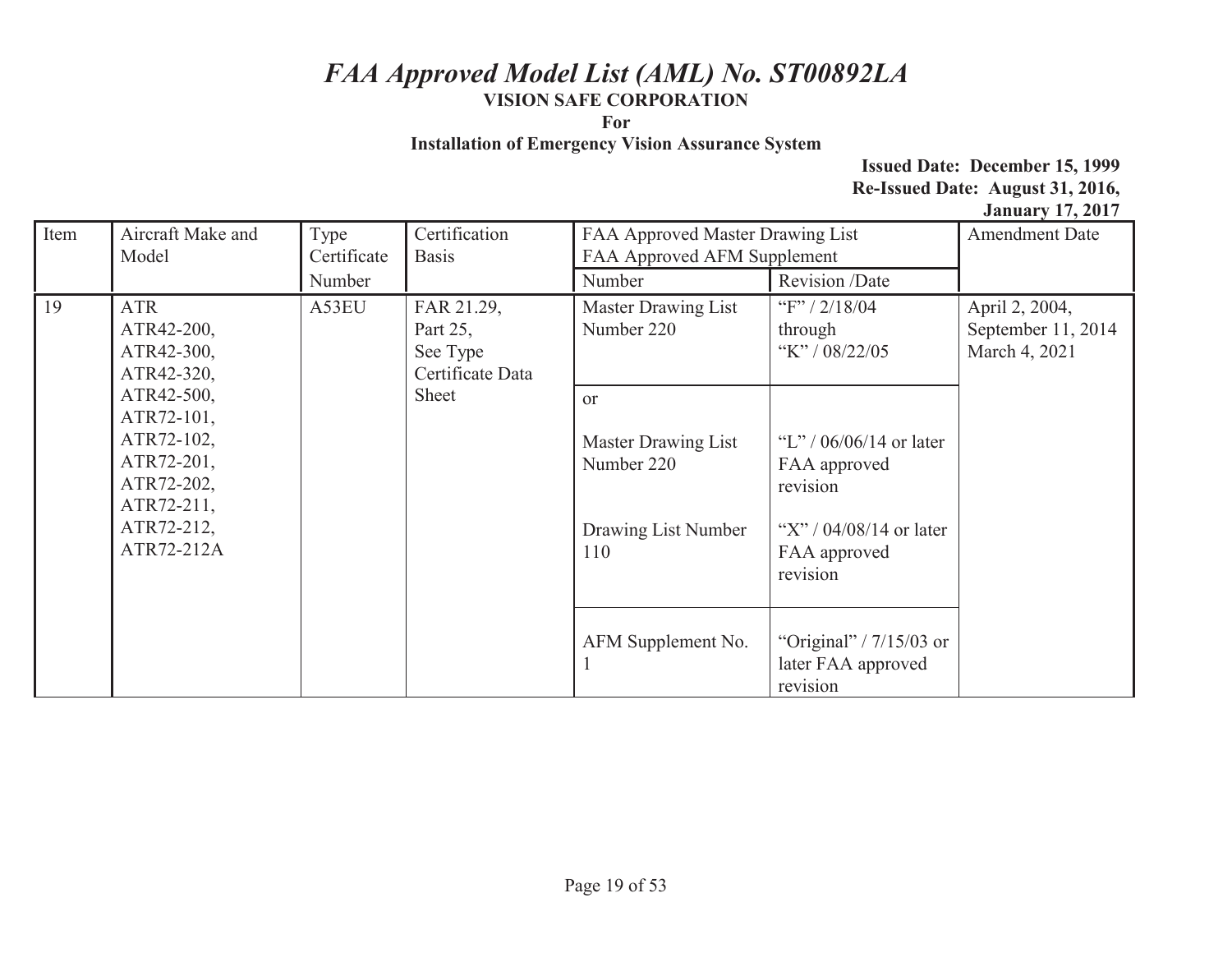# *FAA Approved Model List (AML) No. ST00892LA*

**VISION SAFE CORPORATION**

**For**

**Installation of Emergency Vision Assurance System**

**Issued Date: December 15, 1999**
**Re-Issued Date: August 31, 2016, January 17, 2017**

| Item | Aircraft Make and Model | Type Certificate Number | Certification Basis | FAA Approved Master Drawing List FAA Approved AFM Supplement | | Amendment Date |
|---|---|---|---|---|---|---|
| | | | | Number | Revision /Date | |
| 19 | ATR ATR42-200, ATR42-300, ATR42-320, ATR42-500, ATR72-101, ATR72-102, ATR72-201, ATR72-202, ATR72-211, ATR72-212, ATR72-212A | A53EU | FAR 21.29, Part 25, See Type Certificate Data Sheet | Master Drawing List Number 220 | "F" / 2/18/04 through "K" / 08/22/05 | April 2, 2004, September 11, 2014 March 4, 2021 |
| | | | | or Master Drawing List Number 220 | "L" / 06/06/14 or later FAA approved revision | |
| | | | | Drawing List Number 110 | "X" / 04/08/14 or later FAA approved revision | |
| | | | | AFM Supplement No. 1 | "Original" / 7/15/03 or later FAA approved revision | |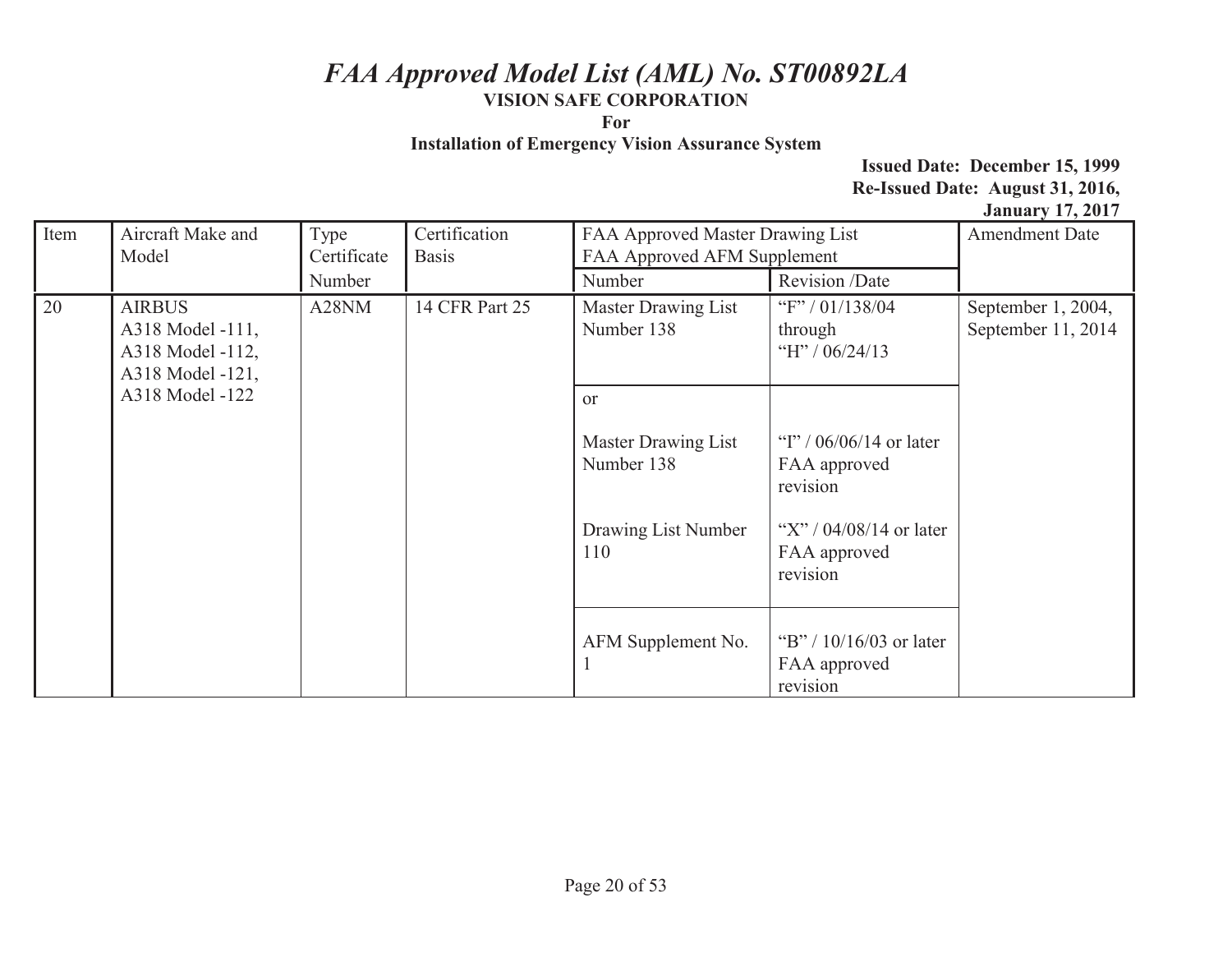# *FAA Approved Model List (AML) No. ST00892LA*

**VISION SAFE CORPORATION**

**For**

**Installation of Emergency Vision Assurance System**

**Issued Date: December 15, 1999**
**Re-Issued Date: August 31, 2016, January 17, 2017**

| Item | Aircraft Make and Model | Type Certificate Number | Certification Basis | FAA Approved Master Drawing List FAA Approved AFM Supplement | | Amendment Date |
|---|---|---|---|---|---|---|
| | | | | Number | Revision /Date | |
| 20 | AIRBUS A318 Model -111, A318 Model -112, A318 Model -121, A318 Model -122 | A28NM | 14 CFR Part 25 | Master Drawing List Number 138 | "F" / 01/138/04 through "H" / 06/24/13 | September 1, 2004, September 11, 2014 |
| | | | | or Master Drawing List Number 138 | "I" / 06/06/14 or later FAA approved revision | |
| | | | | Drawing List Number 110 | "X" / 04/08/14 or later FAA approved revision | |
| | | | | AFM Supplement No. 1 | "B" / 10/16/03 or later FAA approved revision | |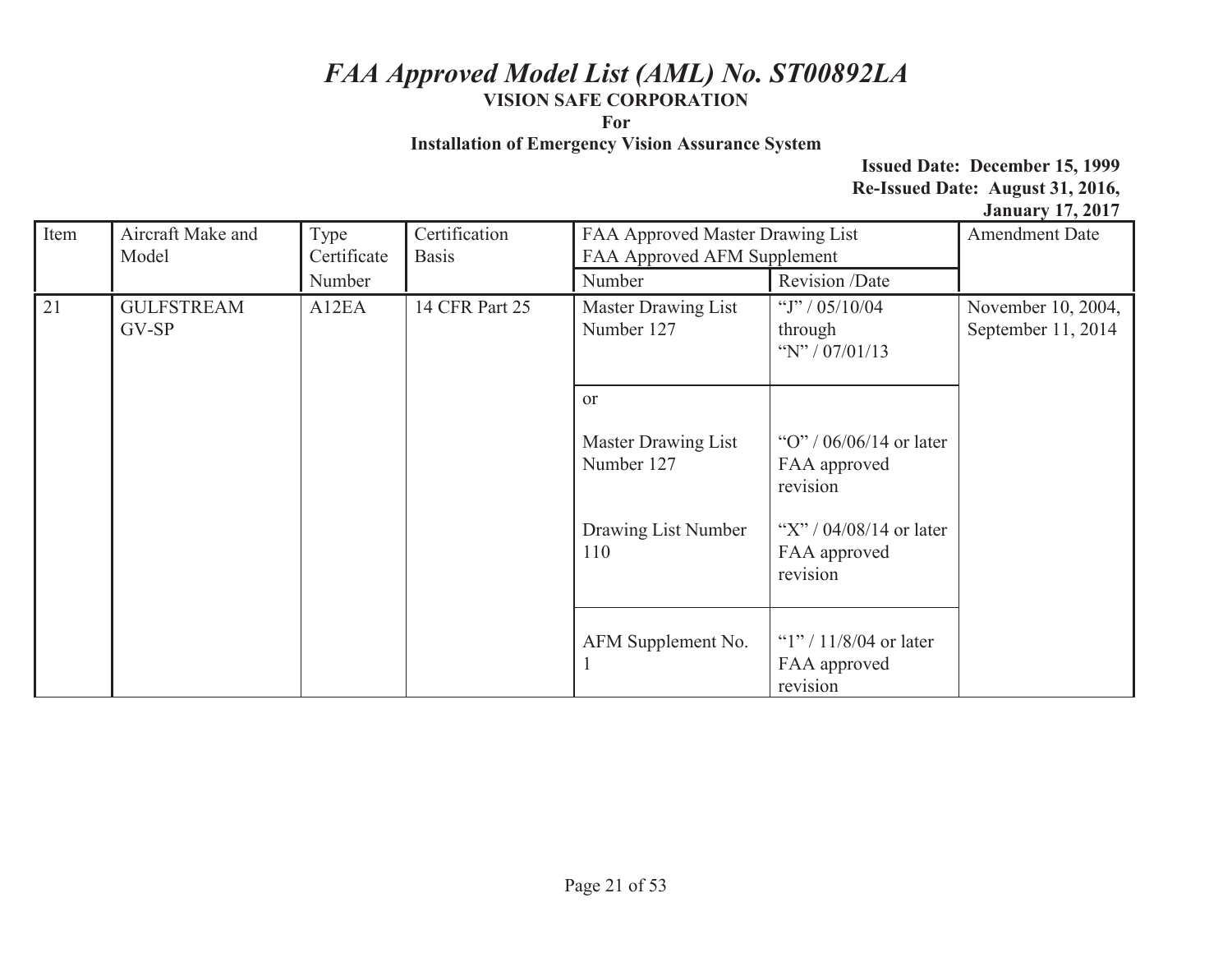# *FAA Approved Model List (AML) No. ST00892LA*

**VISION SAFE CORPORATION**

**For**

**Installation of Emergency Vision Assurance System**

**Issued Date: December 15, 1999**
**Re-Issued Date: August 31, 2016,**
**January 17, 2017**

| Item | Aircraft Make and Model | Type Certificate Number | Certification Basis | FAA Approved Master Drawing List FAA Approved AFM Supplement | | Amendment Date |
|---|---|---|---|---|---|---|
| | | | | Number | Revision /Date | |
| 21 | GULFSTREAM GV-SP | A12EA | 14 CFR Part 25 | Master Drawing List Number 127 | "J" / 05/10/04 through "N" / 07/01/13 | November 10, 2004, September 11, 2014 |
| | | | | or<br><br>Master Drawing List Number 127<br><br>Drawing List Number 110 | "O" / 06/06/14 or later FAA approved revision<br><br>"X" / 04/08/14 or later FAA approved revision | |
| | | | | AFM Supplement No. 1 | "1" / 11/8/04 or later FAA approved revision | |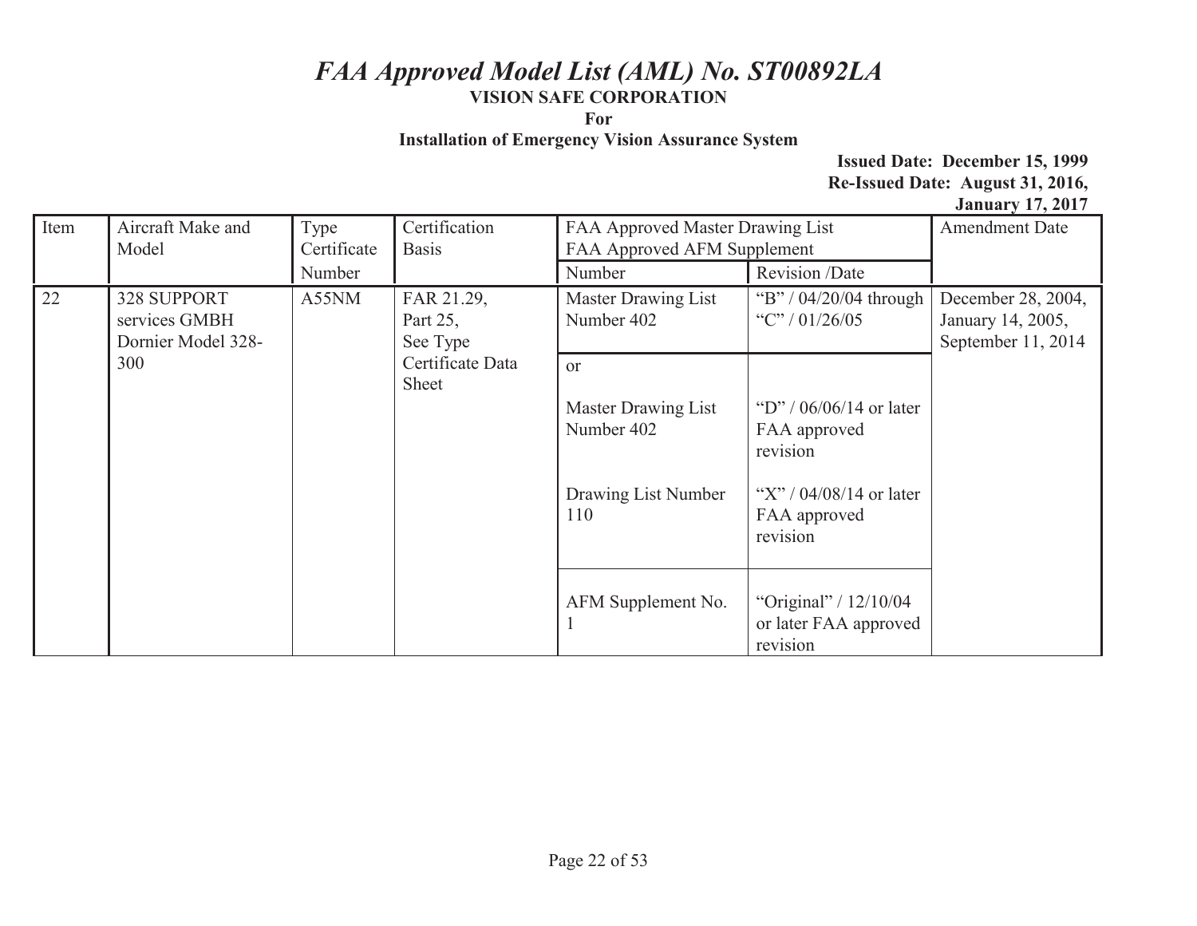# *FAA Approved Model List (AML) No. ST00892LA*

**VISION SAFE CORPORATION**

**For**

**Installation of Emergency Vision Assurance System**

**Issued Date: December 15, 1999**
**Re-Issued Date: August 31, 2016, January 17, 2017**

| Item | Aircraft Make and Model | Type Certificate Number | Certification Basis | FAA Approved Master Drawing List FAA Approved AFM Supplement | | Amendment Date |
|---|---|---|---|---|---|---|
| | | | | Number | Revision /Date | |
| 22 | 328 SUPPORT services GMBH Dornier Model 328-300 | A55NM | FAR 21.29, Part 25, See Type Certificate Data Sheet | Master Drawing List Number 402 | "B" / 04/20/04 through "C" / 01/26/05 | December 28, 2004, January 14, 2005, September 11, 2014 |
| | | | | or<br><br>Master Drawing List Number 402<br><br>Drawing List Number 110 | <br><br>"D" / 06/06/14 or later FAA approved revision<br><br>"X" / 04/08/14 or later FAA approved revision | |
| | | | | AFM Supplement No. 1 | "Original" / 12/10/04 or later FAA approved revision | |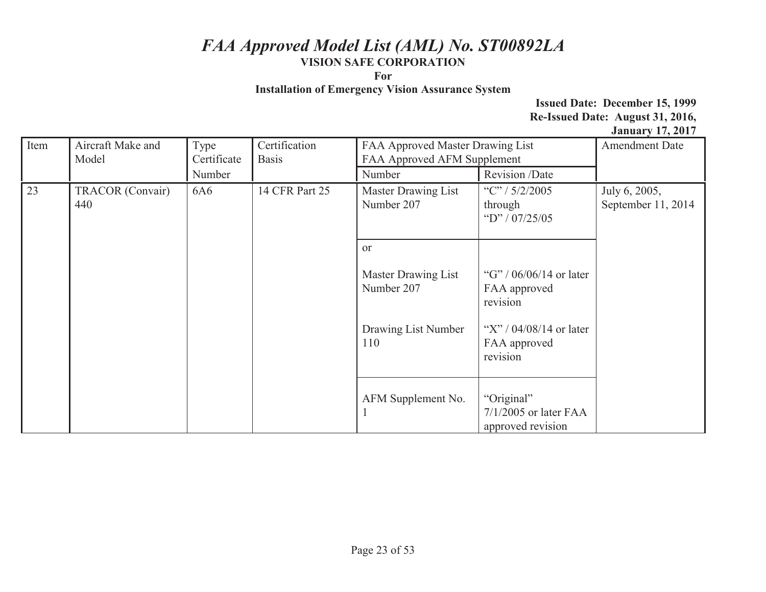# *FAA Approved Model List (AML) No. ST00892LA*

**VISION SAFE CORPORATION**

**For**

**Installation of Emergency Vision Assurance System**

**Issued Date: December 15, 1999**
**Re-Issued Date: August 31, 2016, January 17, 2017**

| Item | Aircraft Make and Model | Type Certificate Number | Certification Basis | FAA Approved Master Drawing List FAA Approved AFM Supplement | | Amendment Date |
|---|---|---|---|---|---|---|
| | | | | Number | Revision /Date | |
| 23 | TRACOR (Convair) 440 | 6A6 | 14 CFR Part 25 | Master Drawing List Number 207 | "C" / 5/2/2005 through "D" / 07/25/05 | July 6, 2005, September 11, 2014 |
| | | | | or<br><br>Master Drawing List Number 207 | "G" / 06/06/14 or later FAA approved revision | |
| | | | | Drawing List Number 110 | "X" / 04/08/14 or later FAA approved revision | |
| | | | | AFM Supplement No. 1 | "Original" 7/1/2005 or later FAA approved revision | |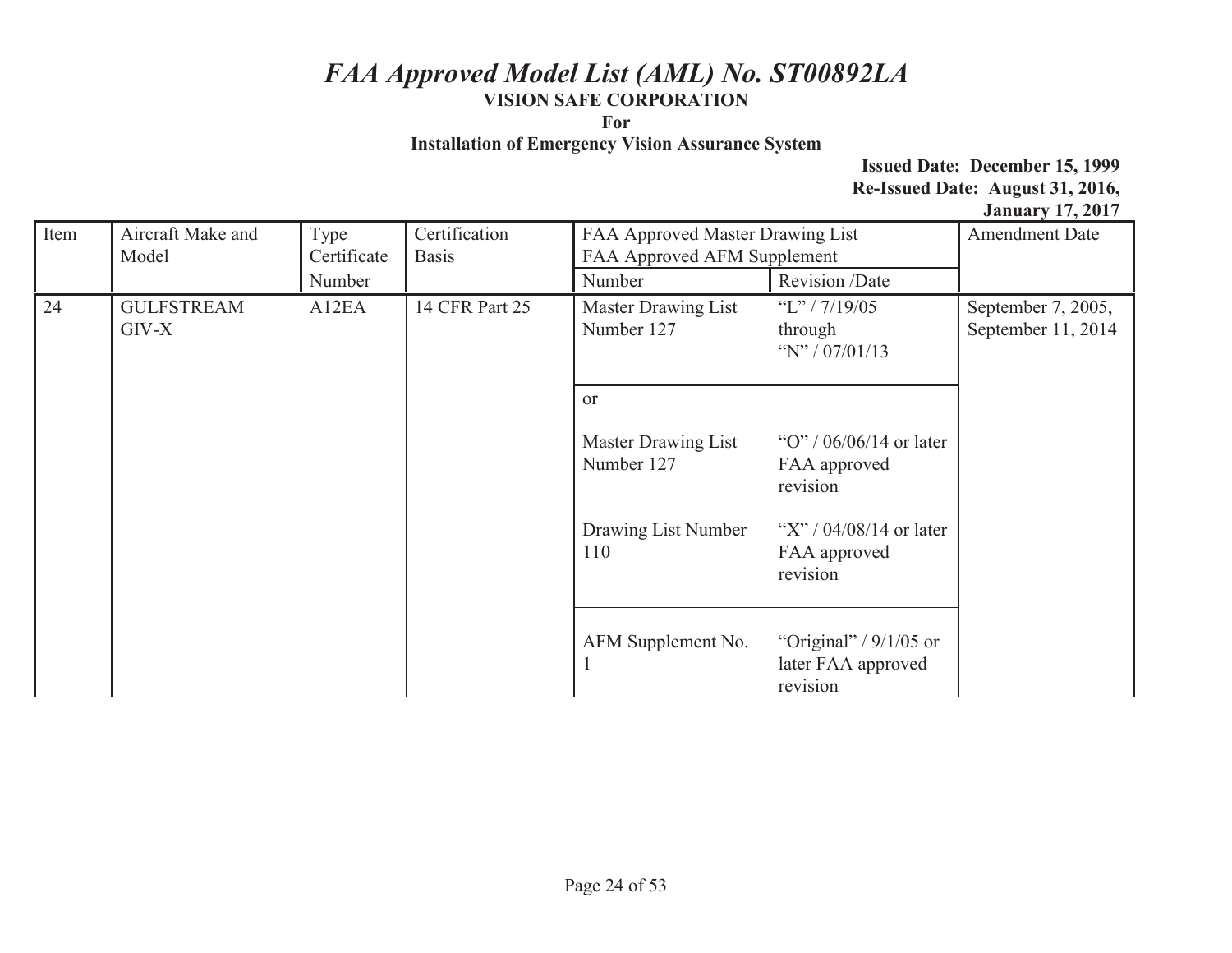# *FAA Approved Model List (AML) No. ST00892LA*

**VISION SAFE CORPORATION**

**For**

**Installation of Emergency Vision Assurance System**

**Issued Date: December 15, 1999**
**Re-Issued Date: August 31, 2016, January 17, 2017**

| Item | Aircraft Make and Model | Type Certificate Number | Certification Basis | FAA Approved Master Drawing List FAA Approved AFM Supplement | | Amendment Date |
|---|---|---|---|---|---|---|
| | | | | Number | Revision /Date | |
| 24 | GULFSTREAM GIV-X | A12EA | 14 CFR Part 25 | Master Drawing List Number 127 | "L" / 7/19/05 through "N" / 07/01/13 | September 7, 2005, September 11, 2014 |
| | | | | or<br><br>Master Drawing List Number 127 | "O" / 06/06/14 or later FAA approved revision | |
| | | | | Drawing List Number 110 | "X" / 04/08/14 or later FAA approved revision | |
| | | | | AFM Supplement No. 1 | "Original" / 9/1/05 or later FAA approved revision | |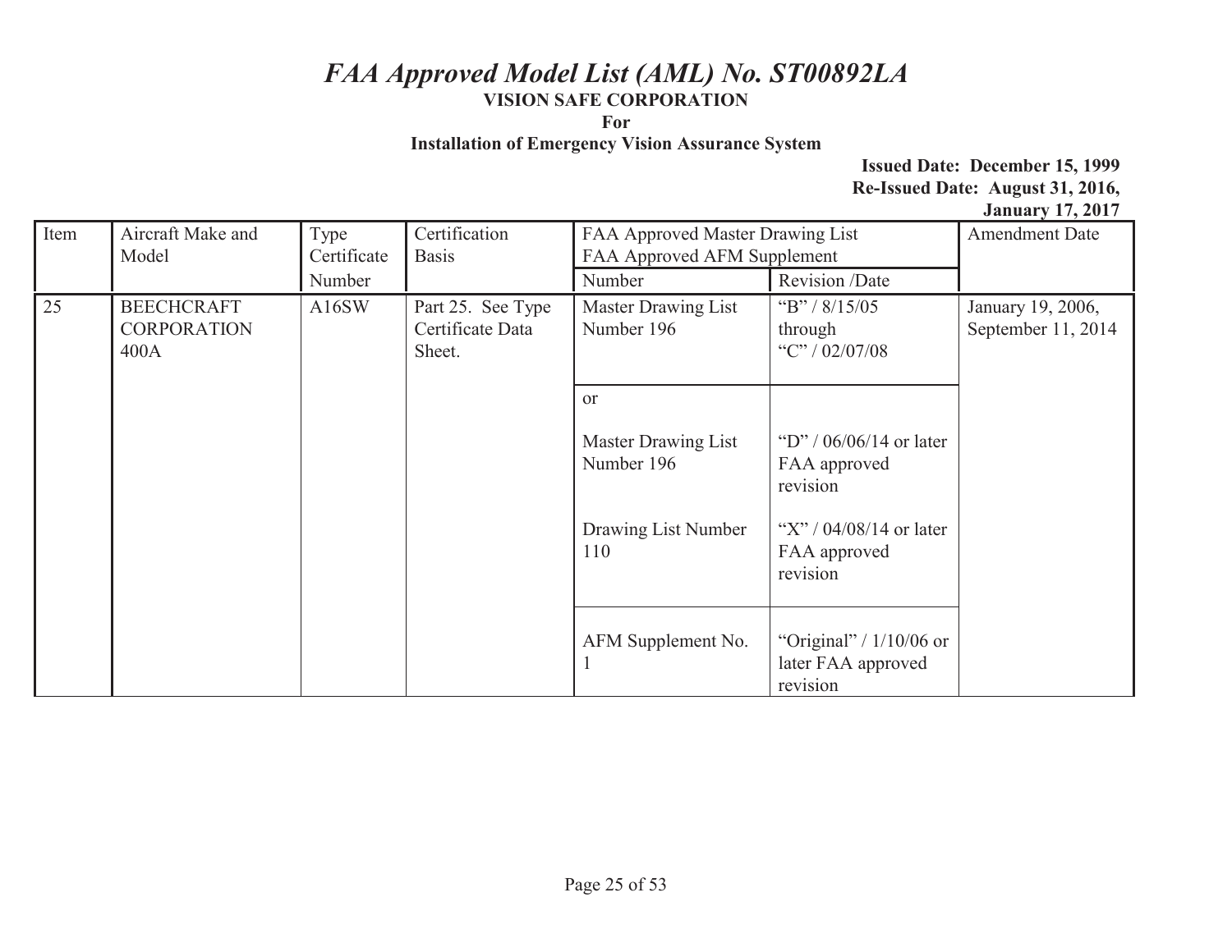# *FAA Approved Model List (AML) No. ST00892LA*

**VISION SAFE CORPORATION**

**For**

**Installation of Emergency Vision Assurance System**

**Issued Date: December 15, 1999**
**Re-Issued Date: August 31, 2016, January 17, 2017**

| Item | Aircraft Make and Model | Type Certificate Number | Certification Basis | FAA Approved Master Drawing List FAA Approved AFM Supplement | | Amendment Date |
|---|---|---|---|---|---|---|
| | | | | Number | Revision /Date | |
| 25 | BEECHCRAFT CORPORATION 400A | A16SW | Part 25. See Type Certificate Data Sheet. | Master Drawing List Number 196 | "B" / 8/15/05 through "C" / 02/07/08 | January 19, 2006, September 11, 2014 |
| | | | | or<br><br>Master Drawing List Number 196 | "D" / 06/06/14 or later FAA approved revision | |
| | | | | Drawing List Number 110 | "X" / 04/08/14 or later FAA approved revision | |
| | | | | AFM Supplement No. 1 | "Original" / 1/10/06 or later FAA approved revision | |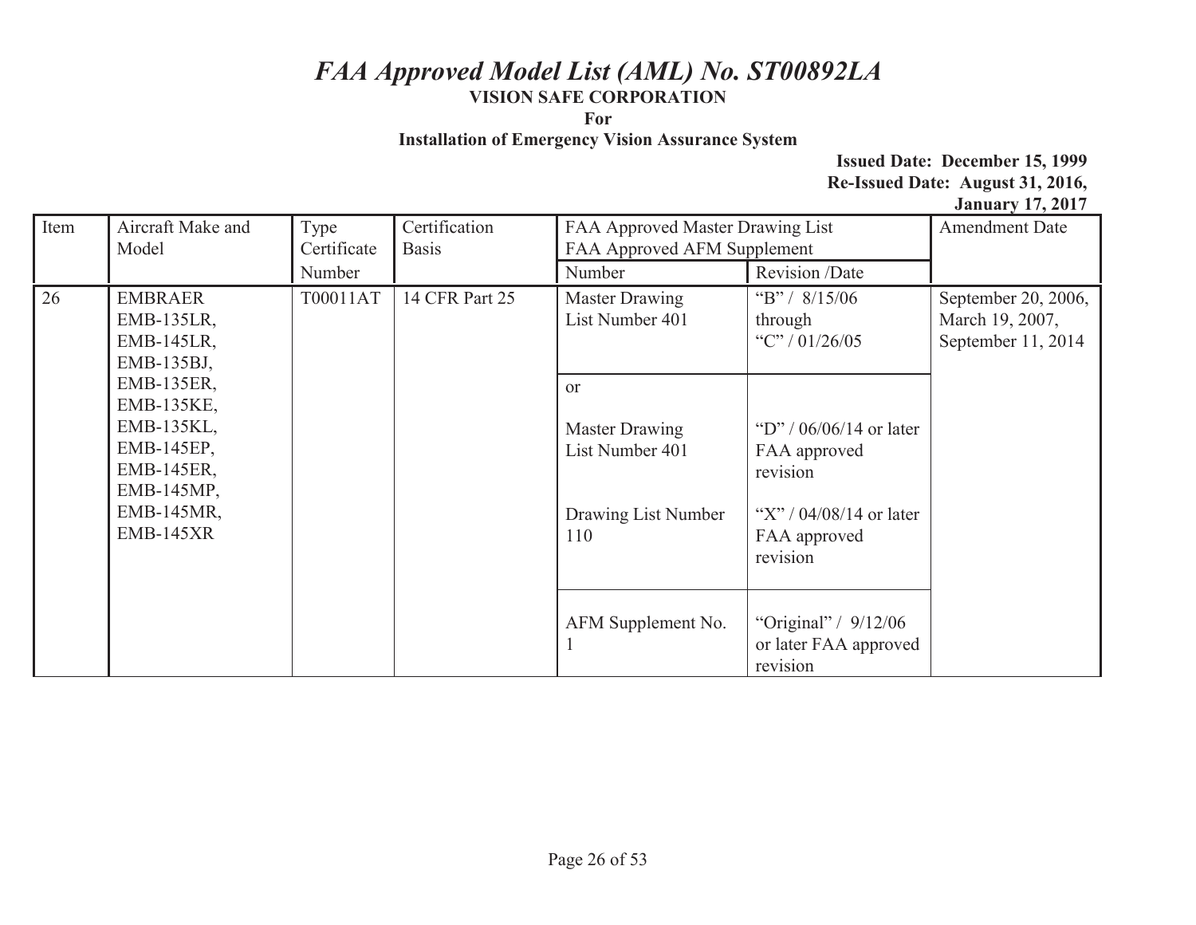# *FAA Approved Model List (AML) No. ST00892LA*

**VISION SAFE CORPORATION**

**For**

**Installation of Emergency Vision Assurance System**

**Issued Date: December 15, 1999**
**Re-Issued Date: August 31, 2016, January 17, 2017**

| Item | Aircraft Make and Model | Type Certificate Number | Certification Basis | FAA Approved Master Drawing List FAA Approved AFM Supplement | | Amendment Date |
|---|---|---|---|---|---|---|
| | | | | Number | Revision /Date | |
| 26 | EMBRAER EMB-135LR, EMB-145LR, EMB-135BJ, EMB-135ER, EMB-135KE, EMB-135KL, EMB-145EP, EMB-145ER, EMB-145MP, EMB-145MR, EMB-145XR | T00011AT | 14 CFR Part 25 | Master Drawing List Number 401 | "B" / 8/15/06 through "C" / 01/26/05 | September 20, 2006, March 19, 2007, September 11, 2014 |
| | | | | or<br><br>Master Drawing List Number 401<br><br>Drawing List Number 110 | "D" / 06/06/14 or later FAA approved revision<br><br>"X" / 04/08/14 or later FAA approved revision | |
| | | | | AFM Supplement No. 1 | "Original" / 9/12/06 or later FAA approved revision | |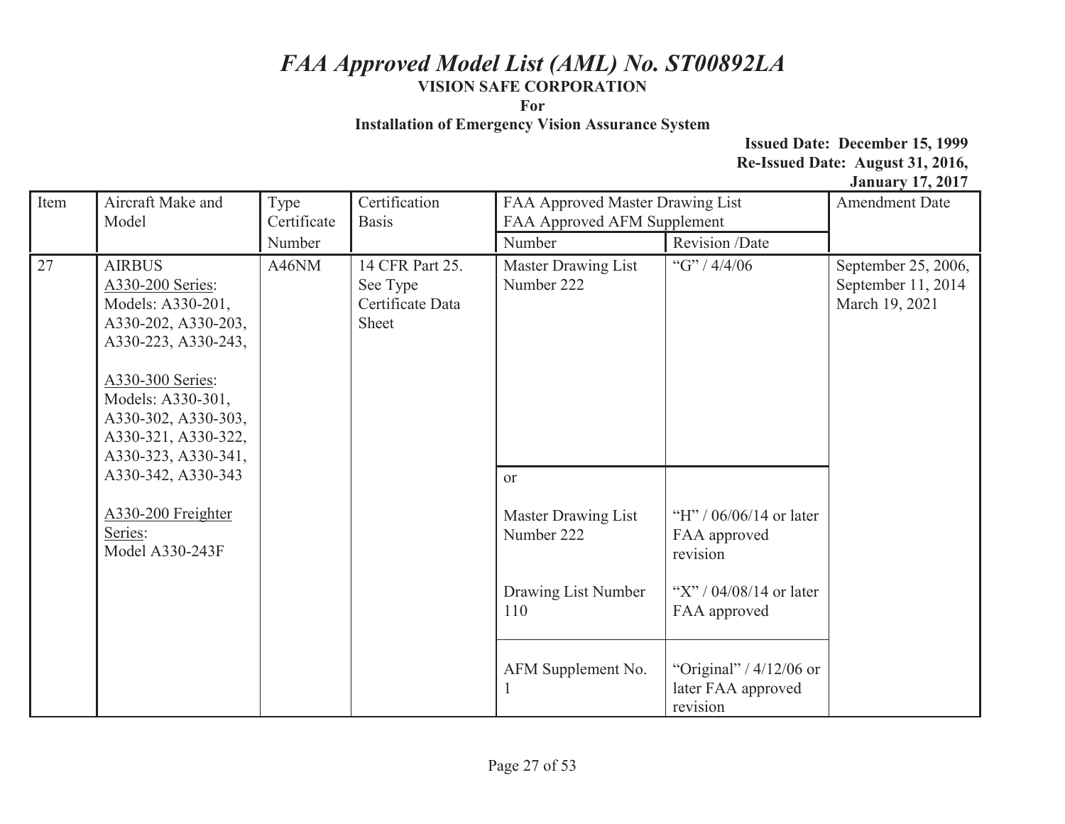# *FAA Approved Model List (AML) No. ST00892LA*

**VISION SAFE CORPORATION**

**For**

**Installation of Emergency Vision Assurance System**

**Issued Date: December 15, 1999**
**Re-Issued Date: August 31, 2016, January 17, 2017**

| Item | Aircraft Make and Model | Type Certificate Number | Certification Basis | FAA Approved Master Drawing List FAA Approved AFM Supplement | | Amendment Date |
|---|---|---|---|---|---|---|
| | | | | Number | Revision /Date | |
| 27 | AIRBUS<br>A330-200 Series:<br>Models: A330-201, A330-202, A330-203, A330-223, A330-243,<br><br>A330-300 Series:<br>Models: A330-301, A330-302, A330-303, A330-321, A330-322, A330-323, A330-341, A330-342, A330-343<br><br>A330-200 Freighter Series:<br>Model A330-243F | A46NM | 14 CFR Part 25. See Type Certificate Data Sheet | Master Drawing List Number 222 | "G" / 4/4/06 | September 25, 2006, September 11, 2014 March 19, 2021 |
| | | | | or<br><br>Master Drawing List Number 222 | "H" / 06/06/14 or later FAA approved revision | |
| | | | | Drawing List Number 110 | "X" / 04/08/14 or later FAA approved | |
| | | | | AFM Supplement No. 1 | "Original" / 4/12/06 or later FAA approved revision | |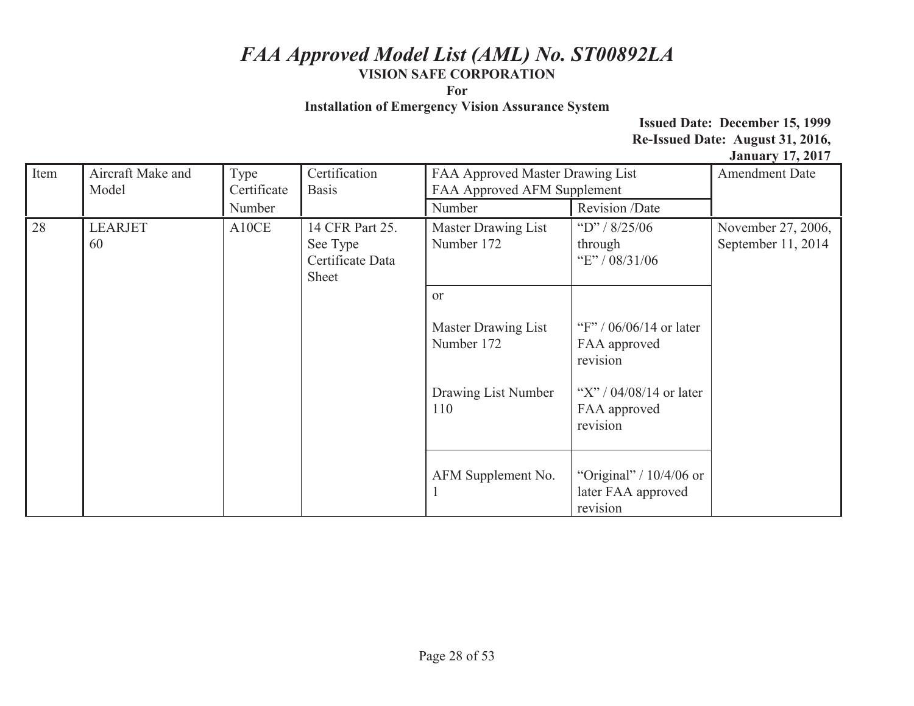# *FAA Approved Model List (AML) No. ST00892LA*

**VISION SAFE CORPORATION**

**For**

**Installation of Emergency Vision Assurance System**

**Issued Date: December 15, 1999**
**Re-Issued Date: August 31, 2016, January 17, 2017**

| Item | Aircraft Make and Model | Type Certificate Number | Certification Basis | FAA Approved Master Drawing List FAA Approved AFM Supplement | | Amendment Date |
|---|---|---|---|---|---|---|
| | | | | Number | Revision /Date | |
| 28 | LEARJET 60 | A10CE | 14 CFR Part 25. See Type Certificate Data Sheet | Master Drawing List Number 172 | "D" / 8/25/06 through "E" / 08/31/06 | November 27, 2006, September 11, 2014 |
| | | | | or | | |
| | | | | Master Drawing List Number 172 | "F" / 06/06/14 or later FAA approved revision | |
| | | | | Drawing List Number 110 | "X" / 04/08/14 or later FAA approved revision | |
| | | | | AFM Supplement No. 1 | "Original" / 10/4/06 or later FAA approved revision | |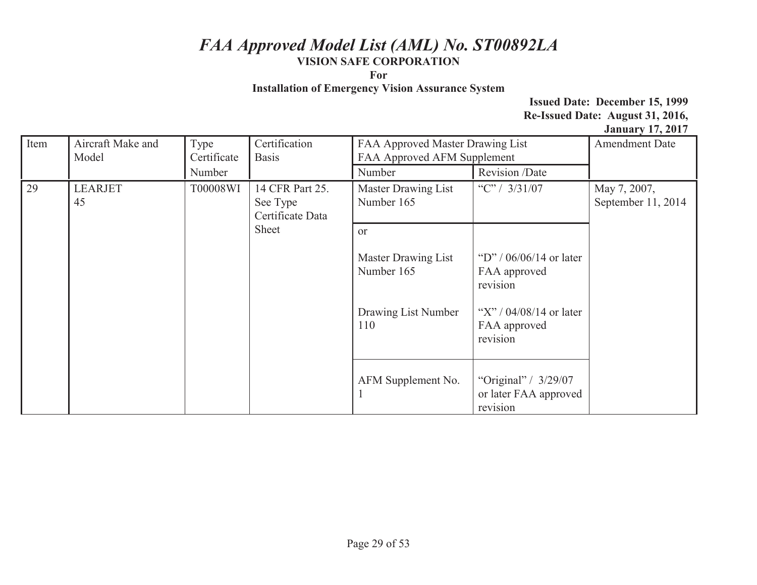# *FAA Approved Model List (AML) No. ST00892LA*

**VISION SAFE CORPORATION**

**For**

**Installation of Emergency Vision Assurance System**

**Issued Date: December 15, 1999**
**Re-Issued Date: August 31, 2016, January 17, 2017**

| Item | Aircraft Make and Model | Type Certificate Number | Certification Basis | FAA Approved Master Drawing List FAA Approved AFM Supplement | | Amendment Date |
|---|---|---|---|---|---|---|
| | | | | Number | Revision /Date | |
| 29 | LEARJET 45 | T00008WI | 14 CFR Part 25. See Type Certificate Data Sheet | Master Drawing List Number 165 | "C" / 3/31/07 | May 7, 2007, September 11, 2014 |
| | | | | or | | |
| | | | | Master Drawing List Number 165 | "D" / 06/06/14 or later FAA approved revision | |
| | | | | Drawing List Number 110 | "X" / 04/08/14 or later FAA approved revision | |
| | | | | AFM Supplement No. 1 | "Original" / 3/29/07 or later FAA approved revision | |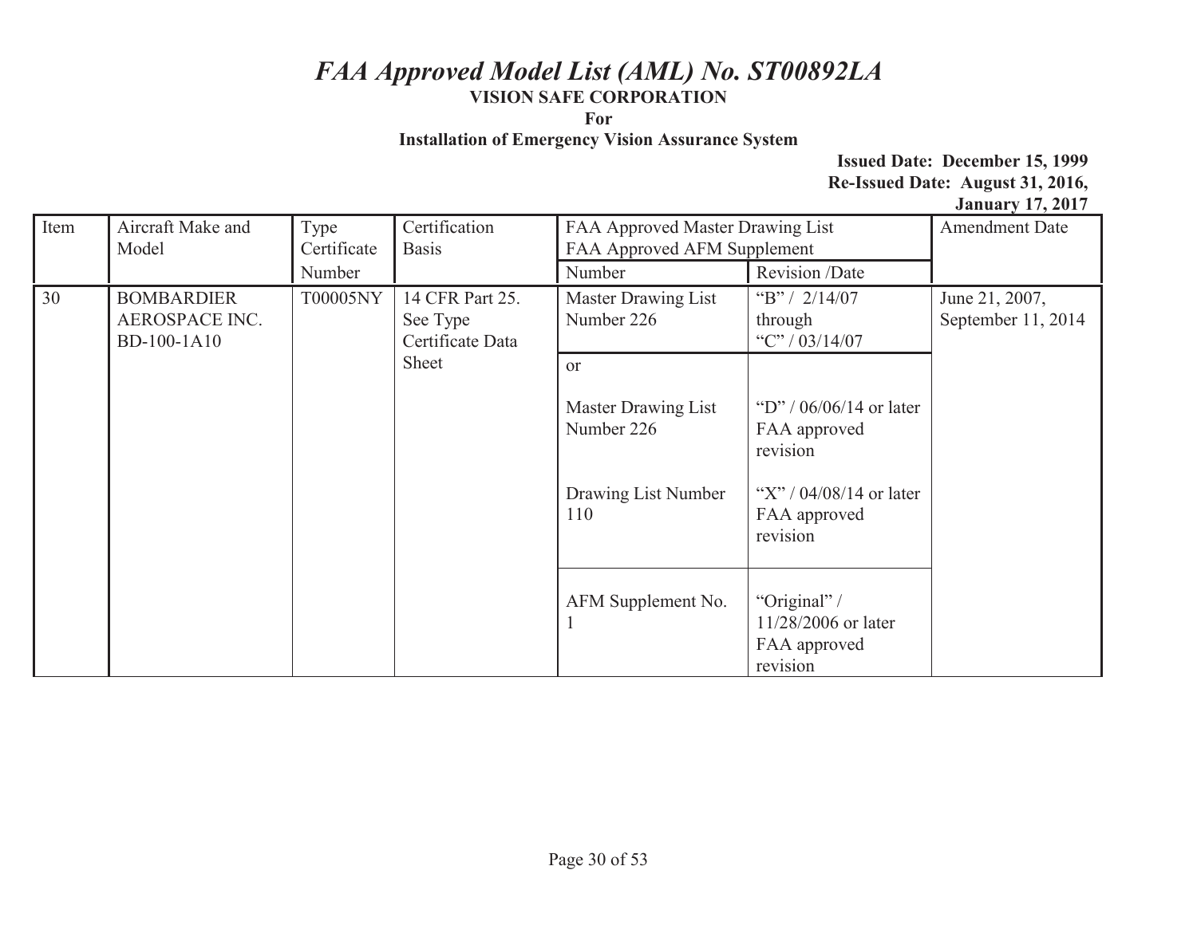# *FAA Approved Model List (AML) No. ST00892LA*

**VISION SAFE CORPORATION**

**For**

**Installation of Emergency Vision Assurance System**

**Issued Date: December 15, 1999**
**Re-Issued Date: August 31, 2016,**
**January 17, 2017**

| Item | Aircraft Make and Model | Type Certificate Number | Certification Basis | FAA Approved Master Drawing List FAA Approved AFM Supplement | | Amendment Date |
|---|---|---|---|---|---|---|
| | | | | Number | Revision /Date | |
| 30 | BOMBARDIER AEROSPACE INC. BD-100-1A10 | T00005NY | 14 CFR Part 25. See Type Certificate Data Sheet | Master Drawing List Number 226 | "B" / 2/14/07 through "C" / 03/14/07 | June 21, 2007, September 11, 2014 |
| | | | | or<br><br>Master Drawing List Number 226<br><br>Drawing List Number 110 | <br><br>"D" / 06/06/14 or later FAA approved revision<br><br>"X" / 04/08/14 or later FAA approved revision | |
| | | | | AFM Supplement No. 1 | "Original" / 11/28/2006 or later FAA approved revision | |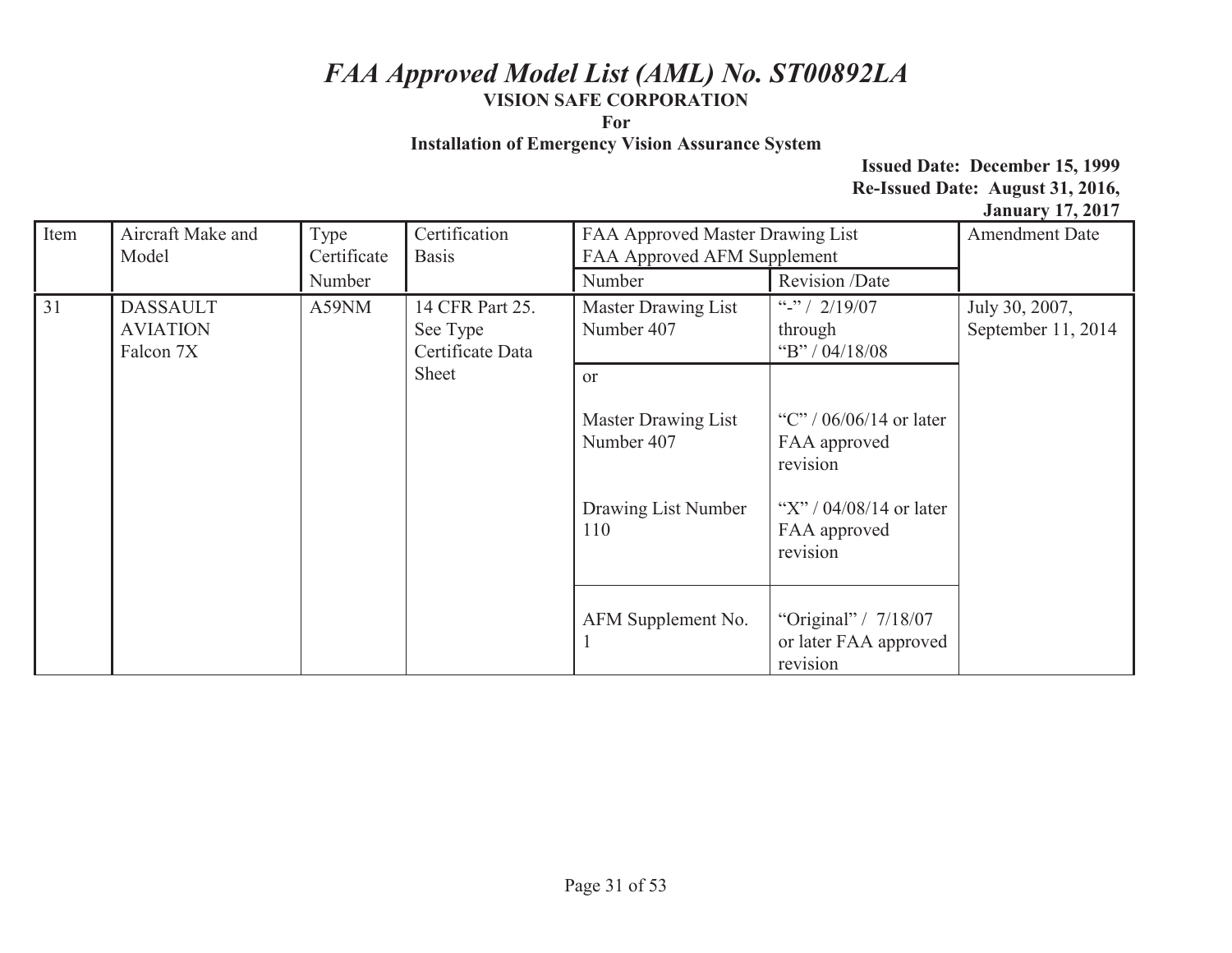# *FAA Approved Model List (AML) No. ST00892LA*

**VISION SAFE CORPORATION**

**For**

**Installation of Emergency Vision Assurance System**

**Issued Date: December 15, 1999**
**Re-Issued Date: August 31, 2016, January 17, 2017**

| Item | Aircraft Make and Model | Type Certificate Number | Certification Basis | FAA Approved Master Drawing List FAA Approved AFM Supplement | | Amendment Date |
|---|---|---|---|---|---|---|
| | | | | Number | Revision /Date | |
| 31 | DASSAULT AVIATION Falcon 7X | A59NM | 14 CFR Part 25. See Type Certificate Data Sheet | Master Drawing List Number 407 | "-" / 2/19/07 through "B" / 04/18/08 | July 30, 2007, September 11, 2014 |
| | | | | or | | |
| | | | | Master Drawing List Number 407 | "C" / 06/06/14 or later FAA approved revision | |
| | | | | Drawing List Number 110 | "X" / 04/08/14 or later FAA approved revision | |
| | | | | AFM Supplement No. 1 | "Original" / 7/18/07 or later FAA approved revision | |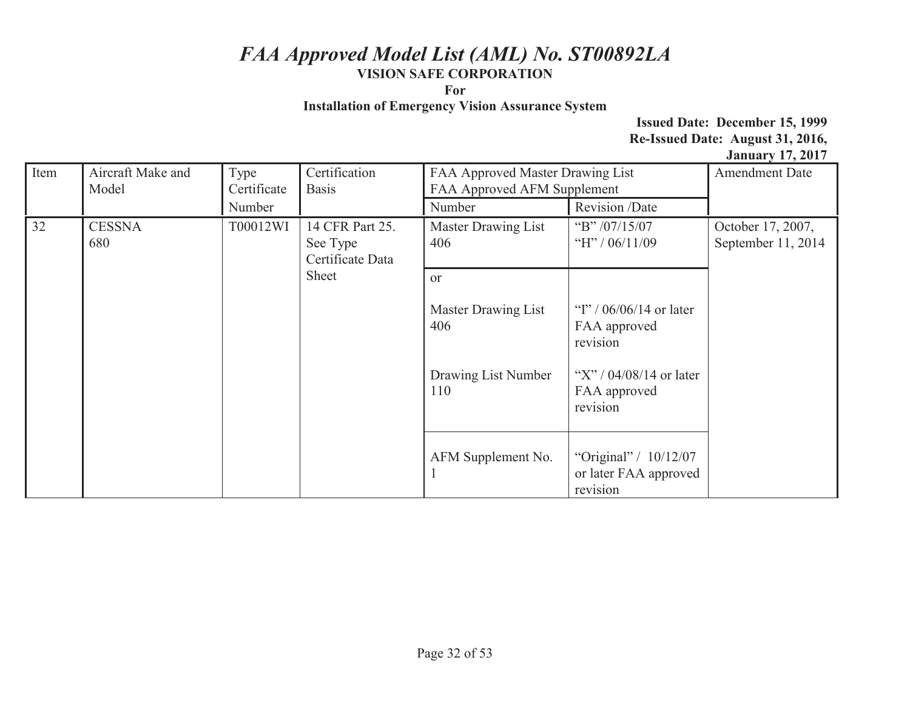# *FAA Approved Model List (AML) No. ST00892LA*

**VISION SAFE CORPORATION**

**For**

**Installation of Emergency Vision Assurance System**

**Issued Date: December 15, 1999**
**Re-Issued Date: August 31, 2016, January 17, 2017**

| Item | Aircraft Make and Model | Type Certificate Number | Certification Basis | FAA Approved Master Drawing List FAA Approved AFM Supplement | | Amendment Date |
|---|---|---|---|---|---|---|
| | | | | Number | Revision /Date | |
| 32 | CESSNA 680 | T00012WI | 14 CFR Part 25. See Type Certificate Data Sheet | Master Drawing List 406 | "B" /07/15/07 "H" / 06/11/09 | October 17, 2007, September 11, 2014 |
| | | | | or Master Drawing List 406 | "I" / 06/06/14 or later FAA approved revision | |
| | | | | Drawing List Number 110 | "X" / 04/08/14 or later FAA approved revision | |
| | | | | AFM Supplement No. 1 | "Original" / 10/12/07 or later FAA approved revision | |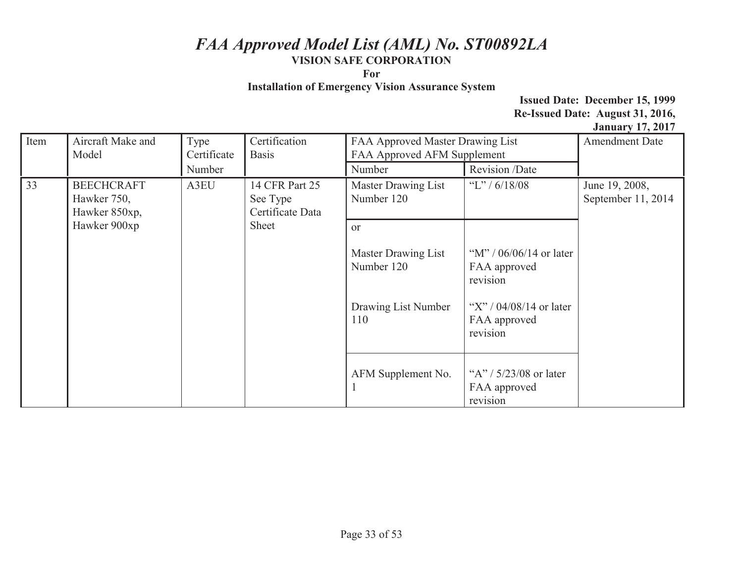# *FAA Approved Model List (AML) No. ST00892LA*

**VISION SAFE CORPORATION**

**For**

**Installation of Emergency Vision Assurance System**

**Issued Date: December 15, 1999**
**Re-Issued Date: August 31, 2016, January 17, 2017**

| Item | Aircraft Make and Model | Type Certificate Number | Certification Basis | FAA Approved Master Drawing List FAA Approved AFM Supplement | | Amendment Date |
|---|---|---|---|---|---|---|
| | | | | Number | Revision /Date | |
| 33 | BEECHCRAFT Hawker 750, Hawker 850xp, Hawker 900xp | A3EU | 14 CFR Part 25 See Type Certificate Data Sheet | Master Drawing List Number 120 | "L" / 6/18/08 | June 19, 2008, September 11, 2014 |
| | | | | or | | |
| | | | | Master Drawing List Number 120 | "M" / 06/06/14 or later FAA approved revision | |
| | | | | Drawing List Number 110 | "X" / 04/08/14 or later FAA approved revision | |
| | | | | AFM Supplement No. 1 | "A" / 5/23/08 or later FAA approved revision | |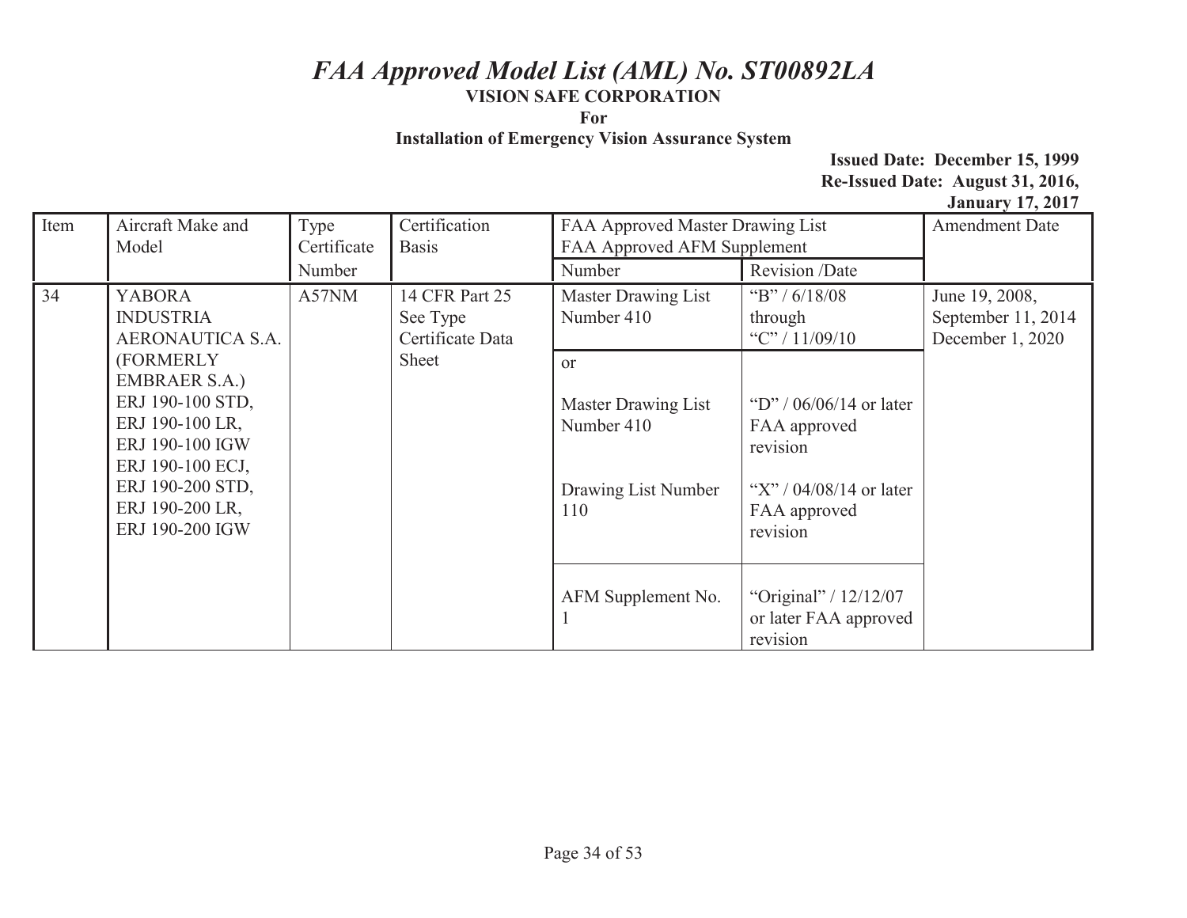# *FAA Approved Model List (AML) No. ST00892LA*

**VISION SAFE CORPORATION**

**For**

**Installation of Emergency Vision Assurance System**

**Issued Date: December 15, 1999**
**Re-Issued Date: August 31, 2016, January 17, 2017**

| Item | Aircraft Make and Model | Type Certificate Number | Certification Basis | FAA Approved Master Drawing List FAA Approved AFM Supplement | | Amendment Date |
|---|---|---|---|---|---|---|
| | | | | Number | Revision /Date | |
| 34 | YABORA INDUSTRIA AERONAUTICA S.A. (FORMERLY EMBRAER S.A.) ERJ 190-100 STD, ERJ 190-100 LR, ERJ 190-100 IGW ERJ 190-100 ECJ, ERJ 190-200 STD, ERJ 190-200 LR, ERJ 190-200 IGW | A57NM | 14 CFR Part 25 See Type Certificate Data Sheet | Master Drawing List Number 410 | "B" / 6/18/08 through "C" / 11/09/10 | June 19, 2008, September 11, 2014 December 1, 2020 |
| | | | | or<br><br>Master Drawing List Number 410<br><br>Drawing List Number 110 | <br><br>"D" / 06/06/14 or later FAA approved revision<br><br>"X" / 04/08/14 or later FAA approved revision | |
| | | | | AFM Supplement No. 1 | "Original" / 12/12/07 or later FAA approved revision | |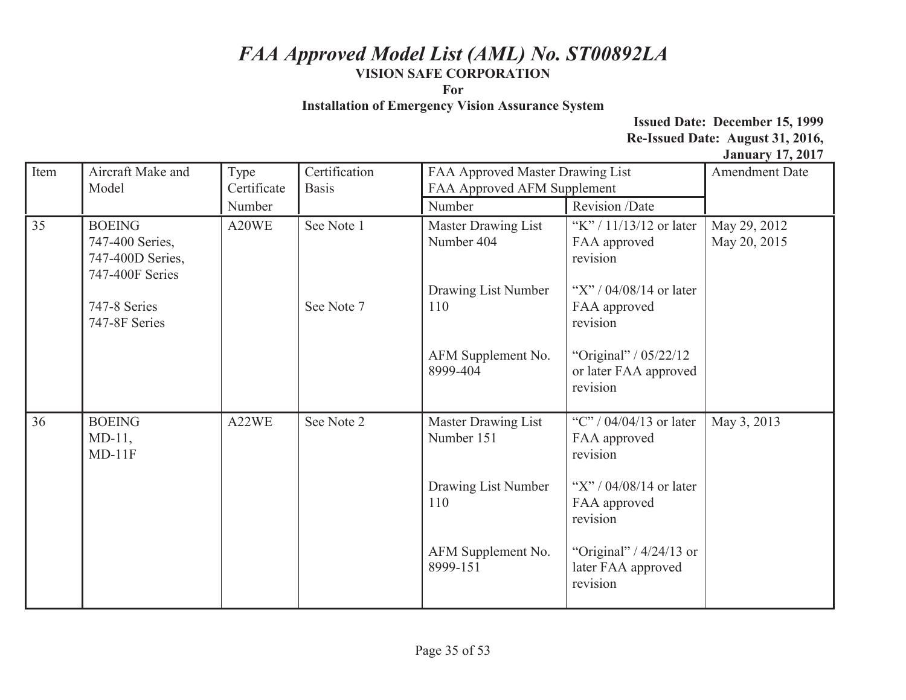# *FAA Approved Model List (AML) No. ST00892LA*

**VISION SAFE CORPORATION**

**For**

**Installation of Emergency Vision Assurance System**

**Issued Date: December 15, 1999**
**Re-Issued Date: August 31, 2016,**
**January 17, 2017**

| Item | Aircraft Make and Model | Type Certificate Number | Certification Basis | FAA Approved Master Drawing List FAA Approved AFM Supplement | | Amendment Date |
|---|---|---|---|---|---|---|
| | | | | Number | Revision /Date | |
| 35 | BOEING<br>747-400 Series,<br>747-400D Series,<br>747-400F Series<br><br>747-8 Series<br>747-8F Series | A20WE | See Note 1<br><br><br><br>See Note 7 | Master Drawing List Number 404<br><br>Drawing List Number 110<br><br>AFM Supplement No. 8999-404 | "K" / 11/13/12 or later FAA approved revision<br><br>"X" / 04/08/14 or later FAA approved revision<br><br>"Original" / 05/22/12 or later FAA approved revision | May 29, 2012<br>May 20, 2015 |
| 36 | BOEING<br>MD-11,<br>MD-11F | A22WE | See Note 2 | Master Drawing List Number 151<br><br>Drawing List Number 110<br><br>AFM Supplement No. 8999-151 | "C" / 04/04/13 or later FAA approved revision<br><br>"X" / 04/08/14 or later FAA approved revision<br><br>"Original" / 4/24/13 or later FAA approved revision | May 3, 2013 |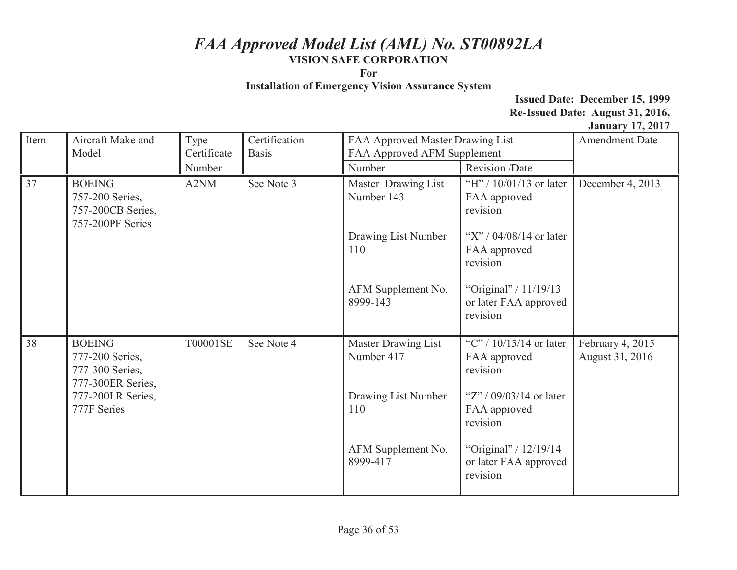# *FAA Approved Model List (AML) No. ST00892LA*

**VISION SAFE CORPORATION**

**For**

**Installation of Emergency Vision Assurance System**

**Issued Date: December 15, 1999**
**Re-Issued Date: August 31, 2016, January 17, 2017**

| Item | Aircraft Make and Model | Type Certificate Number | Certification Basis | FAA Approved Master Drawing List FAA Approved AFM Supplement | | Amendment Date |
|---|---|---|---|---|---|---|
| | | | | Number | Revision /Date | |
| 37 | BOEING<br>757-200 Series,<br>757-200CB Series,<br>757-200PF Series | A2NM | See Note 3 | Master Drawing List Number 143<br><br>Drawing List Number 110<br><br>AFM Supplement No. 8999-143 | "H" / 10/01/13 or later FAA approved revision<br><br>"X" / 04/08/14 or later FAA approved revision<br><br>"Original" / 11/19/13 or later FAA approved revision | December 4, 2013 |
| 38 | BOEING<br>777-200 Series,<br>777-300 Series,<br>777-300ER Series,<br>777-200LR Series,<br>777F Series | T00001SE | See Note 4 | Master Drawing List Number 417<br><br>Drawing List Number 110<br><br>AFM Supplement No. 8999-417 | "C" / 10/15/14 or later FAA approved revision<br><br>"Z" / 09/03/14 or later FAA approved revision<br><br>"Original" / 12/19/14 or later FAA approved revision | February 4, 2015<br>August 31, 2016 |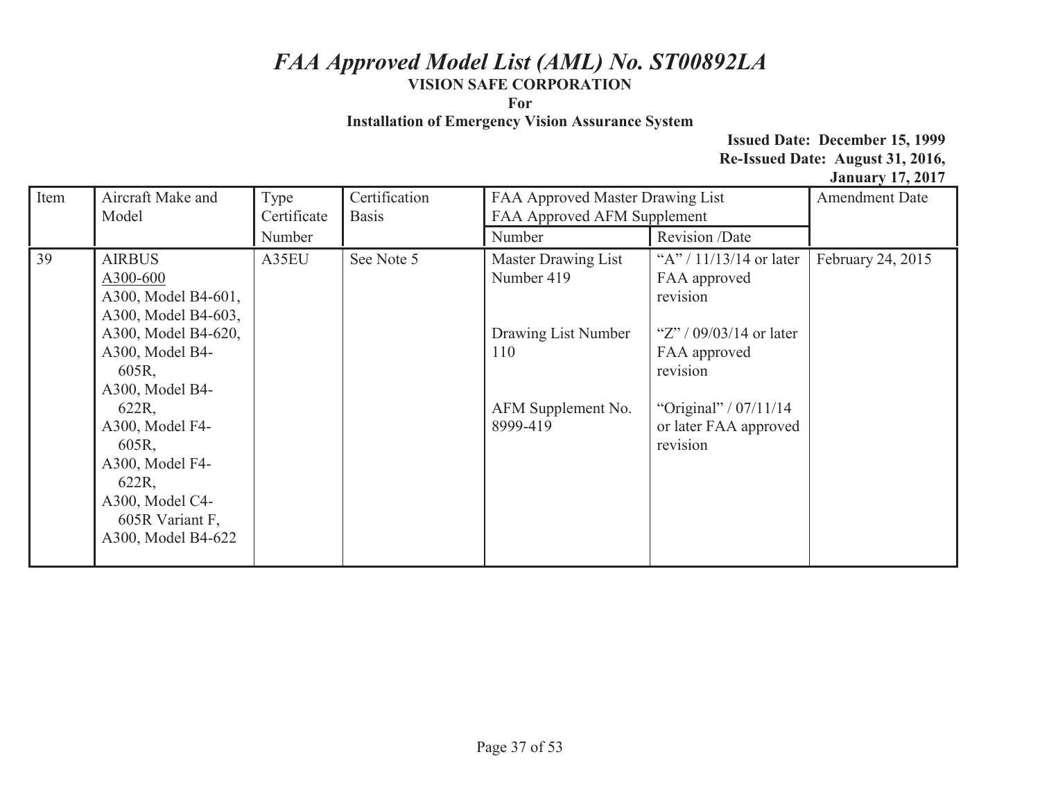# *FAA Approved Model List (AML) No. ST00892LA*

**VISION SAFE CORPORATION**

**For**

**Installation of Emergency Vision Assurance System**

**Issued Date: December 15, 1999**
**Re-Issued Date: August 31, 2016, January 17, 2017**

| Item | Aircraft Make and Model | Type Certificate Number | Certification Basis | FAA Approved Master Drawing List FAA Approved AFM Supplement | | Amendment Date |
|---|---|---|---|---|---|---|
| | | | | Number | Revision /Date | |
| 39 | AIRBUS<br>A300-600<br>A300, Model B4-601,<br>A300, Model B4-603,<br>A300, Model B4-620,<br>A300, Model B4-605R,<br>A300, Model B4-622R,<br>A300, Model F4-605R,<br>A300, Model F4-622R,<br>A300, Model C4-605R Variant F,<br>A300, Model B4-622 | A35EU | See Note 5 | Master Drawing List Number 419<br><br>Drawing List Number 110<br><br>AFM Supplement No. 8999-419 | "A" / 11/13/14 or later FAA approved revision<br><br>"Z" / 09/03/14 or later FAA approved revision<br><br>"Original" / 07/11/14 or later FAA approved revision | February 24, 2015 |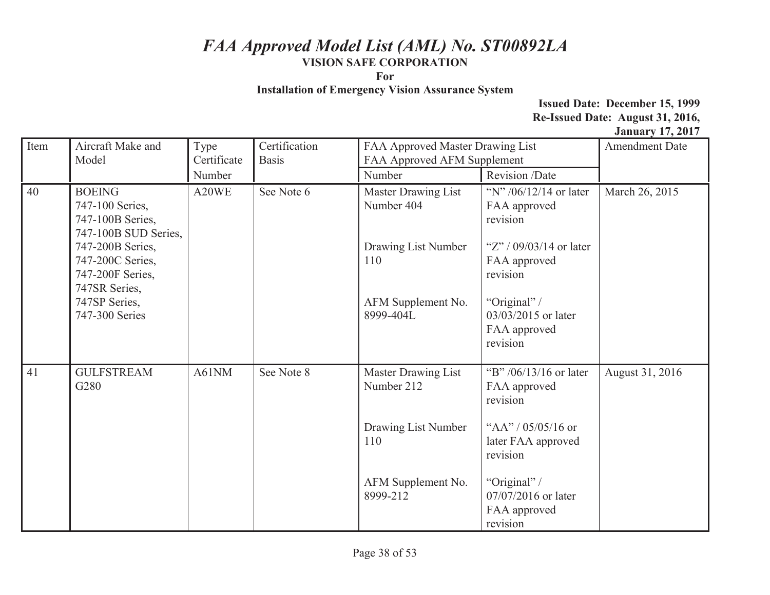# *FAA Approved Model List (AML) No. ST00892LA*

**VISION SAFE CORPORATION**

**For**

**Installation of Emergency Vision Assurance System**

**Issued Date: December 15, 1999**
**Re-Issued Date: August 31, 2016,**
**January 17, 2017**

| Item | Aircraft Make and Model | Type Certificate Number | Certification Basis | FAA Approved Master Drawing List FAA Approved AFM Supplement | | Amendment Date |
|---|---|---|---|---|---|---|
| | | | | Number | Revision /Date | |
| 40 | BOEING<br>747-100 Series,<br>747-100B Series,<br>747-100B SUD Series,<br>747-200B Series,<br>747-200C Series,<br>747-200F Series,<br>747SR Series,<br>747SP Series,<br>747-300 Series | A20WE | See Note 6 | Master Drawing List Number 404<br><br>Drawing List Number 110<br><br>AFM Supplement No. 8999-404L | "N" /06/12/14 or later FAA approved revision<br><br>"Z" / 09/03/14 or later FAA approved revision<br><br>"Original" / 03/03/2015 or later FAA approved revision | March 26, 2015 |
| 41 | GULFSTREAM<br>G280 | A61NM | See Note 8 | Master Drawing List Number 212<br><br>Drawing List Number 110<br><br>AFM Supplement No. 8999-212 | "B" /06/13/16 or later FAA approved revision<br><br>"AA" / 05/05/16 or later FAA approved revision<br><br>"Original" / 07/07/2016 or later FAA approved revision | August 31, 2016 |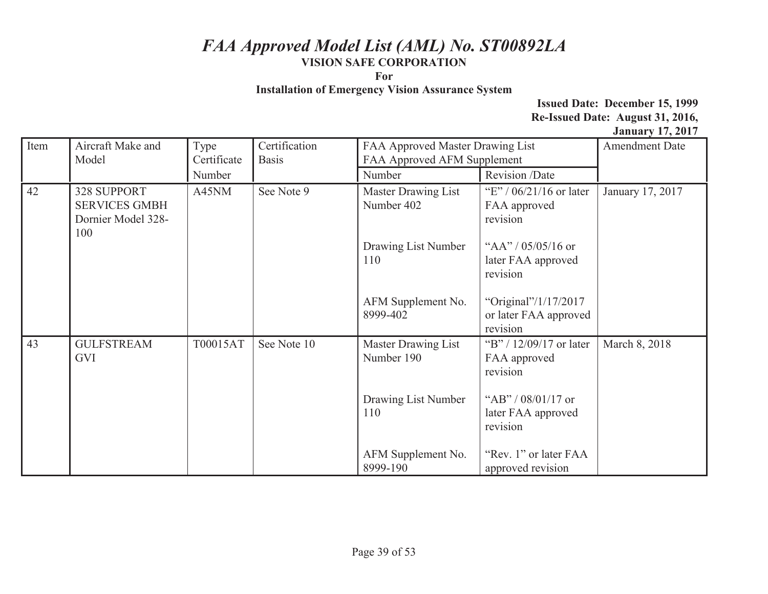# *FAA Approved Model List (AML) No. ST00892LA*

**VISION SAFE CORPORATION**

**For**

**Installation of Emergency Vision Assurance System**

**Issued Date: December 15, 1999**
**Re-Issued Date: August 31, 2016, January 17, 2017**

| Item | Aircraft Make and Model | Type Certificate Number | Certification Basis | FAA Approved Master Drawing List FAA Approved AFM Supplement | | Amendment Date |
|---|---|---|---|---|---|---|
| | | | | Number | Revision /Date | |
| 42 | 328 SUPPORT SERVICES GMBH Dornier Model 328-100 | A45NM | See Note 9 | Master Drawing List Number 402<br><br>Drawing List Number 110<br><br>AFM Supplement No. 8999-402 | "E" / 06/21/16 or later FAA approved revision<br><br>"AA" / 05/05/16 or later FAA approved revision<br><br>"Original"/1/17/2017 or later FAA approved revision | January 17, 2017 |
| 43 | GULFSTREAM GVI | T00015AT | See Note 10 | Master Drawing List Number 190<br><br>Drawing List Number 110<br><br>AFM Supplement No. 8999-190 | "B" / 12/09/17 or later FAA approved revision<br><br>"AB" / 08/01/17 or later FAA approved revision<br><br>"Rev. 1" or later FAA approved revision | March 8, 2018 |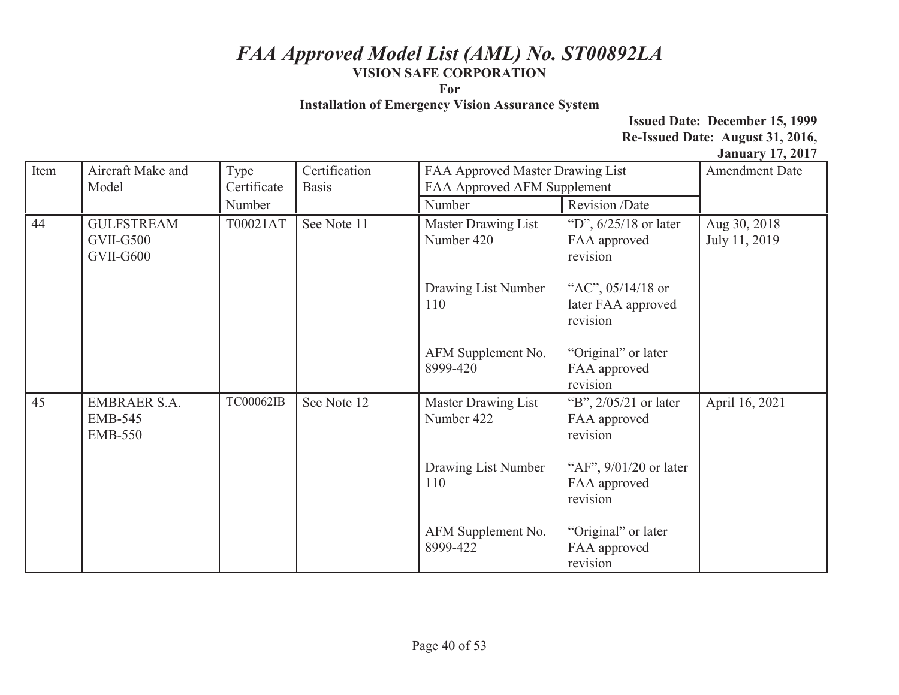# *FAA Approved Model List (AML) No. ST00892LA*

**VISION SAFE CORPORATION**

**For**

**Installation of Emergency Vision Assurance System**

**Issued Date: December 15, 1999**
**Re-Issued Date: August 31, 2016, January 17, 2017**

| Item | Aircraft Make and Model | Type Certificate Number | Certification Basis | FAA Approved Master Drawing List FAA Approved AFM Supplement | | Amendment Date |
|---|---|---|---|---|---|---|
| | | | | Number | Revision /Date | |
| 44 | GULFSTREAM GVII-G500 GVII-G600 | T00021AT | See Note 11 | Master Drawing List Number 420 | "D", 6/25/18 or later FAA approved revision | Aug 30, 2018 July 11, 2019 |
| | | | | Drawing List Number 110 | "AC", 05/14/18 or later FAA approved revision | |
| | | | | AFM Supplement No. 8999-420 | "Original" or later FAA approved revision | |
| 45 | EMBRAER S.A. EMB-545 EMB-550 | TC00062IB | See Note 12 | Master Drawing List Number 422 | "B", 2/05/21 or later FAA approved revision | April 16, 2021 |
| | | | | Drawing List Number 110 | "AF", 9/01/20 or later FAA approved revision | |
| | | | | AFM Supplement No. 8999-422 | "Original" or later FAA approved revision | |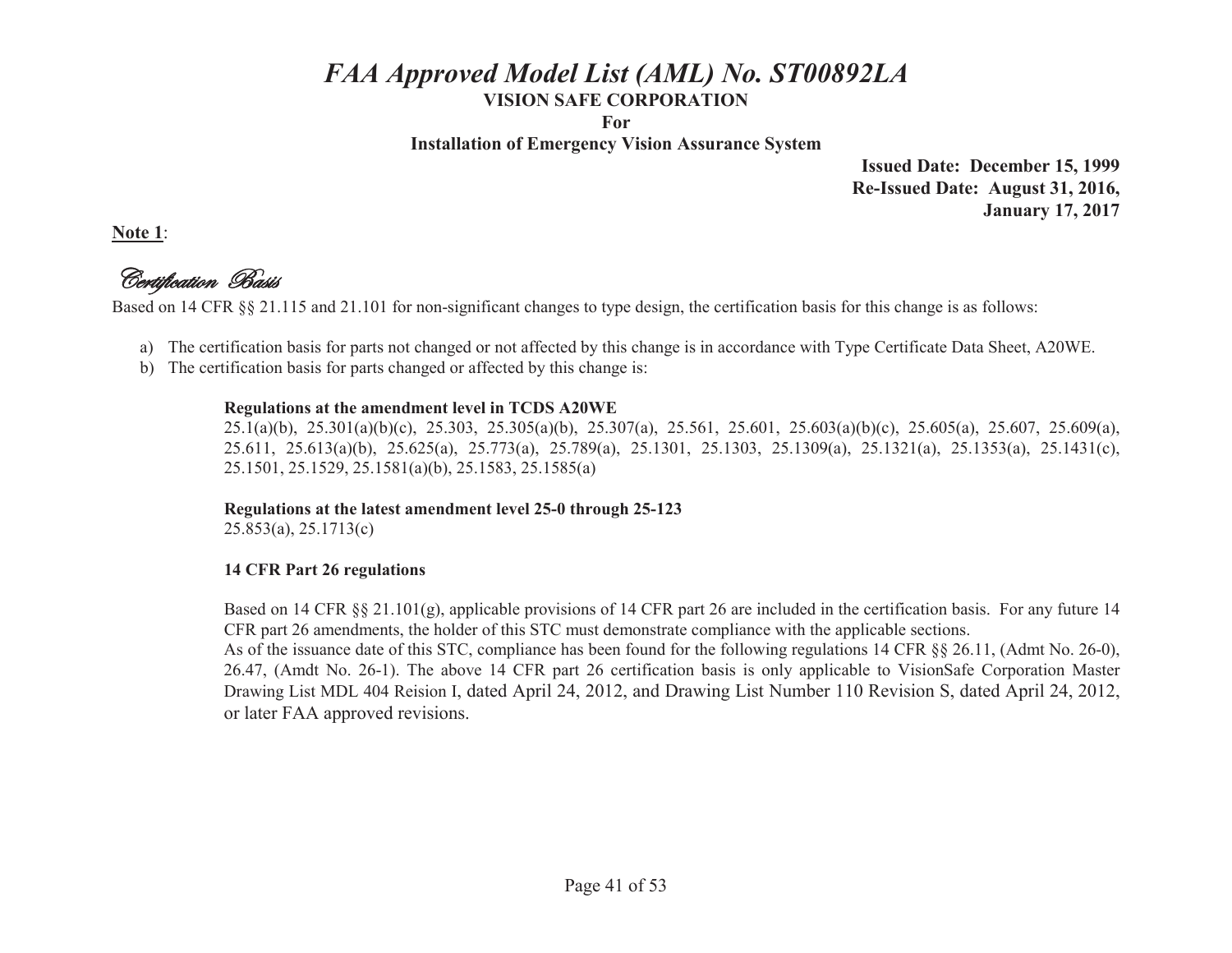# *FAA Approved Model List (AML) No. ST00892LA*

**VISION SAFE CORPORATION**

**For**

**Installation of Emergency Vision Assurance System**

**Issued Date: December 15, 1999**
**Re-Issued Date: August 31, 2016,**
**January 17, 2017**

**Note 1**:

## *Certification Basis*

Based on 14 CFR §§ 21.115 and 21.101 for non-significant changes to type design, the certification basis for this change is as follows:

a) The certification basis for parts not changed or not affected by this change is in accordance with Type Certificate Data Sheet, A20WE.
b) The certification basis for parts changed or affected by this change is:

**Regulations at the amendment level in TCDS A20WE**

25.1(a)(b), 25.301(a)(b)(c), 25.303, 25.305(a)(b), 25.307(a), 25.561, 25.601, 25.603(a)(b)(c), 25.605(a), 25.607, 25.609(a), 25.611, 25.613(a)(b), 25.625(a), 25.773(a), 25.789(a), 25.1301, 25.1303, 25.1309(a), 25.1321(a), 25.1353(a), 25.1431(c), 25.1501, 25.1529, 25.1581(a)(b), 25.1583, 25.1585(a)

**Regulations at the latest amendment level 25-0 through 25-123**

25.853(a), 25.1713(c)

**14 CFR Part 26 regulations**

Based on 14 CFR §§ 21.101(g), applicable provisions of 14 CFR part 26 are included in the certification basis. For any future 14 CFR part 26 amendments, the holder of this STC must demonstrate compliance with the applicable sections.
As of the issuance date of this STC, compliance has been found for the following regulations 14 CFR §§ 26.11, (Admt No. 26-0), 26.47, (Amdt No. 26-1). The above 14 CFR part 26 certification basis is only applicable to VisionSafe Corporation Master Drawing List MDL 404 Reision I, dated April 24, 2012, and Drawing List Number 110 Revision S, dated April 24, 2012, or later FAA approved revisions.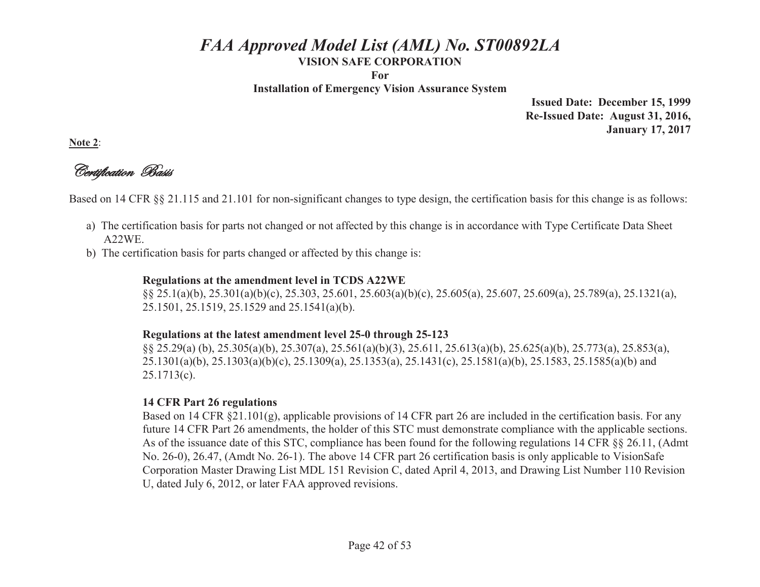**Note 2**:

## *Certification Basis*

Based on 14 CFR §§ 21.115 and 21.101 for non-significant changes to type design, the certification basis for this change is as follows:

a) The certification basis for parts not changed or not affected by this change is in accordance with Type Certificate Data Sheet A22WE.

b) The certification basis for parts changed or affected by this change is:

**Regulations at the amendment level in TCDS A22WE**
§§ 25.1(a)(b), 25.301(a)(b)(c), 25.303, 25.601, 25.603(a)(b)(c), 25.605(a), 25.607, 25.609(a), 25.789(a), 25.1321(a), 25.1501, 25.1519, 25.1529 and 25.1541(a)(b).

**Regulations at the latest amendment level 25-0 through 25-123**
§§ 25.29(a) (b), 25.305(a)(b), 25.307(a), 25.561(a)(b)(3), 25.611, 25.613(a)(b), 25.625(a)(b), 25.773(a), 25.853(a), 25.1301(a)(b), 25.1303(a)(b)(c), 25.1309(a), 25.1353(a), 25.1431(c), 25.1581(a)(b), 25.1583, 25.1585(a)(b) and 25.1713(c).

**14 CFR Part 26 regulations**
Based on 14 CFR §21.101(g), applicable provisions of 14 CFR part 26 are included in the certification basis. For any future 14 CFR Part 26 amendments, the holder of this STC must demonstrate compliance with the applicable sections. As of the issuance date of this STC, compliance has been found for the following regulations 14 CFR §§ 26.11, (Admt No. 26-0), 26.47, (Amdt No. 26-1). The above 14 CFR part 26 certification basis is only applicable to VisionSafe Corporation Master Drawing List MDL 151 Revision C, dated April 4, 2013, and Drawing List Number 110 Revision U, dated July 6, 2012, or later FAA approved revisions.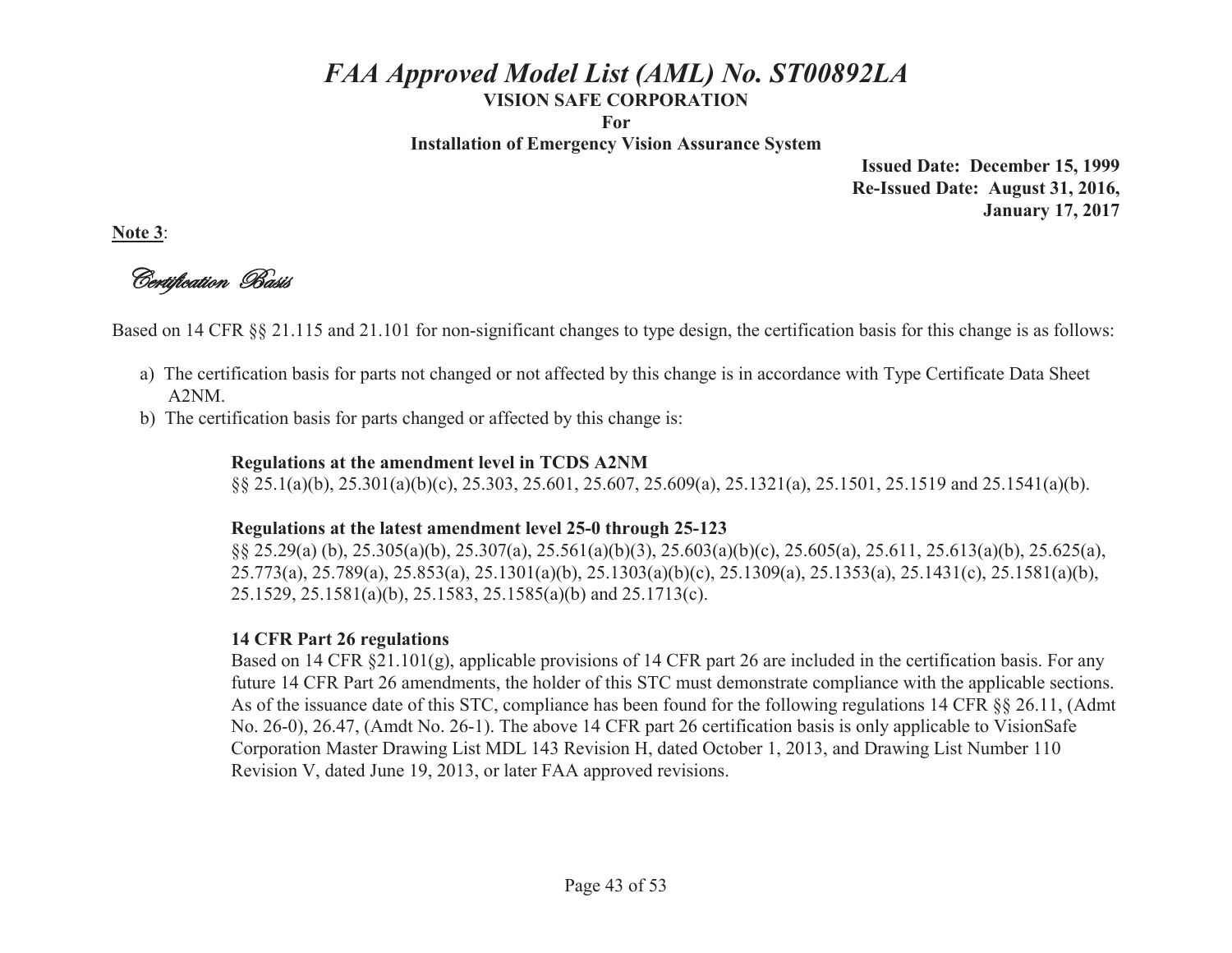# *FAA Approved Model List (AML) No. ST00892LA*

**VISION SAFE CORPORATION**

**For**

**Installation of Emergency Vision Assurance System**

**Issued Date: December 15, 1999**
**Re-Issued Date: August 31, 2016,**
**January 17, 2017**

**Note 3**:

## *Certification Basis*

Based on 14 CFR §§ 21.115 and 21.101 for non-significant changes to type design, the certification basis for this change is as follows:

a) The certification basis for parts not changed or not affected by this change is in accordance with Type Certificate Data Sheet A2NM.

b) The certification basis for parts changed or affected by this change is:

**Regulations at the amendment level in TCDS A2NM**
§§ 25.1(a)(b), 25.301(a)(b)(c), 25.303, 25.601, 25.607, 25.609(a), 25.1321(a), 25.1501, 25.1519 and 25.1541(a)(b).

**Regulations at the latest amendment level 25-0 through 25-123**
§§ 25.29(a) (b), 25.305(a)(b), 25.307(a), 25.561(a)(b)(3), 25.603(a)(b)(c), 25.605(a), 25.611, 25.613(a)(b), 25.625(a), 25.773(a), 25.789(a), 25.853(a), 25.1301(a)(b), 25.1303(a)(b)(c), 25.1309(a), 25.1353(a), 25.1431(c), 25.1581(a)(b), 25.1529, 25.1581(a)(b), 25.1583, 25.1585(a)(b) and 25.1713(c).

**14 CFR Part 26 regulations**
Based on 14 CFR §21.101(g), applicable provisions of 14 CFR part 26 are included in the certification basis. For any future 14 CFR Part 26 amendments, the holder of this STC must demonstrate compliance with the applicable sections. As of the issuance date of this STC, compliance has been found for the following regulations 14 CFR §§ 26.11, (Admt No. 26-0), 26.47, (Amdt No. 26-1). The above 14 CFR part 26 certification basis is only applicable to VisionSafe Corporation Master Drawing List MDL 143 Revision H, dated October 1, 2013, and Drawing List Number 110 Revision V, dated June 19, 2013, or later FAA approved revisions.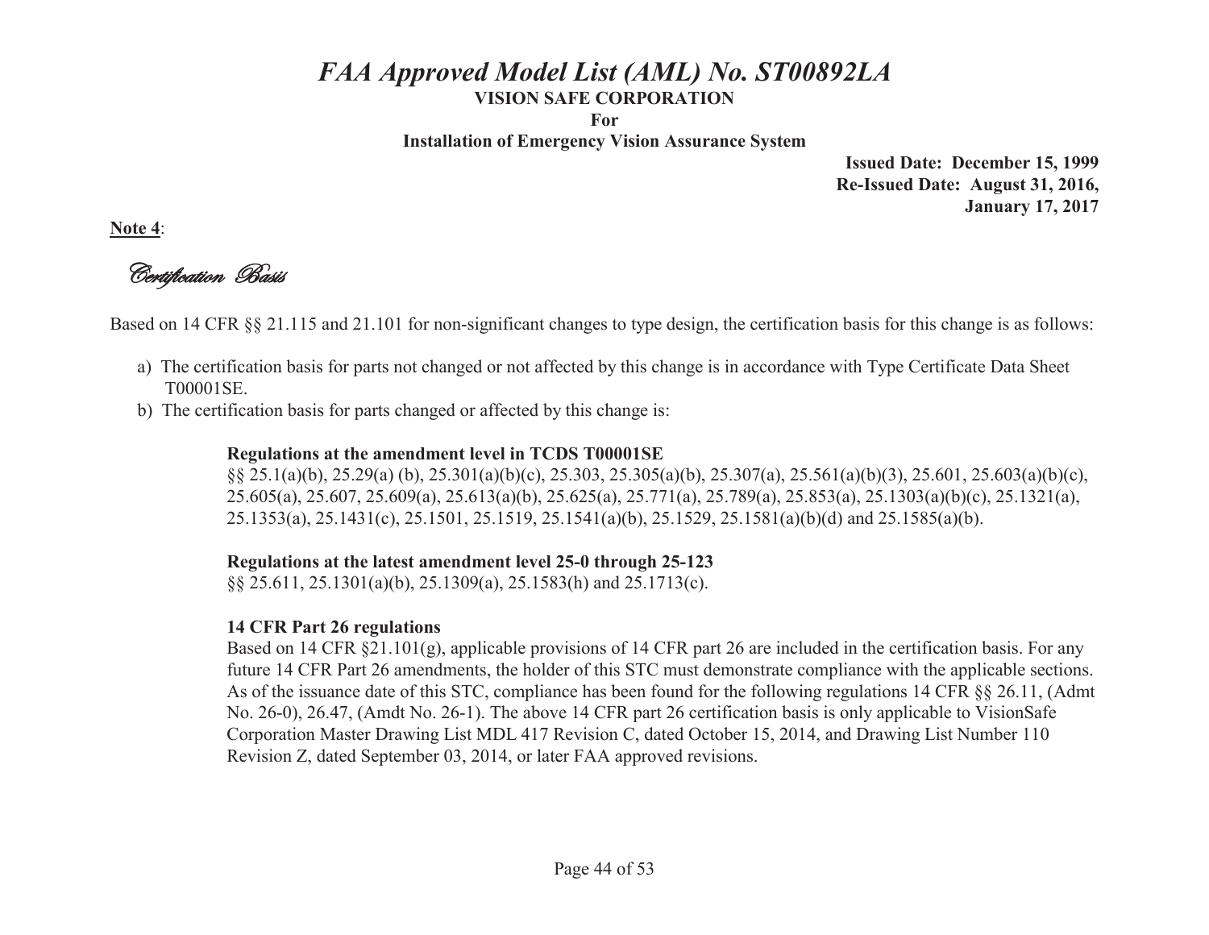**Note 4**:

*Certification Basis*

Based on 14 CFR §§ 21.115 and 21.101 for non-significant changes to type design, the certification basis for this change is as follows:

a) The certification basis for parts not changed or not affected by this change is in accordance with Type Certificate Data Sheet T00001SE.
b) The certification basis for parts changed or affected by this change is:

**Regulations at the amendment level in TCDS T00001SE**
§§ 25.1(a)(b), 25.29(a) (b), 25.301(a)(b)(c), 25.303, 25.305(a)(b), 25.307(a), 25.561(a)(b)(3), 25.601, 25.603(a)(b)(c), 25.605(a), 25.607, 25.609(a), 25.613(a)(b), 25.625(a), 25.771(a), 25.789(a), 25.853(a), 25.1303(a)(b)(c), 25.1321(a), 25.1353(a), 25.1431(c), 25.1501, 25.1519, 25.1541(a)(b), 25.1529, 25.1581(a)(b)(d) and 25.1585(a)(b).

**Regulations at the latest amendment level 25-0 through 25-123**
§§ 25.611, 25.1301(a)(b), 25.1309(a), 25.1583(h) and 25.1713(c).

**14 CFR Part 26 regulations**
Based on 14 CFR §21.101(g), applicable provisions of 14 CFR part 26 are included in the certification basis. For any future 14 CFR Part 26 amendments, the holder of this STC must demonstrate compliance with the applicable sections. As of the issuance date of this STC, compliance has been found for the following regulations 14 CFR §§ 26.11, (Admt No. 26-0), 26.47, (Amdt No. 26-1). The above 14 CFR part 26 certification basis is only applicable to VisionSafe Corporation Master Drawing List MDL 417 Revision C, dated October 15, 2014, and Drawing List Number 110 Revision Z, dated September 03, 2014, or later FAA approved revisions.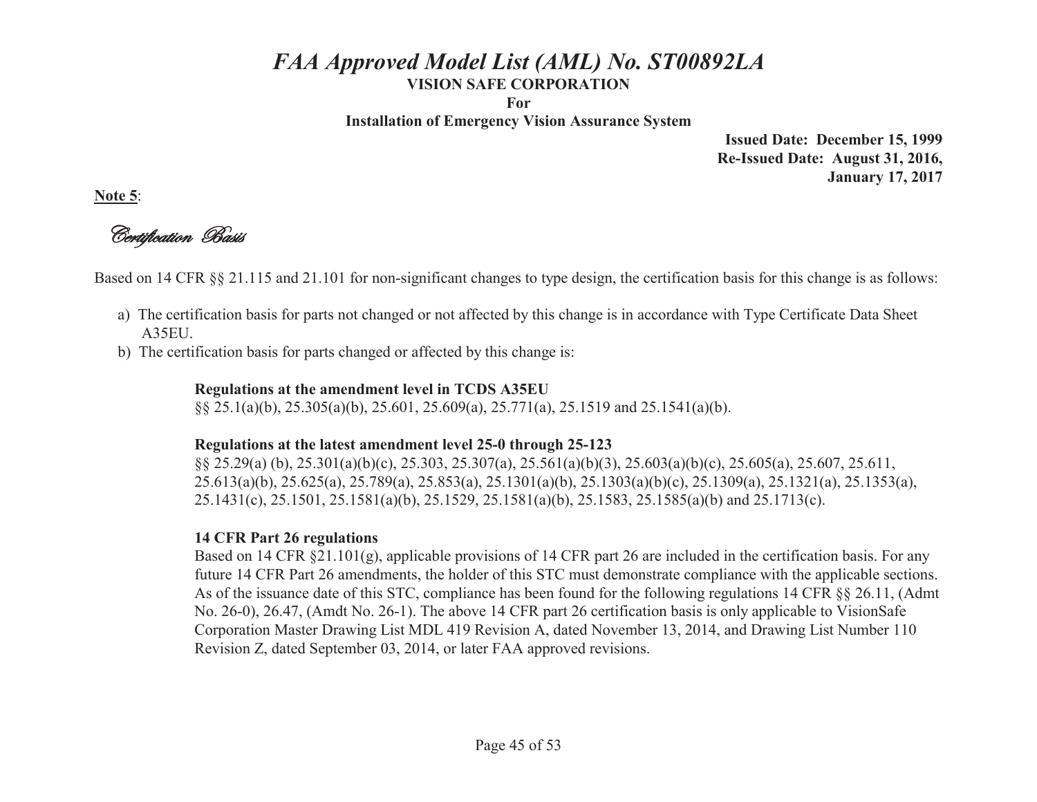**Note 5**:

*Certification Basis*

Based on 14 CFR §§ 21.115 and 21.101 for non-significant changes to type design, the certification basis for this change is as follows:

a) The certification basis for parts not changed or not affected by this change is in accordance with Type Certificate Data Sheet A35EU.
b) The certification basis for parts changed or affected by this change is:

**Regulations at the amendment level in TCDS A35EU**
§§ 25.1(a)(b), 25.305(a)(b), 25.601, 25.609(a), 25.771(a), 25.1519 and 25.1541(a)(b).

**Regulations at the latest amendment level 25-0 through 25-123**
§§ 25.29(a) (b), 25.301(a)(b)(c), 25.303, 25.307(a), 25.561(a)(b)(3), 25.603(a)(b)(c), 25.605(a), 25.607, 25.611, 25.613(a)(b), 25.625(a), 25.789(a), 25.853(a), 25.1301(a)(b), 25.1303(a)(b)(c), 25.1309(a), 25.1321(a), 25.1353(a), 25.1431(c), 25.1501, 25.1581(a)(b), 25.1529, 25.1581(a)(b), 25.1583, 25.1585(a)(b) and 25.1713(c).

**14 CFR Part 26 regulations**
Based on 14 CFR §21.101(g), applicable provisions of 14 CFR part 26 are included in the certification basis. For any future 14 CFR Part 26 amendments, the holder of this STC must demonstrate compliance with the applicable sections. As of the issuance date of this STC, compliance has been found for the following regulations 14 CFR §§ 26.11, (Admt No. 26-0), 26.47, (Amdt No. 26-1). The above 14 CFR part 26 certification basis is only applicable to VisionSafe Corporation Master Drawing List MDL 419 Revision A, dated November 13, 2014, and Drawing List Number 110 Revision Z, dated September 03, 2014, or later FAA approved revisions.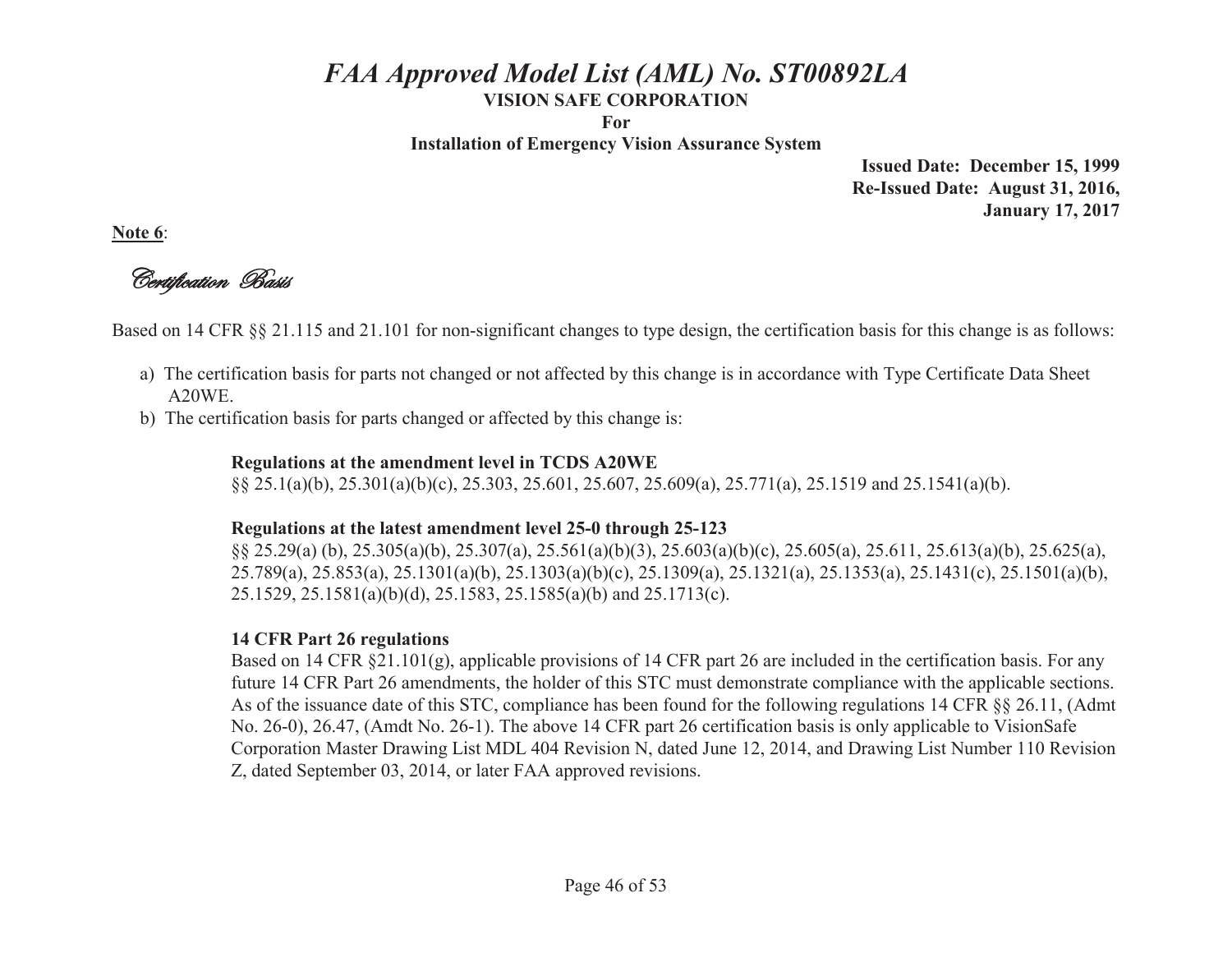**Note 6**:

*Certification Basis*

Based on 14 CFR §§ 21.115 and 21.101 for non-significant changes to type design, the certification basis for this change is as follows:

a) The certification basis for parts not changed or not affected by this change is in accordance with Type Certificate Data Sheet A20WE.
b) The certification basis for parts changed or affected by this change is:

**Regulations at the amendment level in TCDS A20WE**
§§ 25.1(a)(b), 25.301(a)(b)(c), 25.303, 25.601, 25.607, 25.609(a), 25.771(a), 25.1519 and 25.1541(a)(b).

**Regulations at the latest amendment level 25-0 through 25-123**
§§ 25.29(a) (b), 25.305(a)(b), 25.307(a), 25.561(a)(b)(3), 25.603(a)(b)(c), 25.605(a), 25.611, 25.613(a)(b), 25.625(a), 25.789(a), 25.853(a), 25.1301(a)(b), 25.1303(a)(b)(c), 25.1309(a), 25.1321(a), 25.1353(a), 25.1431(c), 25.1501(a)(b), 25.1529, 25.1581(a)(b)(d), 25.1583, 25.1585(a)(b) and 25.1713(c).

**14 CFR Part 26 regulations**
Based on 14 CFR §21.101(g), applicable provisions of 14 CFR part 26 are included in the certification basis. For any future 14 CFR Part 26 amendments, the holder of this STC must demonstrate compliance with the applicable sections. As of the issuance date of this STC, compliance has been found for the following regulations 14 CFR §§ 26.11, (Admt No. 26-0), 26.47, (Amdt No. 26-1). The above 14 CFR part 26 certification basis is only applicable to VisionSafe Corporation Master Drawing List MDL 404 Revision N, dated June 12, 2014, and Drawing List Number 110 Revision Z, dated September 03, 2014, or later FAA approved revisions.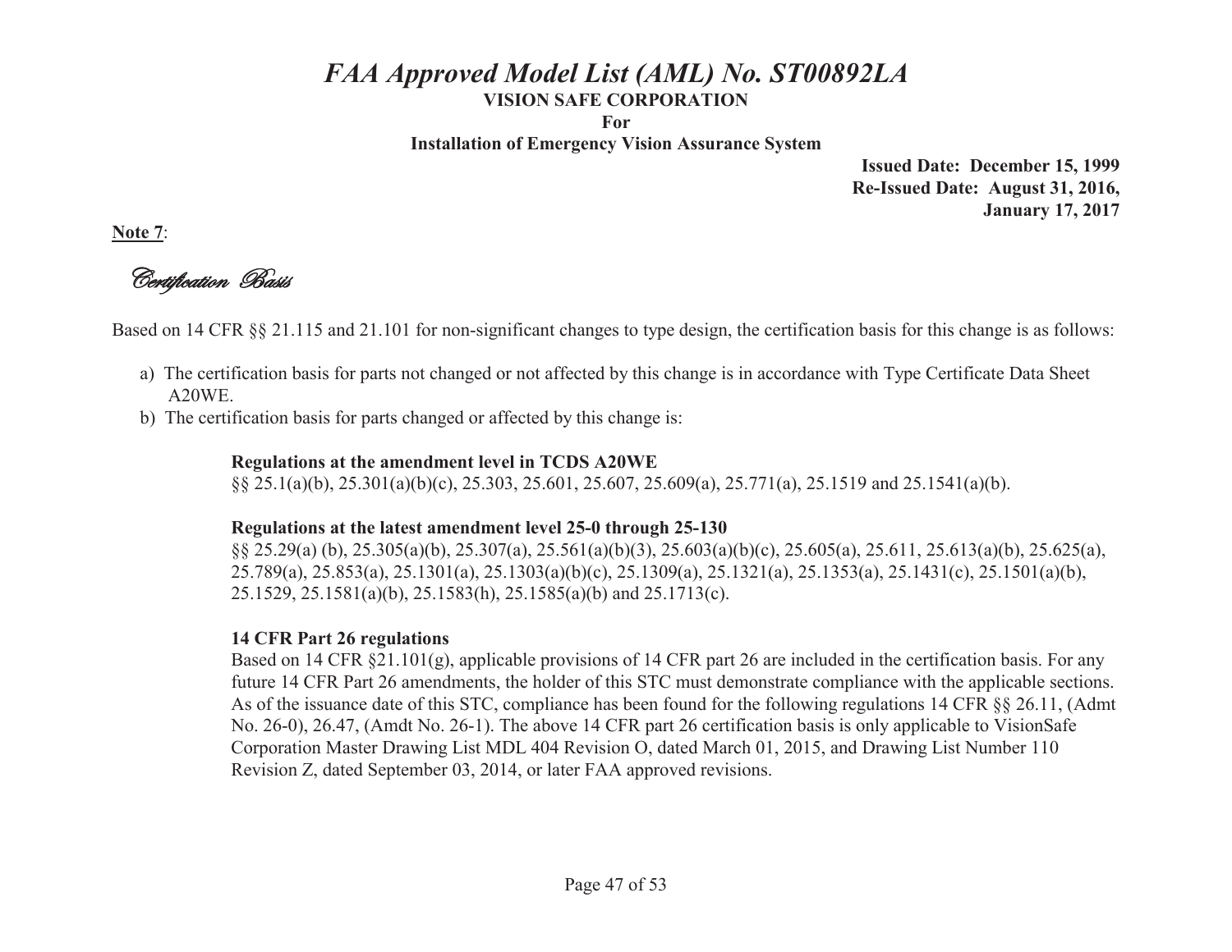**Note 7**:

*Certification Basis*

Based on 14 CFR §§ 21.115 and 21.101 for non-significant changes to type design, the certification basis for this change is as follows:

a) The certification basis for parts not changed or not affected by this change is in accordance with Type Certificate Data Sheet A20WE.

b) The certification basis for parts changed or affected by this change is:

**Regulations at the amendment level in TCDS A20WE**

§§ 25.1(a)(b), 25.301(a)(b)(c), 25.303, 25.601, 25.607, 25.609(a), 25.771(a), 25.1519 and 25.1541(a)(b).

**Regulations at the latest amendment level 25-0 through 25-130**

§§ 25.29(a) (b), 25.305(a)(b), 25.307(a), 25.561(a)(b)(3), 25.603(a)(b)(c), 25.605(a), 25.611, 25.613(a)(b), 25.625(a), 25.789(a), 25.853(a), 25.1301(a), 25.1303(a)(b)(c), 25.1309(a), 25.1321(a), 25.1353(a), 25.1431(c), 25.1501(a)(b), 25.1529, 25.1581(a)(b), 25.1583(h), 25.1585(a)(b) and 25.1713(c).

**14 CFR Part 26 regulations**

Based on 14 CFR §21.101(g), applicable provisions of 14 CFR part 26 are included in the certification basis. For any future 14 CFR Part 26 amendments, the holder of this STC must demonstrate compliance with the applicable sections. As of the issuance date of this STC, compliance has been found for the following regulations 14 CFR §§ 26.11, (Admt No. 26-0), 26.47, (Amdt No. 26-1). The above 14 CFR part 26 certification basis is only applicable to VisionSafe Corporation Master Drawing List MDL 404 Revision O, dated March 01, 2015, and Drawing List Number 110 Revision Z, dated September 03, 2014, or later FAA approved revisions.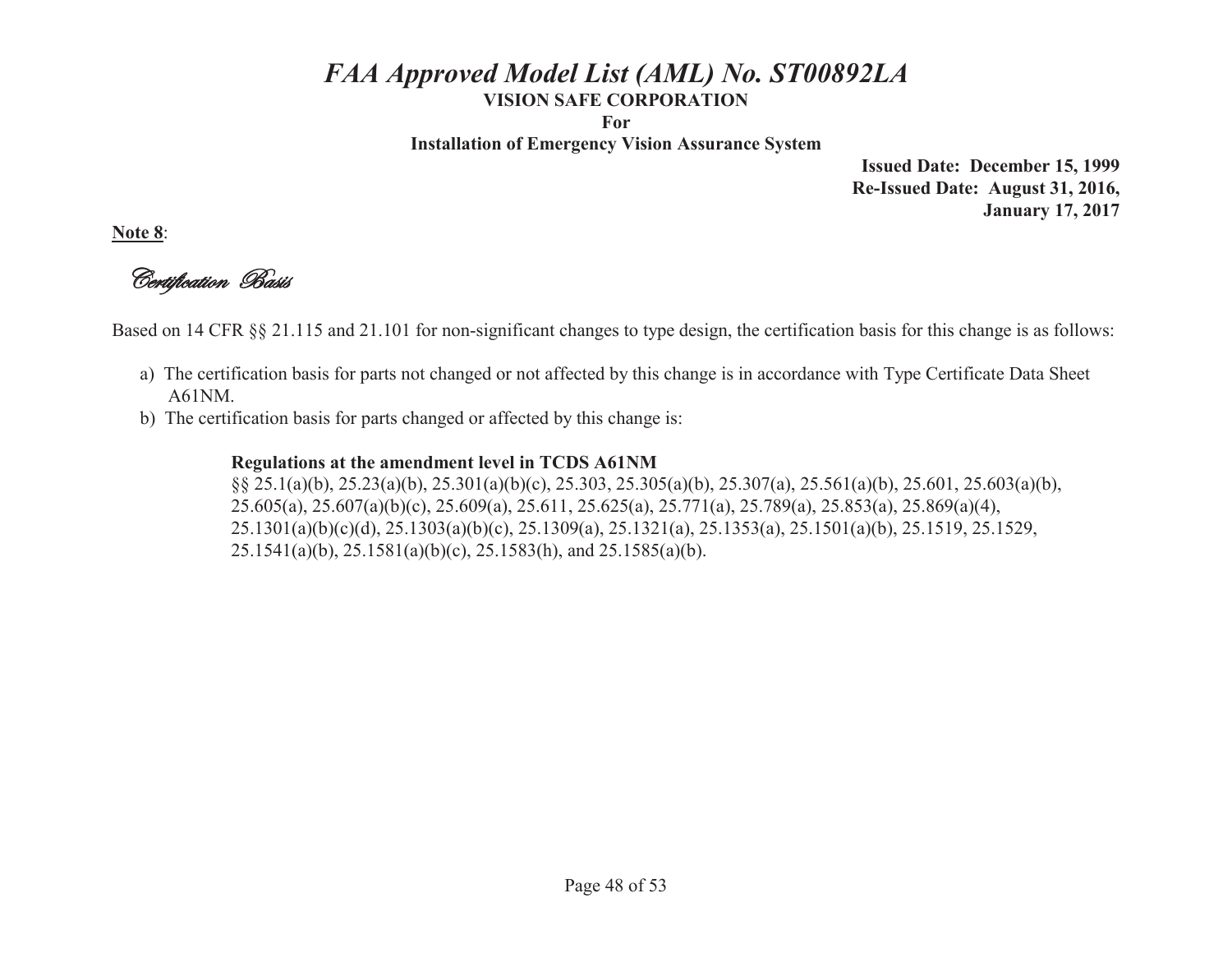**Note 8**:

*Certification Basis*

Based on 14 CFR §§ 21.115 and 21.101 for non-significant changes to type design, the certification basis for this change is as follows:

a) The certification basis for parts not changed or not affected by this change is in accordance with Type Certificate Data Sheet A61NM.
b) The certification basis for parts changed or affected by this change is:

**Regulations at the amendment level in TCDS A61NM**
§§ 25.1(a)(b), 25.23(a)(b), 25.301(a)(b)(c), 25.303, 25.305(a)(b), 25.307(a), 25.561(a)(b), 25.601, 25.603(a)(b), 25.605(a), 25.607(a)(b)(c), 25.609(a), 25.611, 25.625(a), 25.771(a), 25.789(a), 25.853(a), 25.869(a)(4), 25.1301(a)(b)(c)(d), 25.1303(a)(b)(c), 25.1309(a), 25.1321(a), 25.1353(a), 25.1501(a)(b), 25.1519, 25.1529, 25.1541(a)(b), 25.1581(a)(b)(c), 25.1583(h), and 25.1585(a)(b).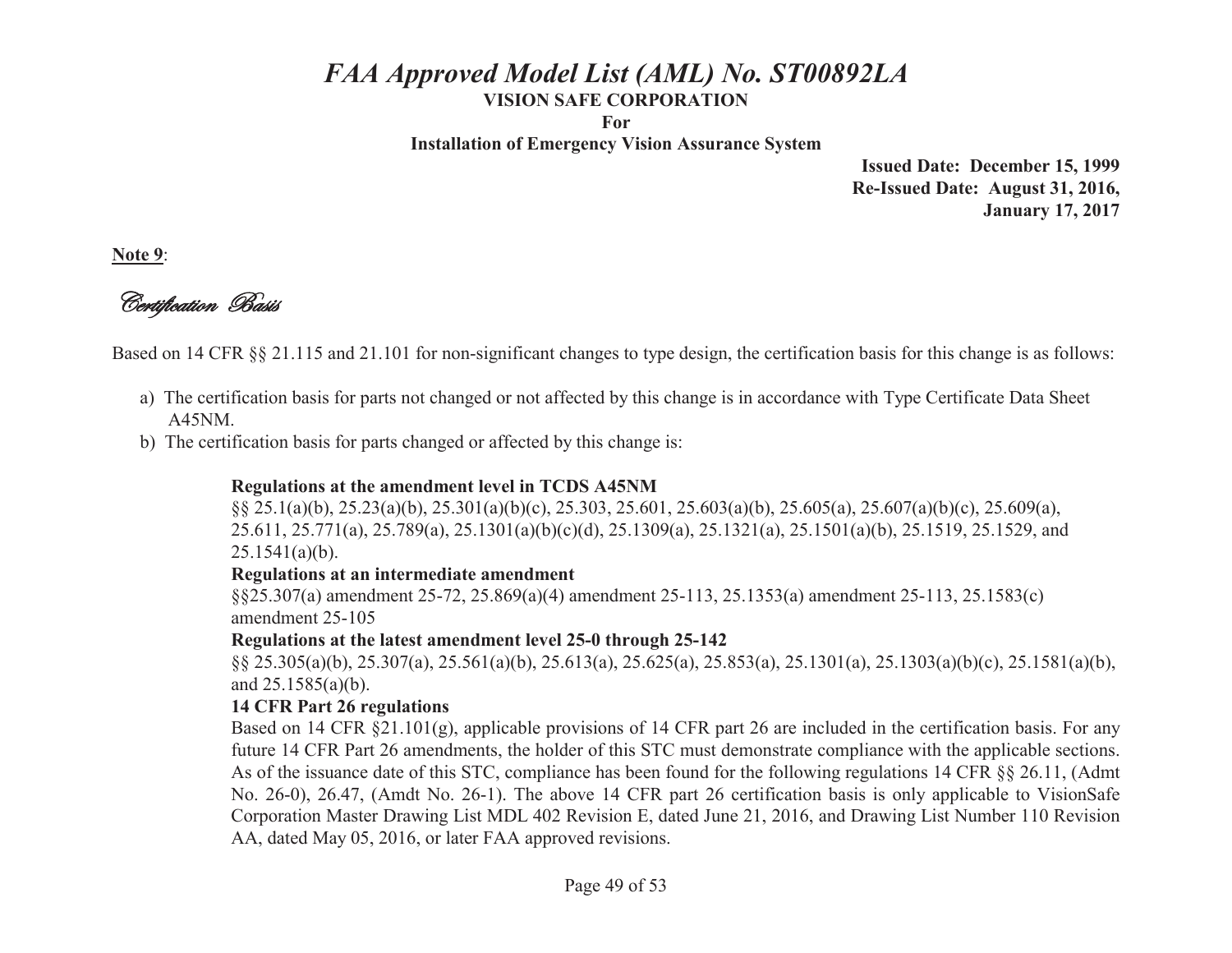**Note 9**:

*Certification Basis*

Based on 14 CFR §§ 21.115 and 21.101 for non-significant changes to type design, the certification basis for this change is as follows:

a) The certification basis for parts not changed or not affected by this change is in accordance with Type Certificate Data Sheet A45NM.

b) The certification basis for parts changed or affected by this change is:

**Regulations at the amendment level in TCDS A45NM**
§§ 25.1(a)(b), 25.23(a)(b), 25.301(a)(b)(c), 25.303, 25.601, 25.603(a)(b), 25.605(a), 25.607(a)(b)(c), 25.609(a), 25.611, 25.771(a), 25.789(a), 25.1301(a)(b)(c)(d), 25.1309(a), 25.1321(a), 25.1501(a)(b), 25.1519, 25.1529, and 25.1541(a)(b).

**Regulations at an intermediate amendment**
§§25.307(a) amendment 25-72, 25.869(a)(4) amendment 25-113, 25.1353(a) amendment 25-113, 25.1583(c) amendment 25-105

**Regulations at the latest amendment level 25-0 through 25-142**
§§ 25.305(a)(b), 25.307(a), 25.561(a)(b), 25.613(a), 25.625(a), 25.853(a), 25.1301(a), 25.1303(a)(b)(c), 25.1581(a)(b), and 25.1585(a)(b).

**14 CFR Part 26 regulations**
Based on 14 CFR §21.101(g), applicable provisions of 14 CFR part 26 are included in the certification basis. For any future 14 CFR Part 26 amendments, the holder of this STC must demonstrate compliance with the applicable sections. As of the issuance date of this STC, compliance has been found for the following regulations 14 CFR §§ 26.11, (Admt No. 26-0), 26.47, (Amdt No. 26-1). The above 14 CFR part 26 certification basis is only applicable to VisionSafe Corporation Master Drawing List MDL 402 Revision E, dated June 21, 2016, and Drawing List Number 110 Revision AA, dated May 05, 2016, or later FAA approved revisions.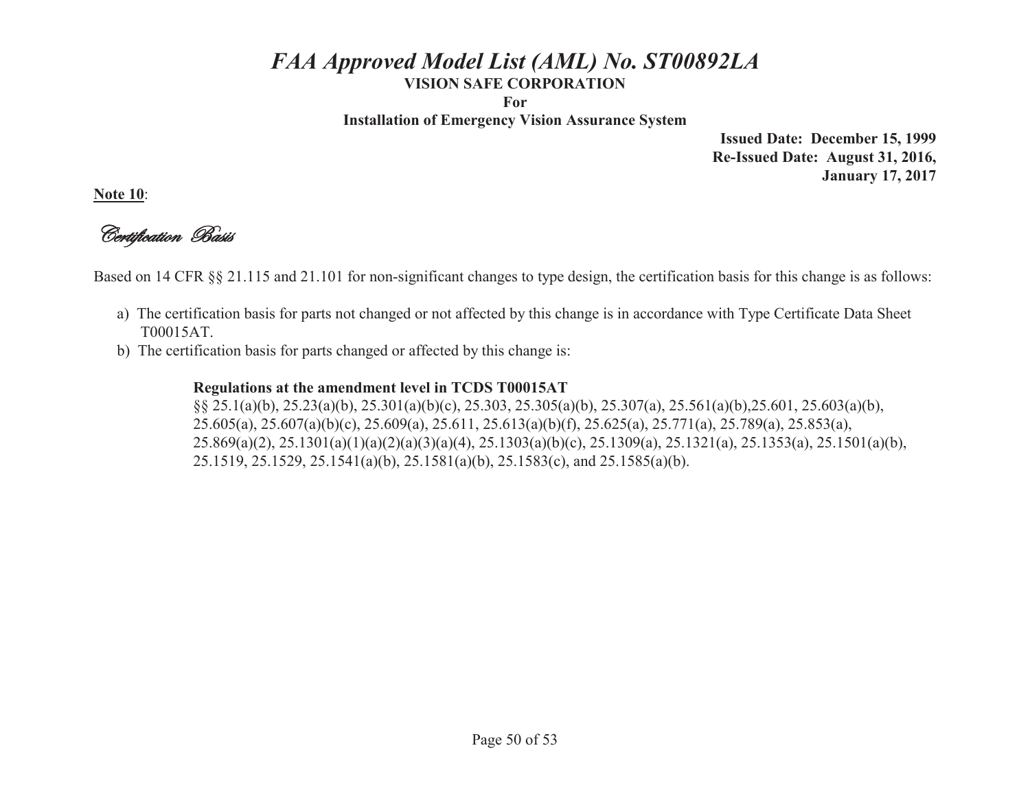**Note 10**:

*Certification Basis*

Based on 14 CFR §§ 21.115 and 21.101 for non-significant changes to type design, the certification basis for this change is as follows:

a) The certification basis for parts not changed or not affected by this change is in accordance with Type Certificate Data Sheet T00015AT.

b) The certification basis for parts changed or affected by this change is:

**Regulations at the amendment level in TCDS T00015AT**

§§ 25.1(a)(b), 25.23(a)(b), 25.301(a)(b)(c), 25.303, 25.305(a)(b), 25.307(a), 25.561(a)(b),25.601, 25.603(a)(b), 25.605(a), 25.607(a)(b)(c), 25.609(a), 25.611, 25.613(a)(b)(f), 25.625(a), 25.771(a), 25.789(a), 25.853(a), 25.869(a)(2), 25.1301(a)(1)(a)(2)(a)(3)(a)(4), 25.1303(a)(b)(c), 25.1309(a), 25.1321(a), 25.1353(a), 25.1501(a)(b), 25.1519, 25.1529, 25.1541(a)(b), 25.1581(a)(b), 25.1583(c), and 25.1585(a)(b).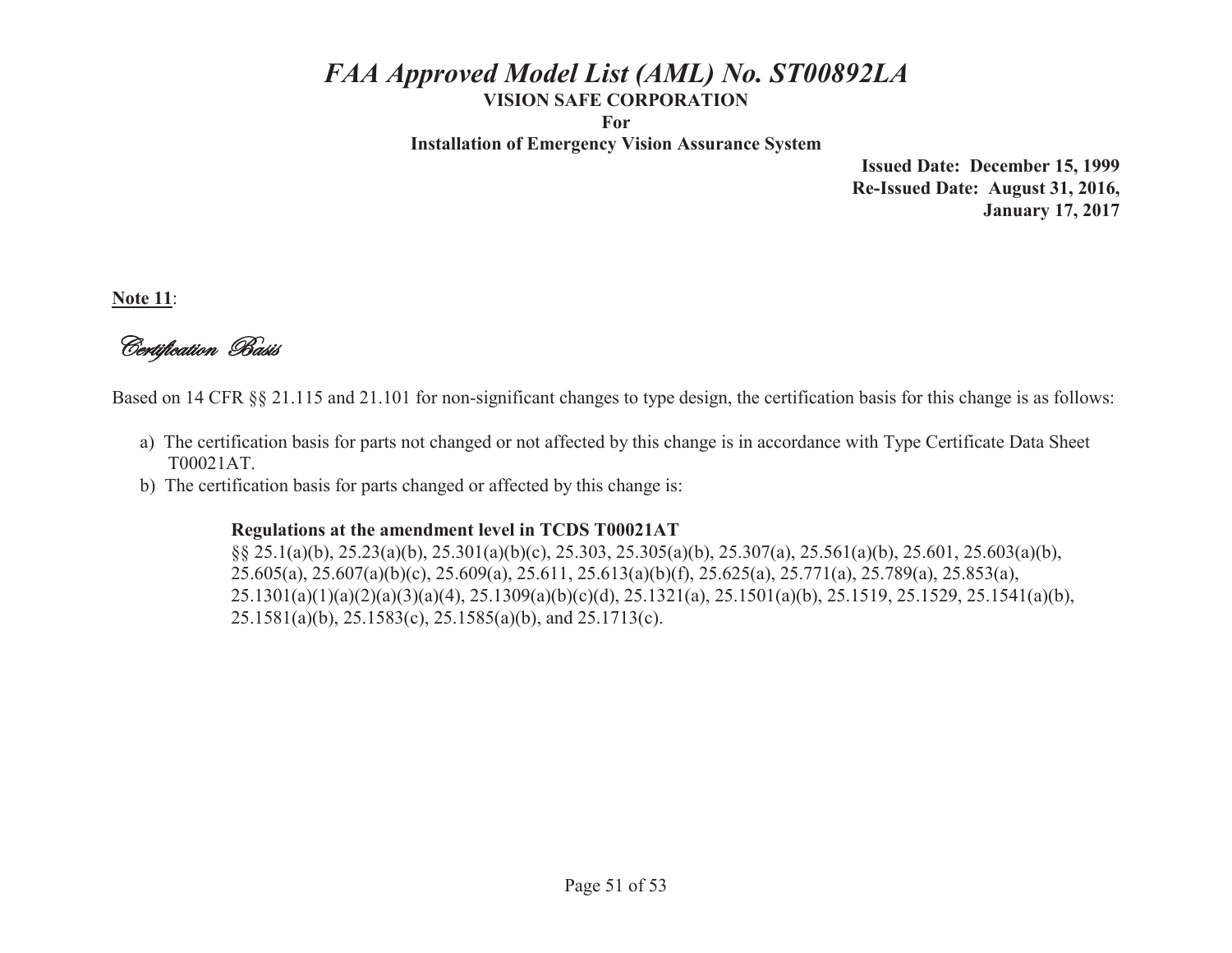# *FAA Approved Model List (AML) No. ST00892LA*

**VISION SAFE CORPORATION**

**For**

**Installation of Emergency Vision Assurance System**

**Issued Date: December 15, 1999**
**Re-Issued Date: August 31, 2016,**
**January 17, 2017**

**Note 11**:

*Certification Basis*

Based on 14 CFR §§ 21.115 and 21.101 for non-significant changes to type design, the certification basis for this change is as follows:

a) The certification basis for parts not changed or not affected by this change is in accordance with Type Certificate Data Sheet T00021AT.
b) The certification basis for parts changed or affected by this change is:

**Regulations at the amendment level in TCDS T00021AT**
§§ 25.1(a)(b), 25.23(a)(b), 25.301(a)(b)(c), 25.303, 25.305(a)(b), 25.307(a), 25.561(a)(b), 25.601, 25.603(a)(b), 25.605(a), 25.607(a)(b)(c), 25.609(a), 25.611, 25.613(a)(b)(f), 25.625(a), 25.771(a), 25.789(a), 25.853(a), 25.1301(a)(1)(a)(2)(a)(3)(a)(4), 25.1309(a)(b)(c)(d), 25.1321(a), 25.1501(a)(b), 25.1519, 25.1529, 25.1541(a)(b), 25.1581(a)(b), 25.1583(c), 25.1585(a)(b), and 25.1713(c).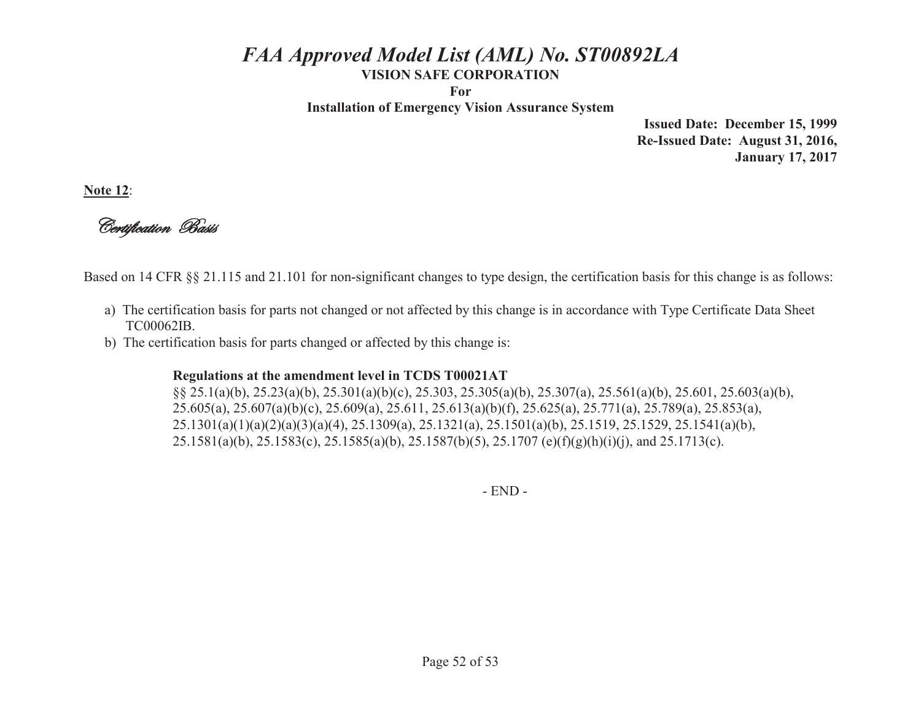**Note 12**:

*Certification Basis*

Based on 14 CFR §§ 21.115 and 21.101 for non-significant changes to type design, the certification basis for this change is as follows:

a) The certification basis for parts not changed or not affected by this change is in accordance with Type Certificate Data Sheet TC00062IB.

b) The certification basis for parts changed or affected by this change is:

**Regulations at the amendment level in TCDS T00021AT**
§§ 25.1(a)(b), 25.23(a)(b), 25.301(a)(b)(c), 25.303, 25.305(a)(b), 25.307(a), 25.561(a)(b), 25.601, 25.603(a)(b), 25.605(a), 25.607(a)(b)(c), 25.609(a), 25.611, 25.613(a)(b)(f), 25.625(a), 25.771(a), 25.789(a), 25.853(a), 25.1301(a)(1)(a)(2)(a)(3)(a)(4), 25.1309(a), 25.1321(a), 25.1501(a)(b), 25.1519, 25.1529, 25.1541(a)(b), 25.1581(a)(b), 25.1583(c), 25.1585(a)(b), 25.1587(b)(5), 25.1707 (e)(f)(g)(h)(i)(j), and 25.1713(c).

- END -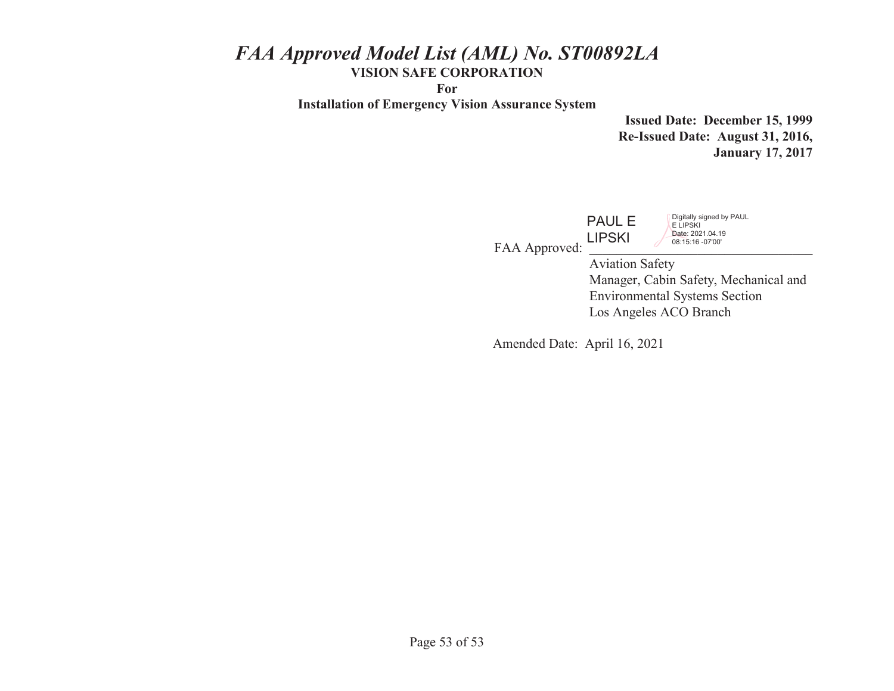# *FAA Approved Model List (AML) No. ST00892LA*

**VISION SAFE CORPORATION**

**For**

**Installation of Emergency Vision Assurance System**

**Issued Date: December 15, 1999**
**Re-Issued Date: August 31, 2016,**
**January 17, 2017**

FAA Approved: PAUL E LIPSKI

Digitally signed by PAUL E LIPSKI
Date: 2021.04.19 08:15:16 -07'00'

Aviation Safety
Manager, Cabin Safety, Mechanical and Environmental Systems Section
Los Angeles ACO Branch

Amended Date: April 16, 2021